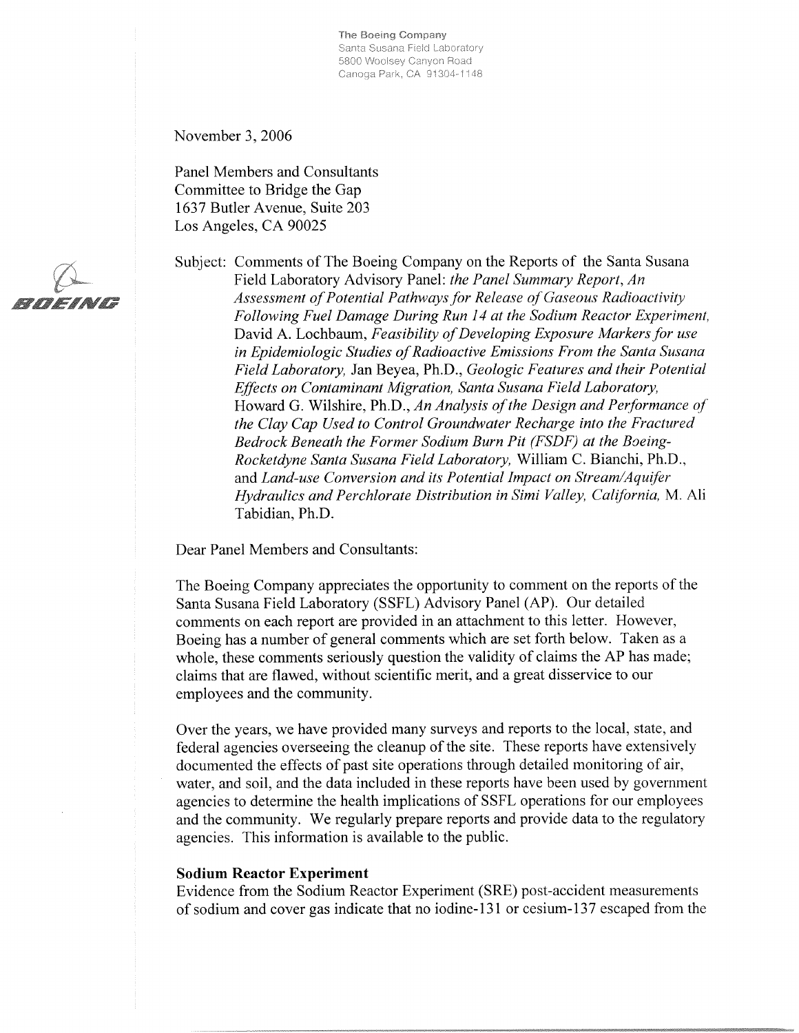The Boeing Company
Santa Susana Field Laboratory
5800 Woolsey Canyon Road
Canoga Park, CA 91304-1148

BOEING

November 3, 2006

Panel Members and Consultants
Committee to Bridge the Gap
1637 Butler Avenue, Suite 203
Los Angeles, CA 90025

Subject: Comments of The Boeing Company on the Reports of the Santa Susana Field Laboratory Advisory Panel: *the Panel Summary Report*, *An Assessment of Potential Pathways for Release of Gaseous Radioactivity Following Fuel Damage During Run 14 at the Sodium Reactor Experiment*, David A. Lochbaum, *Feasibility of Developing Exposure Markers for use in Epidemiologic Studies of Radioactive Emissions From the Santa Susana Field Laboratory*, Jan Beyea, Ph.D., *Geologic Features and their Potential Effects on Contaminant Migration, Santa Susana Field Laboratory*, Howard G. Wilshire, Ph.D., *An Analysis of the Design and Performance of the Clay Cap Used to Control Groundwater Recharge into the Fractured Bedrock Beneath the Former Sodium Burn Pit (FSDF) at the Boeing-Rocketdyne Santa Susana Field Laboratory*, William C. Bianchi, Ph.D., and *Land-use Conversion and its Potential Impact on Stream/Aquifer Hydraulics and Perchlorate Distribution in Simi Valley, California*, M. Ali Tabidian, Ph.D.

Dear Panel Members and Consultants:

The Boeing Company appreciates the opportunity to comment on the reports of the Santa Susana Field Laboratory (SSFL) Advisory Panel (AP). Our detailed comments on each report are provided in an attachment to this letter. However, Boeing has a number of general comments which are set forth below. Taken as a whole, these comments seriously question the validity of claims the AP has made; claims that are flawed, without scientific merit, and a great disservice to our employees and the community.

Over the years, we have provided many surveys and reports to the local, state, and federal agencies overseeing the cleanup of the site. These reports have extensively documented the effects of past site operations through detailed monitoring of air, water, and soil, and the data included in these reports have been used by government agencies to determine the health implications of SSFL operations for our employees and the community. We regularly prepare reports and provide data to the regulatory agencies. This information is available to the public.

**Sodium Reactor Experiment**

Evidence from the Sodium Reactor Experiment (SRE) post-accident measurements of sodium and cover gas indicate that no iodine-131 or cesium-137 escaped from the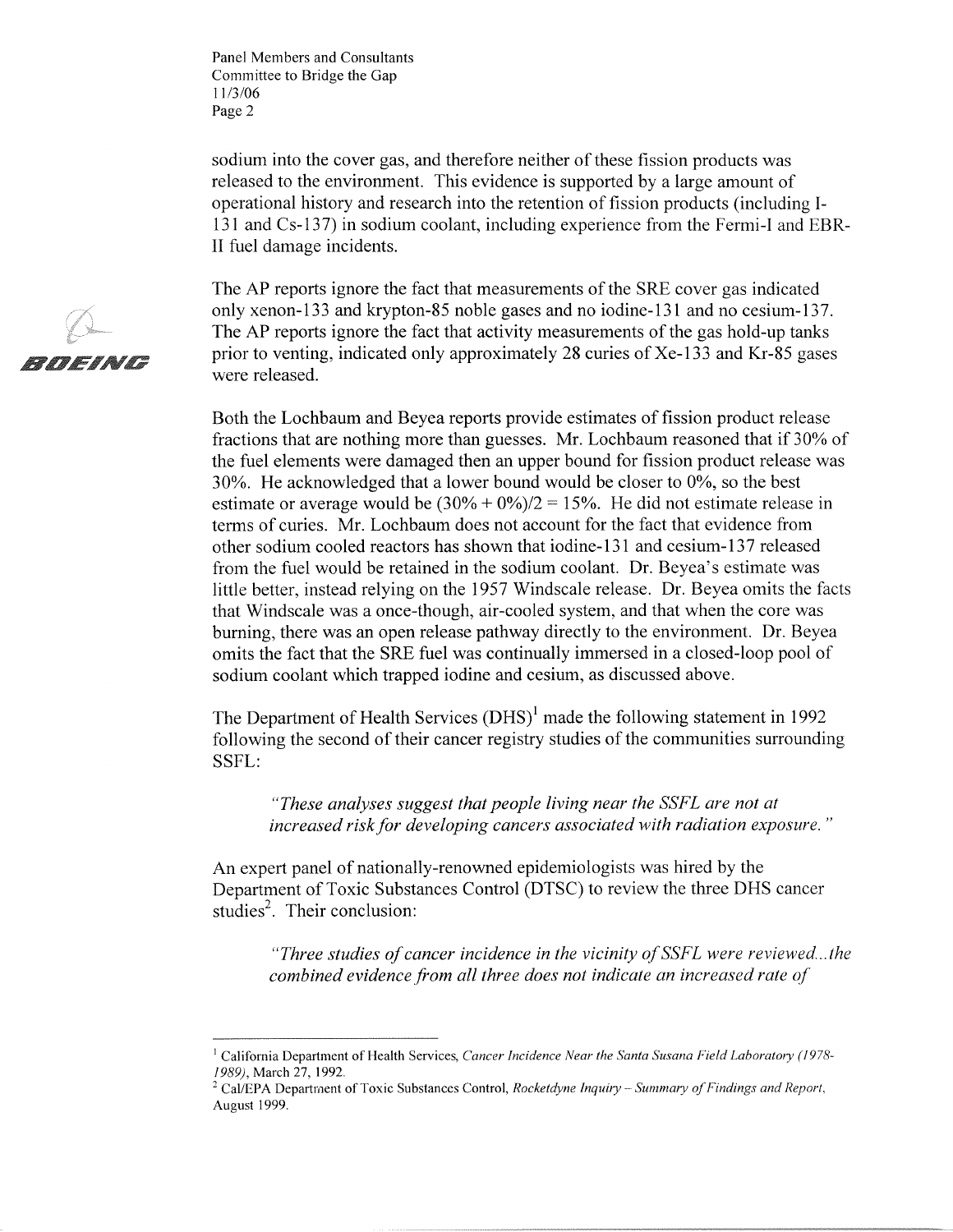sodium into the cover gas, and therefore neither of these fission products was released to the environment. This evidence is supported by a large amount of operational history and research into the retention of fission products (including I-131 and Cs-137) in sodium coolant, including experience from the Fermi-I and EBR-II fuel damage incidents.

The AP reports ignore the fact that measurements of the SRE cover gas indicated only xenon-133 and krypton-85 noble gases and no iodine-131 and no cesium-137. The AP reports ignore the fact that activity measurements of the gas hold-up tanks prior to venting, indicated only approximately 28 curies of Xe-133 and Kr-85 gases were released.

Both the Lochbaum and Beyea reports provide estimates of fission product release fractions that are nothing more than guesses. Mr. Lochbaum reasoned that if 30% of the fuel elements were damaged then an upper bound for fission product release was 30%. He acknowledged that a lower bound would be closer to 0%, so the best estimate or average would be (30% + 0%)/2 = 15%. He did not estimate release in terms of curies. Mr. Lochbaum does not account for the fact that evidence from other sodium cooled reactors has shown that iodine-131 and cesium-137 released from the fuel would be retained in the sodium coolant. Dr. Beyea's estimate was little better, instead relying on the 1957 Windscale release. Dr. Beyea omits the facts that Windscale was a once-though, air-cooled system, and that when the core was burning, there was an open release pathway directly to the environment. Dr. Beyea omits the fact that the SRE fuel was continually immersed in a closed-loop pool of sodium coolant which trapped iodine and cesium, as discussed above.

The Department of Health Services (DHS)[1] made the following statement in 1992 following the second of their cancer registry studies of the communities surrounding SSFL:

> *"These analyses suggest that people living near the SSFL are not at increased risk for developing cancers associated with radiation exposure."*

An expert panel of nationally-renowned epidemiologists was hired by the Department of Toxic Substances Control (DTSC) to review the three DHS cancer studies[2]. Their conclusion:

> *"Three studies of cancer incidence in the vicinity of SSFL were reviewed...the combined evidence from all three does not indicate an increased rate of*

---

[1] California Department of Health Services, *Cancer Incidence Near the Santa Susana Field Laboratory (1978-1989)*, March 27, 1992.

[2] Cal/EPA Department of Toxic Substances Control, *Rocketdyne Inquiry – Summary of Findings and Report*, August 1999.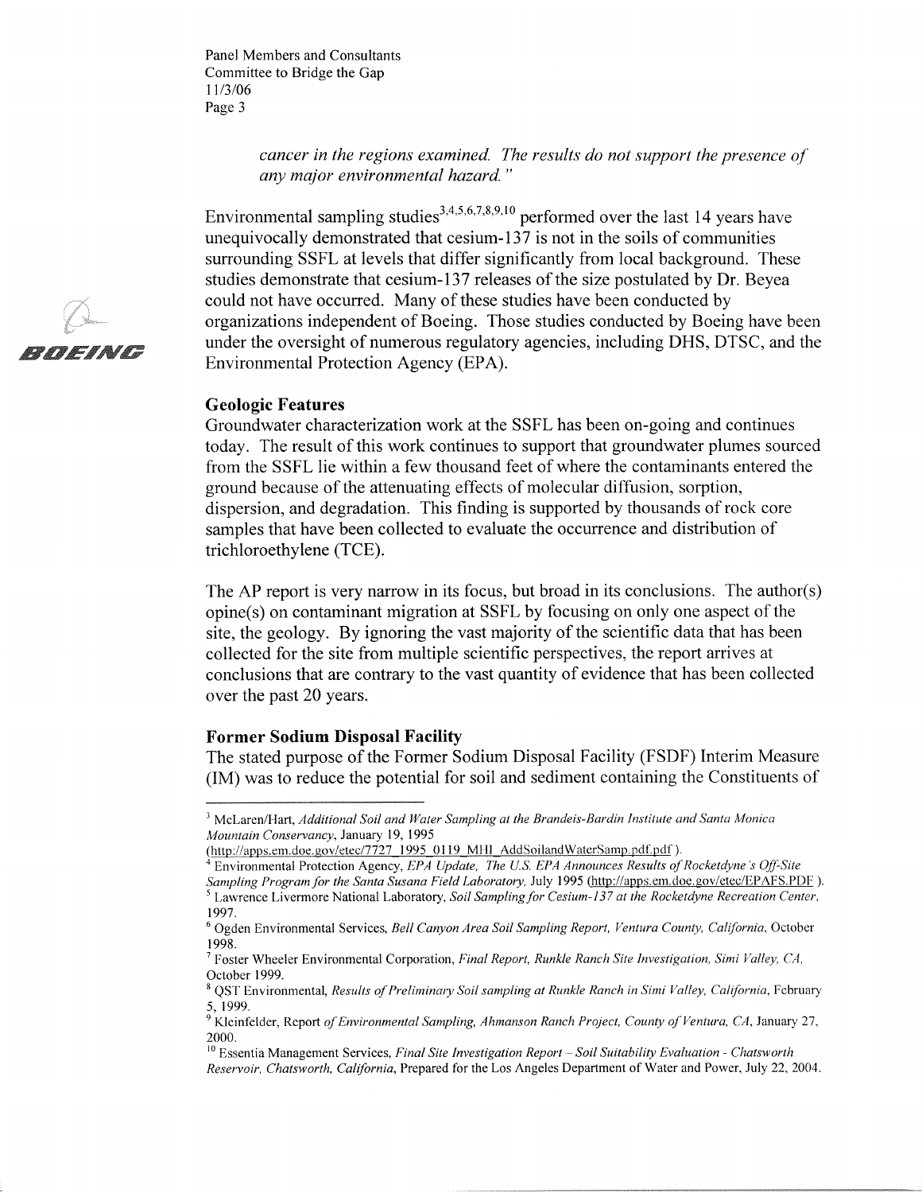*cancer in the regions examined. The results do not support the presence of any major environmental hazard."*

Environmental sampling studies[3,4,5,6,7,8,9,10] performed over the last 14 years have unequivocally demonstrated that cesium-137 is not in the soils of communities surrounding SSFL at levels that differ significantly from local background. These studies demonstrate that cesium-137 releases of the size postulated by Dr. Beyea could not have occurred. Many of these studies have been conducted by organizations independent of Boeing. Those studies conducted by Boeing have been under the oversight of numerous regulatory agencies, including DHS, DTSC, and the Environmental Protection Agency (EPA).

**Geologic Features**

Groundwater characterization work at the SSFL has been on-going and continues today. The result of this work continues to support that groundwater plumes sourced from the SSFL lie within a few thousand feet of where the contaminants entered the ground because of the attenuating effects of molecular diffusion, sorption, dispersion, and degradation. This finding is supported by thousands of rock core samples that have been collected to evaluate the occurrence and distribution of trichloroethylene (TCE).

The AP report is very narrow in its focus, but broad in its conclusions. The author(s) opine(s) on contaminant migration at SSFL by focusing on only one aspect of the site, the geology. By ignoring the vast majority of the scientific data that has been collected for the site from multiple scientific perspectives, the report arrives at conclusions that are contrary to the vast quantity of evidence that has been collected over the past 20 years.

**Former Sodium Disposal Facility**

The stated purpose of the Former Sodium Disposal Facility (FSDF) Interim Measure (IM) was to reduce the potential for soil and sediment containing the Constituents of

---

[3] McLaren/Hart, *Additional Soil and Water Sampling at the Brandeis-Bardin Institute and Santa Monica Mountain Conservancy*, January 19, 1995 (http://apps.em.doe.gov/etec/7727_1995_0119_MHI_AddSoilandWaterSamp.pdf.pdf).

[4] Environmental Protection Agency, *EPA Update, The U.S. EPA Announces Results of Rocketdyne's Off-Site Sampling Program for the Santa Susana Field Laboratory*, July 1995 (http://apps.em.doe.gov/etec/EPAFS.PDF).

[5] Lawrence Livermore National Laboratory, *Soil Sampling for Cesium-137 at the Rocketdyne Recreation Center*, 1997.

[6] Ogden Environmental Services, *Bell Canyon Area Soil Sampling Report, Ventura County, California*, October 1998.

[7] Foster Wheeler Environmental Corporation, *Final Report, Runkle Ranch Site Investigation, Simi Valley, CA*, October 1999.

[8] QST Environmental, *Results of Preliminary Soil sampling at Runkle Ranch in Simi Valley, California*, February 5, 1999.

[9] Kleinfelder, Report *of Environmental Sampling, Ahmanson Ranch Project, County of Ventura, CA*, January 27, 2000.

[10] Essentia Management Services, *Final Site Investigation Report – Soil Suitability Evaluation - Chatsworth Reservoir, Chatsworth, California*, Prepared for the Los Angeles Department of Water and Power, July 22, 2004.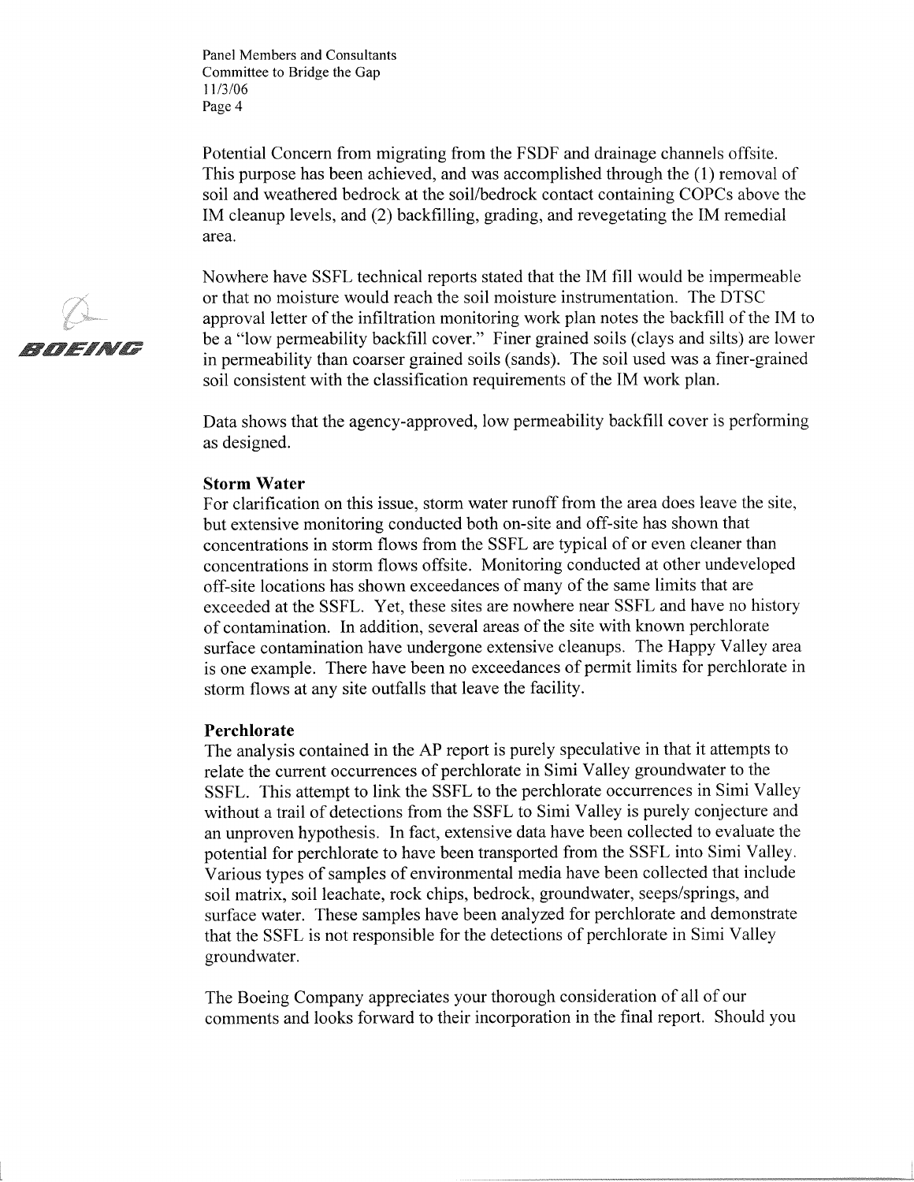Potential Concern from migrating from the FSDF and drainage channels offsite. This purpose has been achieved, and was accomplished through the (1) removal of soil and weathered bedrock at the soil/bedrock contact containing COPCs above the IM cleanup levels, and (2) backfilling, grading, and revegetating the IM remedial area.

Nowhere have SSFL technical reports stated that the IM fill would be impermeable or that no moisture would reach the soil moisture instrumentation. The DTSC approval letter of the infiltration monitoring work plan notes the backfill of the IM to be a "low permeability backfill cover." Finer grained soils (clays and silts) are lower in permeability than coarser grained soils (sands). The soil used was a finer-grained soil consistent with the classification requirements of the IM work plan.

Data shows that the agency-approved, low permeability backfill cover is performing as designed.

**Storm Water**

For clarification on this issue, storm water runoff from the area does leave the site, but extensive monitoring conducted both on-site and off-site has shown that concentrations in storm flows from the SSFL are typical of or even cleaner than concentrations in storm flows offsite. Monitoring conducted at other undeveloped off-site locations has shown exceedances of many of the same limits that are exceeded at the SSFL. Yet, these sites are nowhere near SSFL and have no history of contamination. In addition, several areas of the site with known perchlorate surface contamination have undergone extensive cleanups. The Happy Valley area is one example. There have been no exceedances of permit limits for perchlorate in storm flows at any site outfalls that leave the facility.

**Perchlorate**

The analysis contained in the AP report is purely speculative in that it attempts to relate the current occurrences of perchlorate in Simi Valley groundwater to the SSFL. This attempt to link the SSFL to the perchlorate occurrences in Simi Valley without a trail of detections from the SSFL to Simi Valley is purely conjecture and an unproven hypothesis. In fact, extensive data have been collected to evaluate the potential for perchlorate to have been transported from the SSFL into Simi Valley. Various types of samples of environmental media have been collected that include soil matrix, soil leachate, rock chips, bedrock, groundwater, seeps/springs, and surface water. These samples have been analyzed for perchlorate and demonstrate that the SSFL is not responsible for the detections of perchlorate in Simi Valley groundwater.

The Boeing Company appreciates your thorough consideration of all of our comments and looks forward to their incorporation in the final report. Should you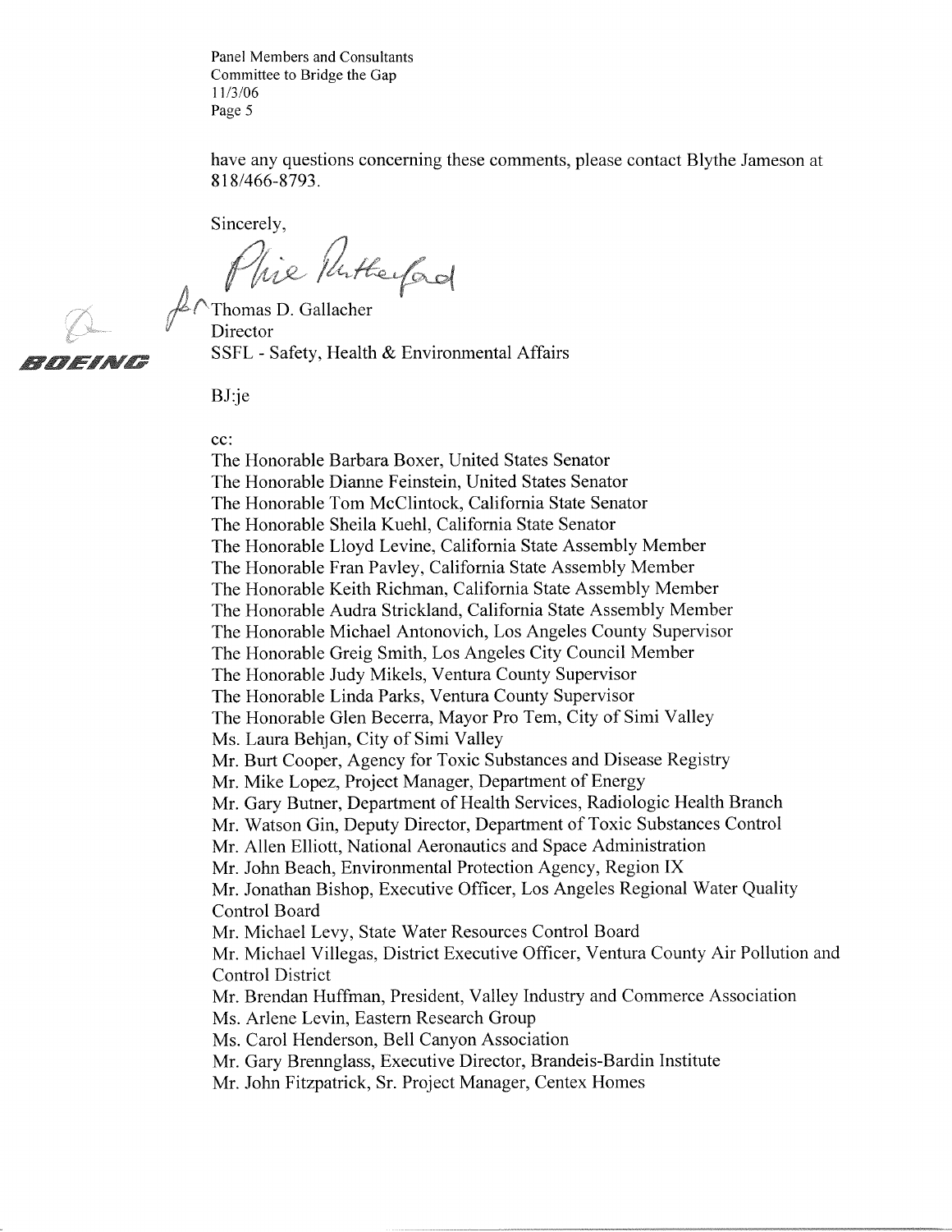have any questions concerning these comments, please contact Blythe Jameson at 818/466-8793.

Sincerely,

Phie Rutherford

for Thomas D. Gallacher
Director
SSFL - Safety, Health & Environmental Affairs

BOEING

BJ:je

cc:
The Honorable Barbara Boxer, United States Senator
The Honorable Dianne Feinstein, United States Senator
The Honorable Tom McClintock, California State Senator
The Honorable Sheila Kuehl, California State Senator
The Honorable Lloyd Levine, California State Assembly Member
The Honorable Fran Pavley, California State Assembly Member
The Honorable Keith Richman, California State Assembly Member
The Honorable Audra Strickland, California State Assembly Member
The Honorable Michael Antonovich, Los Angeles County Supervisor
The Honorable Greig Smith, Los Angeles City Council Member
The Honorable Judy Mikels, Ventura County Supervisor
The Honorable Linda Parks, Ventura County Supervisor
The Honorable Glen Becerra, Mayor Pro Tem, City of Simi Valley
Ms. Laura Behjan, City of Simi Valley
Mr. Burt Cooper, Agency for Toxic Substances and Disease Registry
Mr. Mike Lopez, Project Manager, Department of Energy
Mr. Gary Butner, Department of Health Services, Radiologic Health Branch
Mr. Watson Gin, Deputy Director, Department of Toxic Substances Control
Mr. Allen Elliott, National Aeronautics and Space Administration
Mr. John Beach, Environmental Protection Agency, Region IX
Mr. Jonathan Bishop, Executive Officer, Los Angeles Regional Water Quality Control Board
Mr. Michael Levy, State Water Resources Control Board
Mr. Michael Villegas, District Executive Officer, Ventura County Air Pollution and Control District
Mr. Brendan Huffman, President, Valley Industry and Commerce Association
Ms. Arlene Levin, Eastern Research Group
Ms. Carol Henderson, Bell Canyon Association
Mr. Gary Brennglass, Executive Director, Brandeis-Bardin Institute
Mr. John Fitzpatrick, Sr. Project Manager, Centex Homes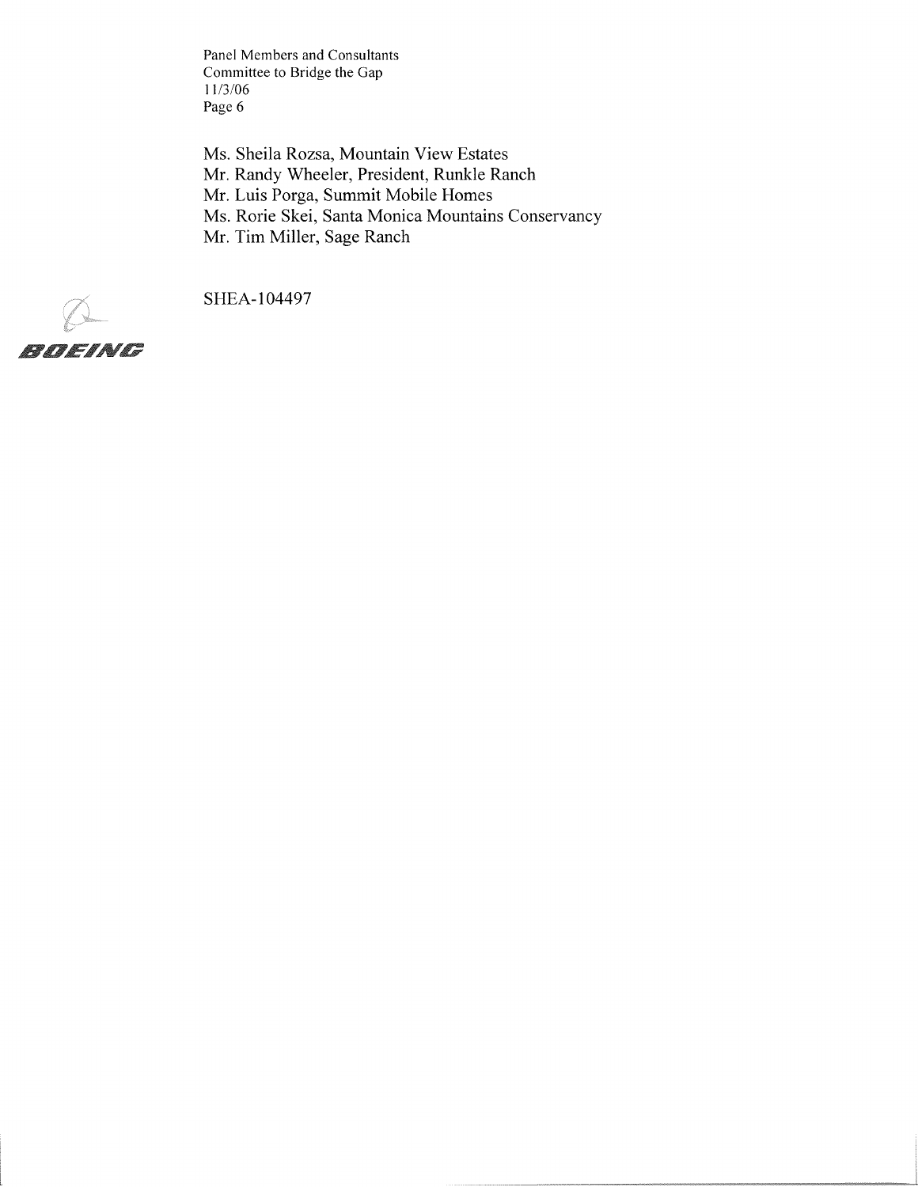Ms. Sheila Rozsa, Mountain View Estates
Mr. Randy Wheeler, President, Runkle Ranch
Mr. Luis Porga, Summit Mobile Homes
Ms. Rorie Skei, Santa Monica Mountains Conservancy
Mr. Tim Miller, Sage Ranch

SHEA-104497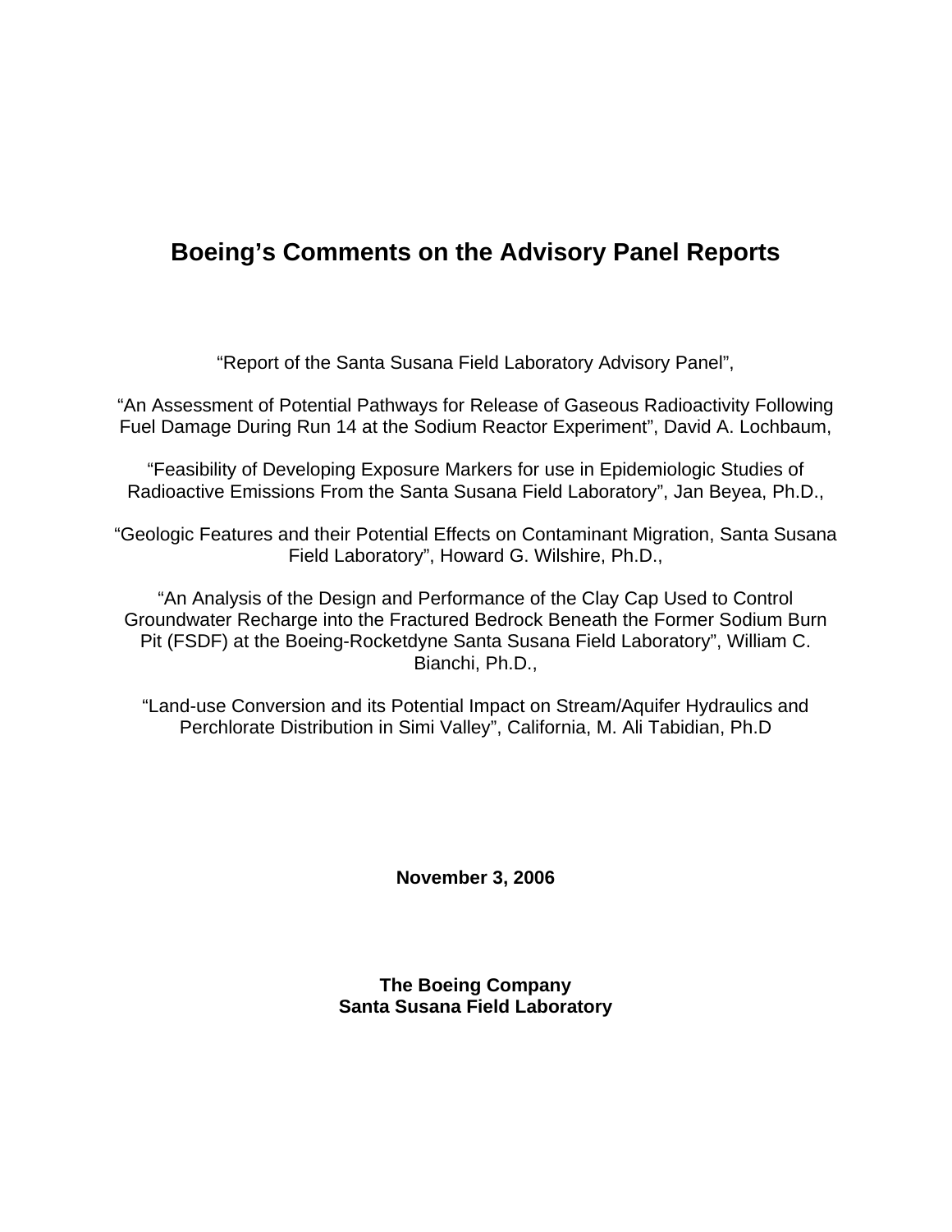# Boeing's Comments on the Advisory Panel Reports

"Report of the Santa Susana Field Laboratory Advisory Panel",

"An Assessment of Potential Pathways for Release of Gaseous Radioactivity Following Fuel Damage During Run 14 at the Sodium Reactor Experiment", David A. Lochbaum,

"Feasibility of Developing Exposure Markers for use in Epidemiologic Studies of Radioactive Emissions From the Santa Susana Field Laboratory", Jan Beyea, Ph.D.,

"Geologic Features and their Potential Effects on Contaminant Migration, Santa Susana Field Laboratory", Howard G. Wilshire, Ph.D.,

"An Analysis of the Design and Performance of the Clay Cap Used to Control Groundwater Recharge into the Fractured Bedrock Beneath the Former Sodium Burn Pit (FSDF) at the Boeing-Rocketdyne Santa Susana Field Laboratory", William C. Bianchi, Ph.D.,

"Land-use Conversion and its Potential Impact on Stream/Aquifer Hydraulics and Perchlorate Distribution in Simi Valley", California, M. Ali Tabidian, Ph.D

**November 3, 2006**

**The Boeing Company**
**Santa Susana Field Laboratory**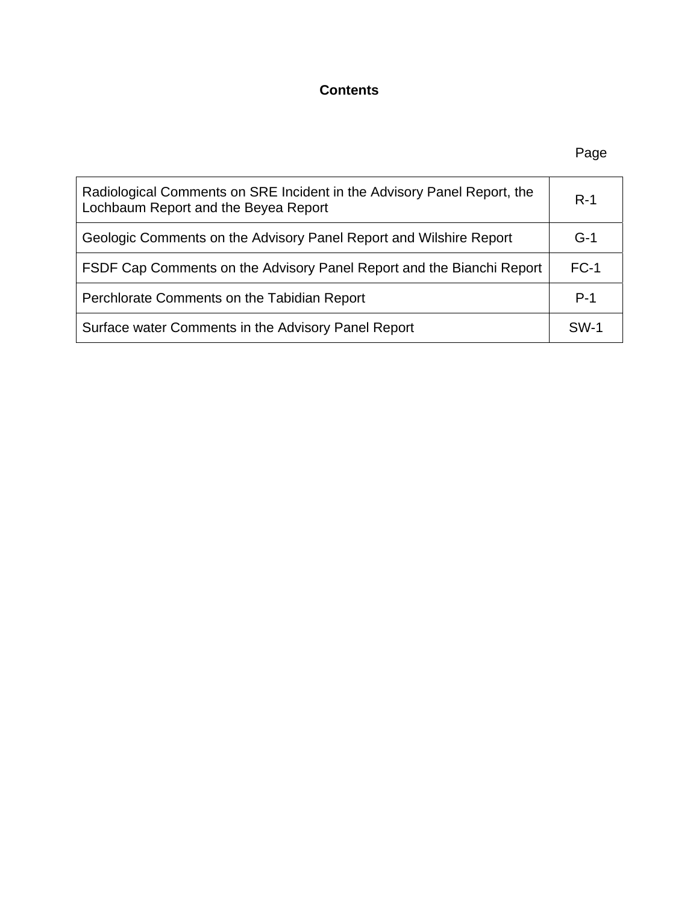# Contents

| | Page |
|---|---|
| Radiological Comments on SRE Incident in the Advisory Panel Report, the Lochbaum Report and the Beyea Report | R-1 |
| Geologic Comments on the Advisory Panel Report and Wilshire Report | G-1 |
| FSDF Cap Comments on the Advisory Panel Report and the Bianchi Report | FC-1 |
| Perchlorate Comments on the Tabidian Report | P-1 |
| Surface water Comments in the Advisory Panel Report | SW-1 |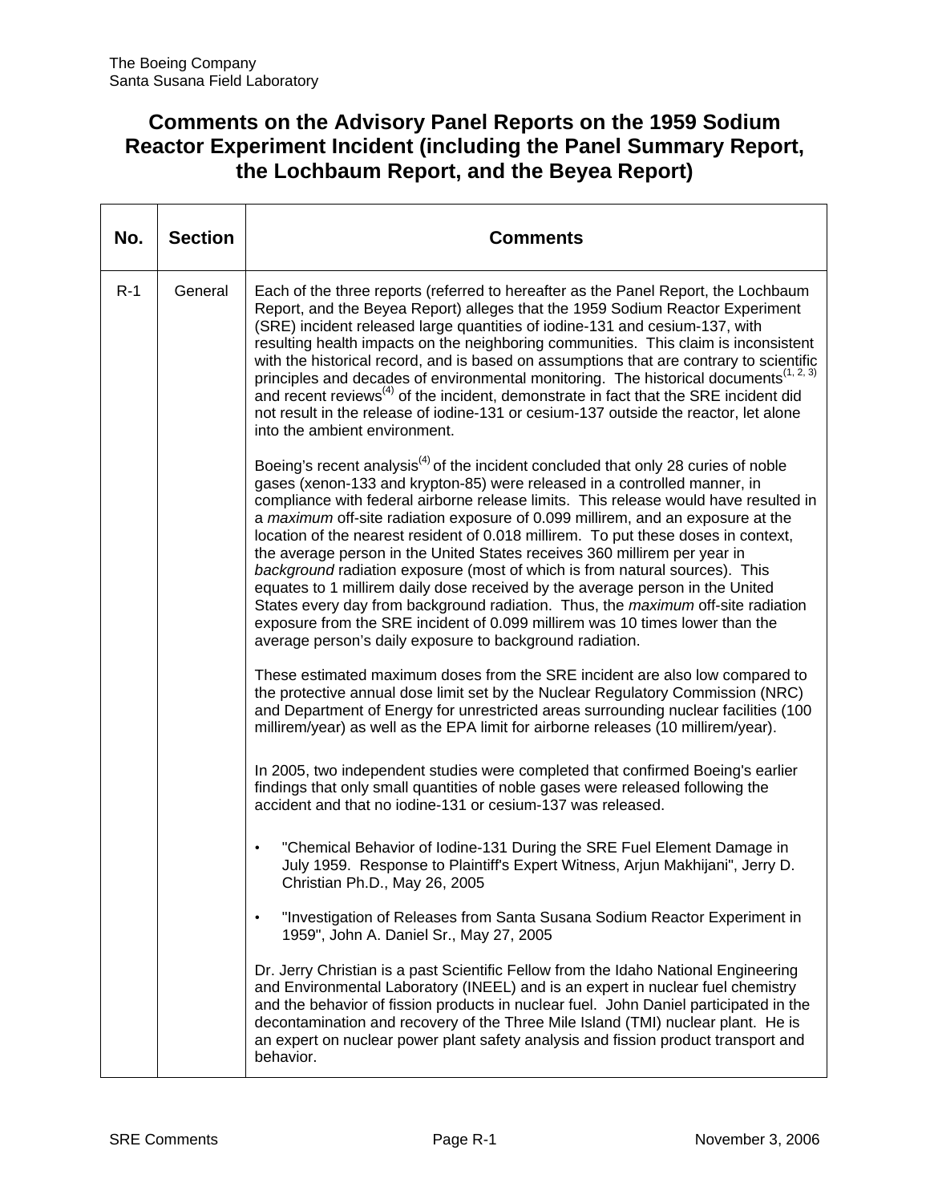The Boeing Company
Santa Susana Field Laboratory

# Comments on the Advisory Panel Reports on the 1959 Sodium Reactor Experiment Incident (including the Panel Summary Report, the Lochbaum Report, and the Beyea Report)

| No. | Section | Comments |
|---|---|---|
| R-1 | General | Each of the three reports (referred to hereafter as the Panel Report, the Lochbaum Report, and the Beyea Report) alleges that the 1959 Sodium Reactor Experiment (SRE) incident released large quantities of iodine-131 and cesium-137, with resulting health impacts on the neighboring communities. This claim is inconsistent with the historical record, and is based on assumptions that are contrary to scientific principles and decades of environmental monitoring. The historical documents[1, 2, 3] and recent reviews[4] of the incident, demonstrate in fact that the SRE incident did not result in the release of iodine-131 or cesium-137 outside the reactor, let alone into the ambient environment.<br><br>Boeing's recent analysis[4] of the incident concluded that only 28 curies of noble gases (xenon-133 and krypton-85) were released in a controlled manner, in compliance with federal airborne release limits. This release would have resulted in a *maximum* off-site radiation exposure of 0.099 millirem, and an exposure at the location of the nearest resident of 0.018 millirem. To put these doses in context, the average person in the United States receives 360 millirem per year in *background* radiation exposure (most of which is from natural sources). This equates to 1 millirem daily dose received by the average person in the United States every day from background radiation. Thus, the *maximum* off-site radiation exposure from the SRE incident of 0.099 millirem was 10 times lower than the average person's daily exposure to background radiation.<br><br>These estimated maximum doses from the SRE incident are also low compared to the protective annual dose limit set by the Nuclear Regulatory Commission (NRC) and Department of Energy for unrestricted areas surrounding nuclear facilities (100 millirem/year) as well as the EPA limit for airborne releases (10 millirem/year).<br><br>In 2005, two independent studies were completed that confirmed Boeing's earlier findings that only small quantities of noble gases were released following the accident and that no iodine-131 or cesium-137 was released.<br><br>• "Chemical Behavior of Iodine-131 During the SRE Fuel Element Damage in July 1959. Response to Plaintiff's Expert Witness, Arjun Makhijani", Jerry D. Christian Ph.D., May 26, 2005<br><br>• "Investigation of Releases from Santa Susana Sodium Reactor Experiment in 1959", John A. Daniel Sr., May 27, 2005<br><br>Dr. Jerry Christian is a past Scientific Fellow from the Idaho National Engineering and Environmental Laboratory (INEEL) and is an expert in nuclear fuel chemistry and the behavior of fission products in nuclear fuel. John Daniel participated in the decontamination and recovery of the Three Mile Island (TMI) nuclear plant. He is an expert on nuclear power plant safety analysis and fission product transport and behavior. |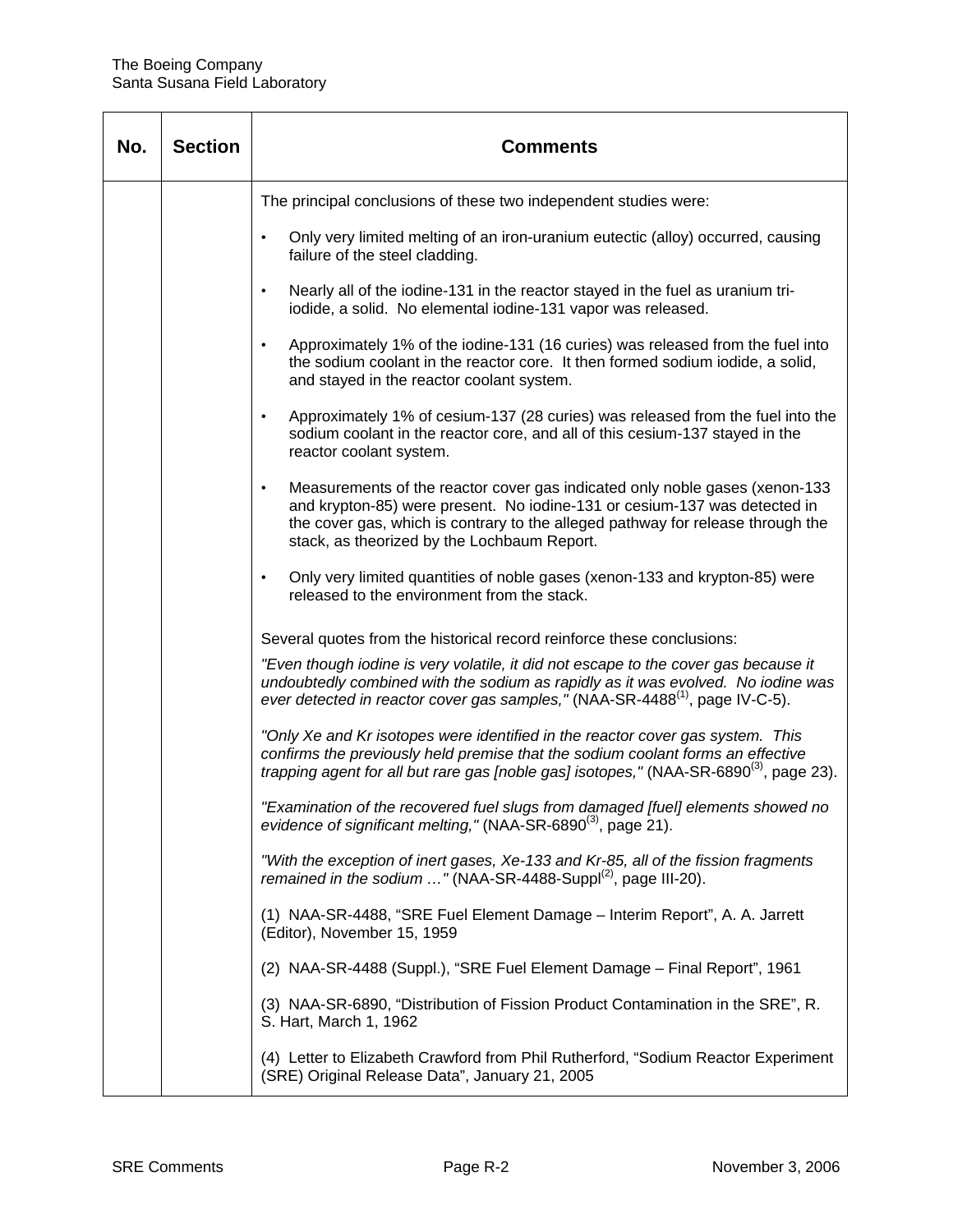| No. | Section | Comments |
|---|---|---|
| | | The principal conclusions of these two independent studies were:<br><br>• Only very limited melting of an iron-uranium eutectic (alloy) occurred, causing failure of the steel cladding.<br><br>• Nearly all of the iodine-131 in the reactor stayed in the fuel as uranium tri-iodide, a solid. No elemental iodine-131 vapor was released.<br><br>• Approximately 1% of the iodine-131 (16 curies) was released from the fuel into the sodium coolant in the reactor core. It then formed sodium iodide, a solid, and stayed in the reactor coolant system.<br><br>• Approximately 1% of cesium-137 (28 curies) was released from the fuel into the sodium coolant in the reactor core, and all of this cesium-137 stayed in the reactor coolant system.<br><br>• Measurements of the reactor cover gas indicated only noble gases (xenon-133 and krypton-85) were present. No iodine-131 or cesium-137 was detected in the cover gas, which is contrary to the alleged pathway for release through the stack, as theorized by the Lochbaum Report.<br><br>• Only very limited quantities of noble gases (xenon-133 and krypton-85) were released to the environment from the stack.<br><br>Several quotes from the historical record reinforce these conclusions:<br><br>*"Even though iodine is very volatile, it did not escape to the cover gas because it undoubtedly combined with the sodium as rapidly as it was evolved. No iodine was ever detected in reactor cover gas samples,"* (NAA-SR-4488[(1)], page IV-C-5).<br><br>*"Only Xe and Kr isotopes were identified in the reactor cover gas system. This confirms the previously held premise that the sodium coolant forms an effective trapping agent for all but rare gas [noble gas] isotopes,"* (NAA-SR-6890[(3)], page 23).<br><br>*"Examination of the recovered fuel slugs from damaged [fuel] elements showed no evidence of significant melting,"* (NAA-SR-6890[(3)], page 21).<br><br>*"With the exception of inert gases, Xe-133 and Kr-85, all of the fission fragments remained in the sodium …"* (NAA-SR-4488-Suppl[(2)], page III-20).<br><br>(1) NAA-SR-4488, "SRE Fuel Element Damage – Interim Report", A. A. Jarrett (Editor), November 15, 1959<br><br>(2) NAA-SR-4488 (Suppl.), "SRE Fuel Element Damage – Final Report", 1961<br><br>(3) NAA-SR-6890, "Distribution of Fission Product Contamination in the SRE", R. S. Hart, March 1, 1962<br><br>(4) Letter to Elizabeth Crawford from Phil Rutherford, "Sodium Reactor Experiment (SRE) Original Release Data", January 21, 2005 |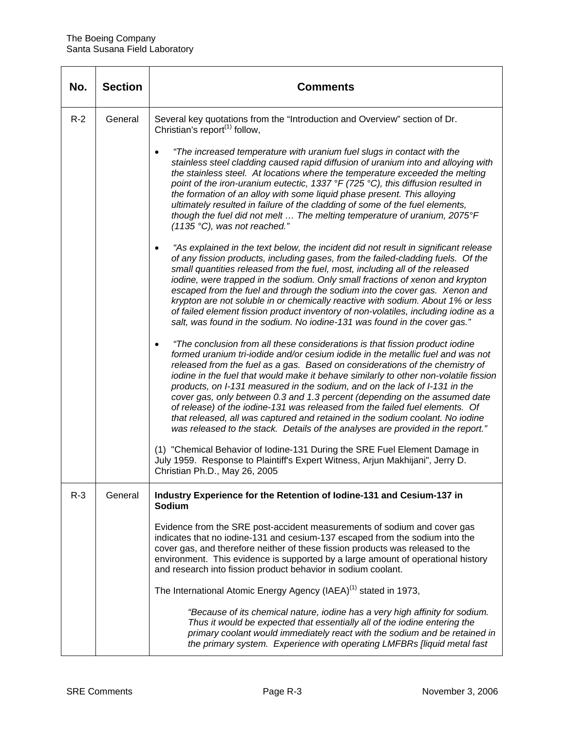| No. | Section | Comments |
|---|---|---|
| R-2 | General | Several key quotations from the "Introduction and Overview" section of Dr. Christian's report[1] follow,<br><br>• *"The increased temperature with uranium fuel slugs in contact with the stainless steel cladding caused rapid diffusion of uranium into and alloying with the stainless steel. At locations where the temperature exceeded the melting point of the iron-uranium eutectic, 1337 °F (725 °C), this diffusion resulted in the formation of an alloy with some liquid phase present. This alloying ultimately resulted in failure of the cladding of some of the fuel elements, though the fuel did not melt … The melting temperature of uranium, 2075°F (1135 °C), was not reached."*<br><br>• *"As explained in the text below, the incident did not result in significant release of any fission products, including gases, from the failed-cladding fuels. Of the small quantities released from the fuel, most, including all of the released iodine, were trapped in the sodium. Only small fractions of xenon and krypton escaped from the fuel and through the sodium into the cover gas. Xenon and krypton are not soluble in or chemically reactive with sodium. About 1% or less of failed element fission product inventory of non-volatiles, including iodine as a salt, was found in the sodium. No iodine-131 was found in the cover gas."*<br><br>• *"The conclusion from all these considerations is that fission product iodine formed uranium tri-iodide and/or cesium iodide in the metallic fuel and was not released from the fuel as a gas. Based on considerations of the chemistry of iodine in the fuel that would make it behave similarly to other non-volatile fission products, on I-131 measured in the sodium, and on the lack of I-131 in the cover gas, only between 0.3 and 1.3 percent (depending on the assumed date of release) of the iodine-131 was released from the failed fuel elements. Of that released, all was captured and retained in the sodium coolant. No iodine was released to the stack. Details of the analyses are provided in the report."*<br><br>(1) "Chemical Behavior of Iodine-131 During the SRE Fuel Element Damage in July 1959. Response to Plaintiff's Expert Witness, Arjun Makhijani", Jerry D. Christian Ph.D., May 26, 2005 |
| R-3 | General | **Industry Experience for the Retention of Iodine-131 and Cesium-137 in Sodium**<br><br>Evidence from the SRE post-accident measurements of sodium and cover gas indicates that no iodine-131 and cesium-137 escaped from the sodium into the cover gas, and therefore neither of these fission products was released to the environment. This evidence is supported by a large amount of operational history and research into fission product behavior in sodium coolant.<br><br>The International Atomic Energy Agency (IAEA)[1] stated in 1973,<br><br>*"Because of its chemical nature, iodine has a very high affinity for sodium. Thus it would be expected that essentially all of the iodine entering the primary coolant would immediately react with the sodium and be retained in the primary system. Experience with operating LMFBRs [liquid metal fast* |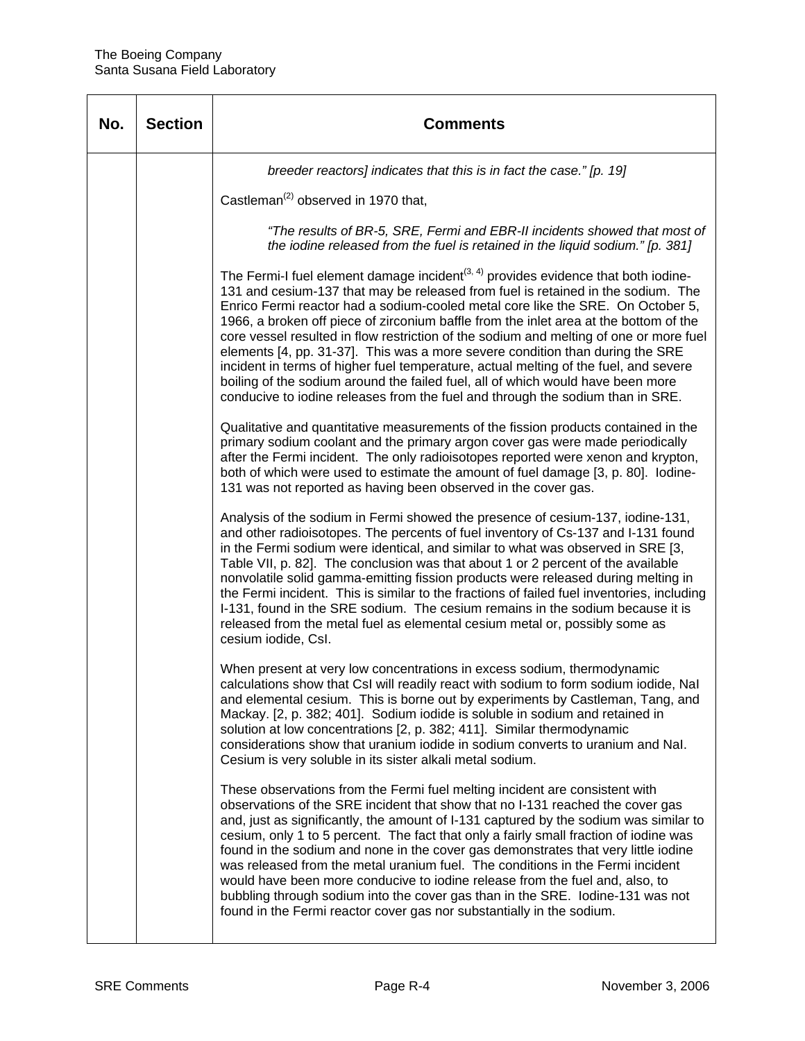| No. | Section | Comments |
|---|---|---|
| | | *breeder reactors] indicates that this is in fact the case." [p. 19]*<br><br>Castleman[2] observed in 1970 that,<br><br>*"The results of BR-5, SRE, Fermi and EBR-II incidents showed that most of the iodine released from the fuel is retained in the liquid sodium." [p. 381]*<br><br>The Fermi-I fuel element damage incident[3, 4] provides evidence that both iodine-131 and cesium-137 that may be released from fuel is retained in the sodium. The Enrico Fermi reactor had a sodium-cooled metal core like the SRE. On October 5, 1966, a broken off piece of zirconium baffle from the inlet area at the bottom of the core vessel resulted in flow restriction of the sodium and melting of one or more fuel elements [4, pp. 31-37]. This was a more severe condition than during the SRE incident in terms of higher fuel temperature, actual melting of the fuel, and severe boiling of the sodium around the failed fuel, all of which would have been more conducive to iodine releases from the fuel and through the sodium than in SRE.<br><br>Qualitative and quantitative measurements of the fission products contained in the primary sodium coolant and the primary argon cover gas were made periodically after the Fermi incident. The only radioisotopes reported were xenon and krypton, both of which were used to estimate the amount of fuel damage [3, p. 80]. Iodine-131 was not reported as having been observed in the cover gas.<br><br>Analysis of the sodium in Fermi showed the presence of cesium-137, iodine-131, and other radioisotopes. The percents of fuel inventory of Cs-137 and I-131 found in the Fermi sodium were identical, and similar to what was observed in SRE [3, Table VII, p. 82]. The conclusion was that about 1 or 2 percent of the available nonvolatile solid gamma-emitting fission products were released during melting in the Fermi incident. This is similar to the fractions of failed fuel inventories, including I-131, found in the SRE sodium. The cesium remains in the sodium because it is released from the metal fuel as elemental cesium metal or, possibly some as cesium iodide, CsI.<br><br>When present at very low concentrations in excess sodium, thermodynamic calculations show that CsI will readily react with sodium to form sodium iodide, NaI and elemental cesium. This is borne out by experiments by Castleman, Tang, and Mackay. [2, p. 382; 401]. Sodium iodide is soluble in sodium and retained in solution at low concentrations [2, p. 382; 411]. Similar thermodynamic considerations show that uranium iodide in sodium converts to uranium and NaI. Cesium is very soluble in its sister alkali metal sodium.<br><br>These observations from the Fermi fuel melting incident are consistent with observations of the SRE incident that show that no I-131 reached the cover gas and, just as significantly, the amount of I-131 captured by the sodium was similar to cesium, only 1 to 5 percent. The fact that only a fairly small fraction of iodine was found in the sodium and none in the cover gas demonstrates that very little iodine was released from the metal uranium fuel. The conditions in the Fermi incident would have been more conducive to iodine release from the fuel and, also, to bubbling through sodium into the cover gas than in the SRE. Iodine-131 was not found in the Fermi reactor cover gas nor substantially in the sodium. |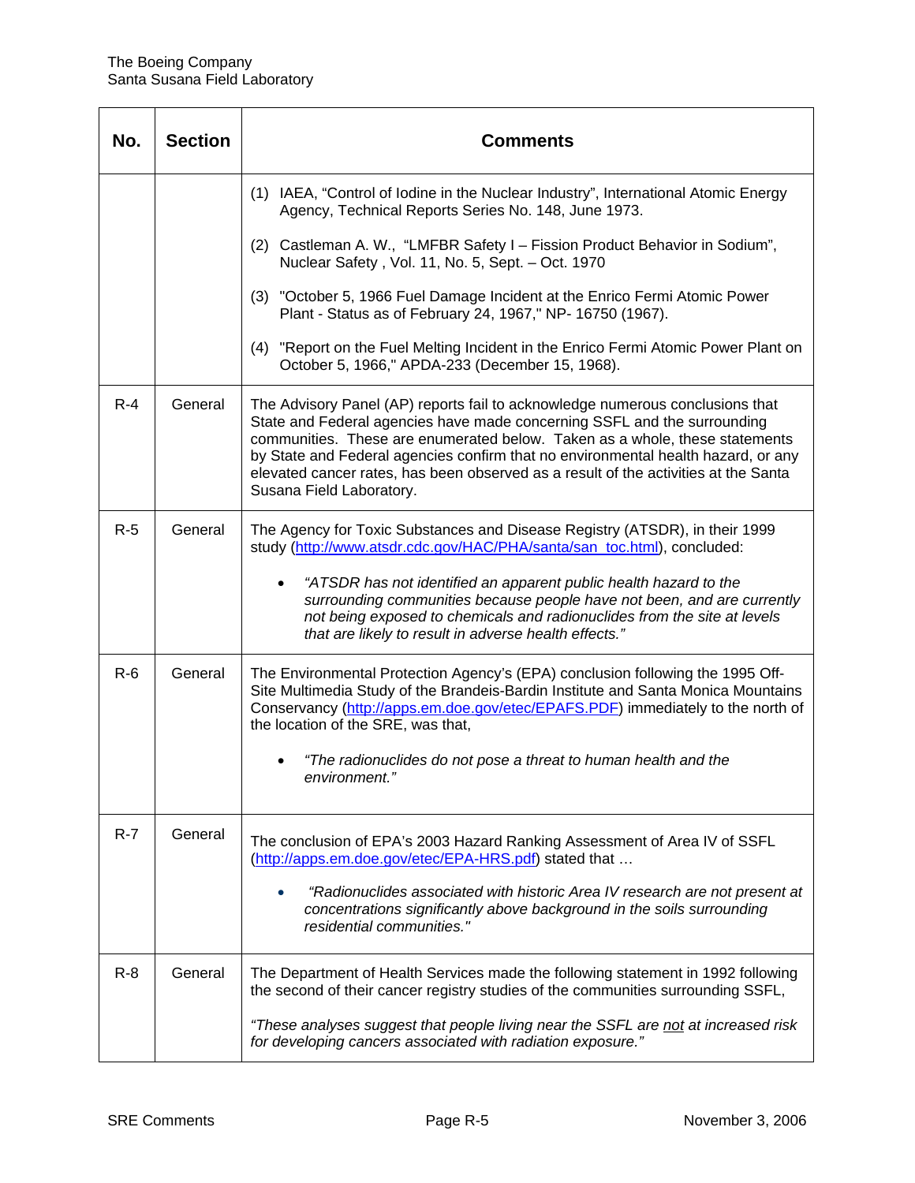| No. | Section | Comments |
|---|---|---|
| | | (1) IAEA, "Control of Iodine in the Nuclear Industry", International Atomic Energy Agency, Technical Reports Series No. 148, June 1973.<br><br>(2) Castleman A. W., "LMFBR Safety I – Fission Product Behavior in Sodium", Nuclear Safety , Vol. 11, No. 5, Sept. – Oct. 1970<br><br>(3) "October 5, 1966 Fuel Damage Incident at the Enrico Fermi Atomic Power Plant - Status as of February 24, 1967," NP- 16750 (1967).<br><br>(4) "Report on the Fuel Melting Incident in the Enrico Fermi Atomic Power Plant on October 5, 1966," APDA-233 (December 15, 1968). |
| R-4 | General | The Advisory Panel (AP) reports fail to acknowledge numerous conclusions that State and Federal agencies have made concerning SSFL and the surrounding communities. These are enumerated below. Taken as a whole, these statements by State and Federal agencies confirm that no environmental health hazard, or any elevated cancer rates, has been observed as a result of the activities at the Santa Susana Field Laboratory. |
| R-5 | General | The Agency for Toxic Substances and Disease Registry (ATSDR), in their 1999 study (http://www.atsdr.cdc.gov/HAC/PHA/santa/san_toc.html), concluded:<br><br>• *"ATSDR has not identified an apparent public health hazard to the surrounding communities because people have not been, and are currently not being exposed to chemicals and radionuclides from the site at levels that are likely to result in adverse health effects."* |
| R-6 | General | The Environmental Protection Agency's (EPA) conclusion following the 1995 Off-Site Multimedia Study of the Brandeis-Bardin Institute and Santa Monica Mountains Conservancy (http://apps.em.doe.gov/etec/EPAFS.PDF) immediately to the north of the location of the SRE, was that,<br><br>• *"The radionuclides do not pose a threat to human health and the environment."* |
| R-7 | General | The conclusion of EPA's 2003 Hazard Ranking Assessment of Area IV of SSFL (http://apps.em.doe.gov/etec/EPA-HRS.pdf) stated that …<br><br>• *"Radionuclides associated with historic Area IV research are not present at concentrations significantly above background in the soils surrounding residential communities."* |
| R-8 | General | The Department of Health Services made the following statement in 1992 following the second of their cancer registry studies of the communities surrounding SSFL,<br><br>*"These analyses suggest that people living near the SSFL are <u>not</u> at increased risk for developing cancers associated with radiation exposure."* |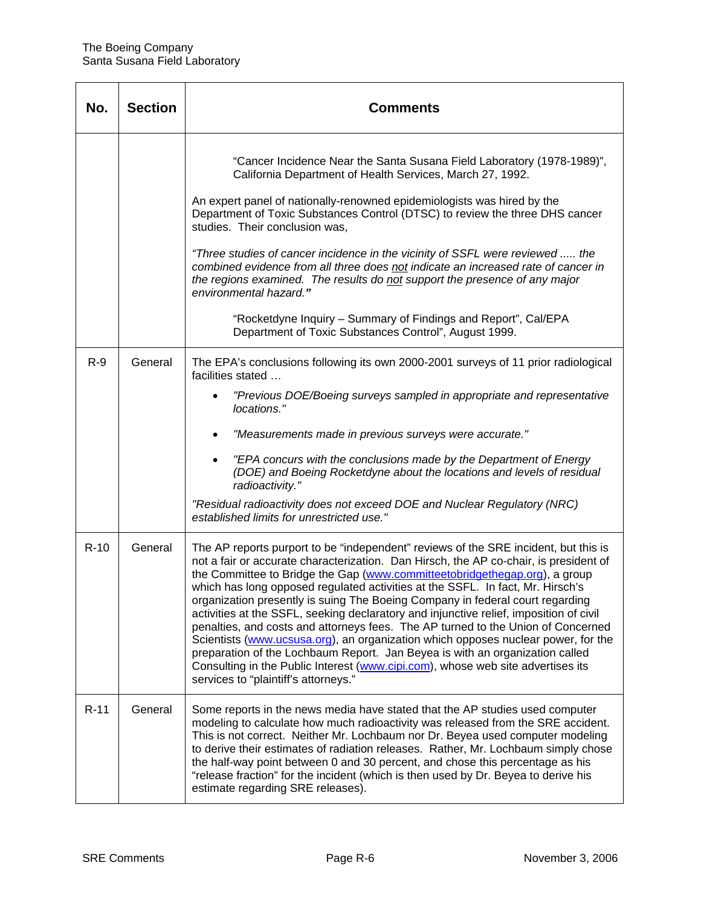| No. | Section | Comments |
|---|---|---|
| | | "Cancer Incidence Near the Santa Susana Field Laboratory (1978-1989)", California Department of Health Services, March 27, 1992.<br><br>An expert panel of nationally-renowned epidemiologists was hired by the Department of Toxic Substances Control (DTSC) to review the three DHS cancer studies. Their conclusion was,<br><br>*"Three studies of cancer incidence in the vicinity of SSFL were reviewed ..... the combined evidence from all three does not indicate an increased rate of cancer in the regions examined. The results do not support the presence of any major environmental hazard."*<br><br>"Rocketdyne Inquiry – Summary of Findings and Report", Cal/EPA Department of Toxic Substances Control", August 1999. |
| R-9 | General | The EPA's conclusions following its own 2000-2001 surveys of 11 prior radiological facilities stated …<br><br>• *"Previous DOE/Boeing surveys sampled in appropriate and representative locations."*<br>• *"Measurements made in previous surveys were accurate."*<br>• *"EPA concurs with the conclusions made by the Department of Energy (DOE) and Boeing Rocketdyne about the locations and levels of residual radioactivity."*<br><br>*"Residual radioactivity does not exceed DOE and Nuclear Regulatory (NRC) established limits for unrestricted use."* |
| R-10 | General | The AP reports purport to be "independent" reviews of the SRE incident, but this is not a fair or accurate characterization. Dan Hirsch, the AP co-chair, is president of the Committee to Bridge the Gap (www.committeetobridgethegap.org), a group which has long opposed regulated activities at the SSFL. In fact, Mr. Hirsch's organization presently is suing The Boeing Company in federal court regarding activities at the SSFL, seeking declaratory and injunctive relief, imposition of civil penalties, and costs and attorneys fees. The AP turned to the Union of Concerned Scientists (www.ucsusa.org), an organization which opposes nuclear power, for the preparation of the Lochbaum Report. Jan Beyea is with an organization called Consulting in the Public Interest (www.cipi.com), whose web site advertises its services to "plaintiff's attorneys." |
| R-11 | General | Some reports in the news media have stated that the AP studies used computer modeling to calculate how much radioactivity was released from the SRE accident. This is not correct. Neither Mr. Lochbaum nor Dr. Beyea used computer modeling to derive their estimates of radiation releases. Rather, Mr. Lochbaum simply chose the half-way point between 0 and 30 percent, and chose this percentage as his "release fraction" for the incident (which is then used by Dr. Beyea to derive his estimate regarding SRE releases). |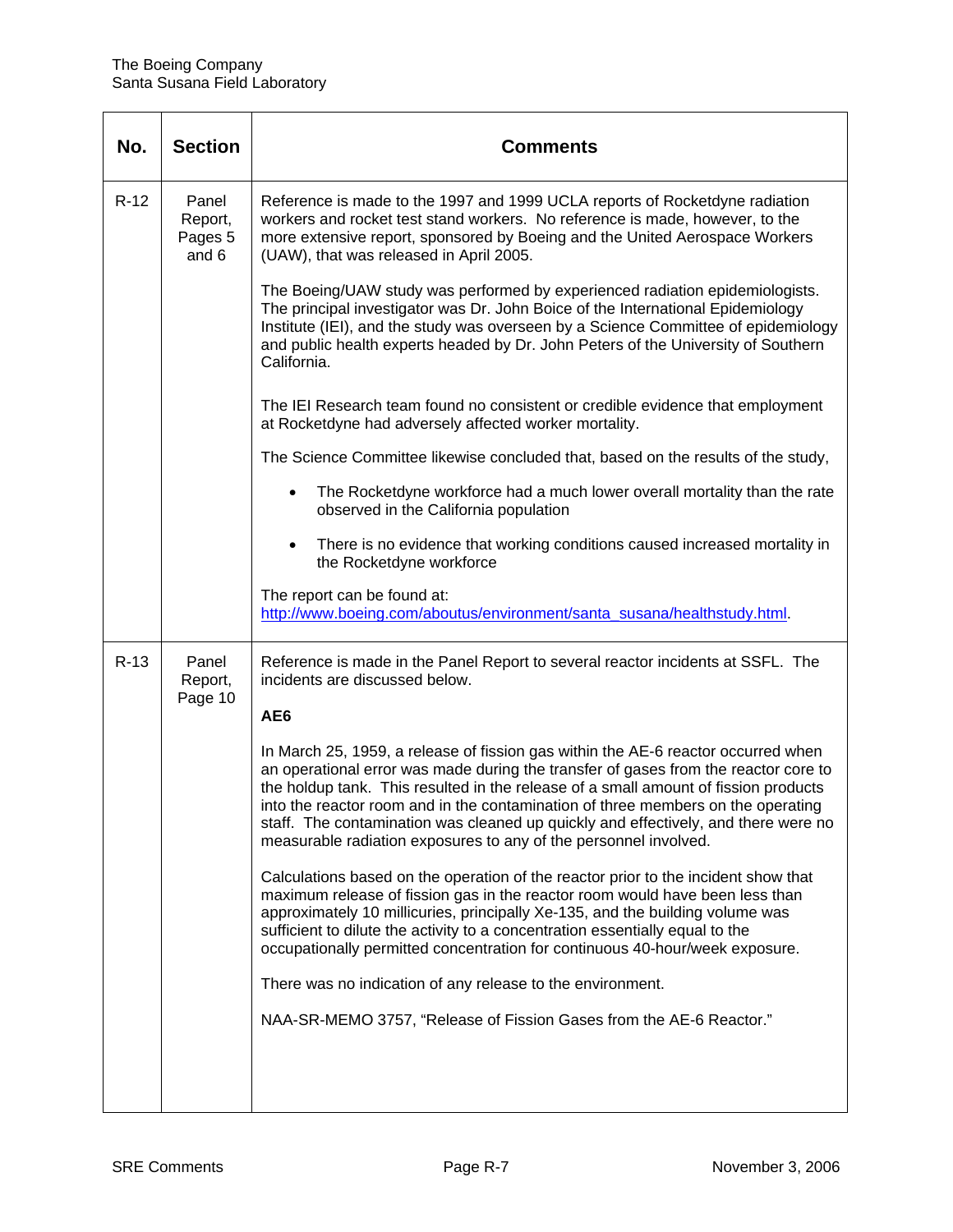| No. | Section | Comments |
|---|---|---|
| R-12 | Panel Report, Pages 5 and 6 | Reference is made to the 1997 and 1999 UCLA reports of Rocketdyne radiation workers and rocket test stand workers. No reference is made, however, to the more extensive report, sponsored by Boeing and the United Aerospace Workers (UAW), that was released in April 2005.<br><br>The Boeing/UAW study was performed by experienced radiation epidemiologists. The principal investigator was Dr. John Boice of the International Epidemiology Institute (IEI), and the study was overseen by a Science Committee of epidemiology and public health experts headed by Dr. John Peters of the University of Southern California.<br><br>The IEI Research team found no consistent or credible evidence that employment at Rocketdyne had adversely affected worker mortality.<br><br>The Science Committee likewise concluded that, based on the results of the study,<br><br>• The Rocketdyne workforce had a much lower overall mortality than the rate observed in the California population<br><br>• There is no evidence that working conditions caused increased mortality in the Rocketdyne workforce<br><br>The report can be found at: http://www.boeing.com/aboutus/environment/santa_susana/healthstudy.html. |
| R-13 | Panel Report, Page 10 | Reference is made in the Panel Report to several reactor incidents at SSFL. The incidents are discussed below.<br><br>**AE6**<br><br>In March 25, 1959, a release of fission gas within the AE-6 reactor occurred when an operational error was made during the transfer of gases from the reactor core to the holdup tank. This resulted in the release of a small amount of fission products into the reactor room and in the contamination of three members on the operating staff. The contamination was cleaned up quickly and effectively, and there were no measurable radiation exposures to any of the personnel involved.<br><br>Calculations based on the operation of the reactor prior to the incident show that maximum release of fission gas in the reactor room would have been less than approximately 10 millicuries, principally Xe-135, and the building volume was sufficient to dilute the activity to a concentration essentially equal to the occupationally permitted concentration for continuous 40-hour/week exposure.<br><br>There was no indication of any release to the environment.<br><br>NAA-SR-MEMO 3757, "Release of Fission Gases from the AE-6 Reactor." |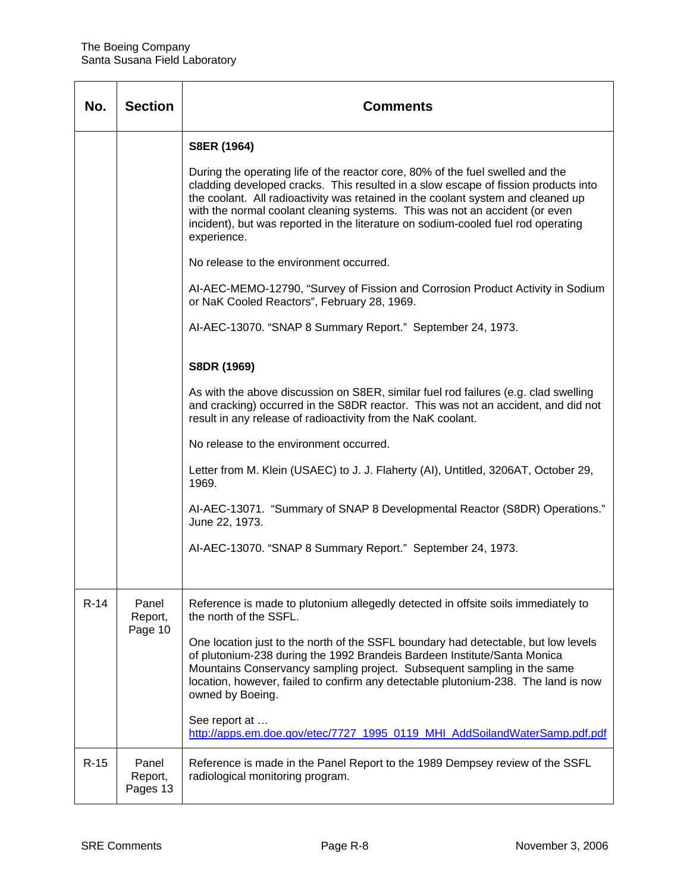| No. | Section | Comments |
|---|---|---|
| | | **S8ER (1964)**<br><br>During the operating life of the reactor core, 80% of the fuel swelled and the cladding developed cracks. This resulted in a slow escape of fission products into the coolant. All radioactivity was retained in the coolant system and cleaned up with the normal coolant cleaning systems. This was not an accident (or even incident), but was reported in the literature on sodium-cooled fuel rod operating experience.<br><br>No release to the environment occurred.<br><br>AI-AEC-MEMO-12790, "Survey of Fission and Corrosion Product Activity in Sodium or NaK Cooled Reactors", February 28, 1969.<br><br>AI-AEC-13070. "SNAP 8 Summary Report." September 24, 1973.<br><br>**S8DR (1969)**<br><br>As with the above discussion on S8ER, similar fuel rod failures (e.g. clad swelling and cracking) occurred in the S8DR reactor. This was not an accident, and did not result in any release of radioactivity from the NaK coolant.<br><br>No release to the environment occurred.<br><br>Letter from M. Klein (USAEC) to J. J. Flaherty (AI), Untitled, 3206AT, October 29, 1969.<br><br>AI-AEC-13071. "Summary of SNAP 8 Developmental Reactor (S8DR) Operations." June 22, 1973.<br><br>AI-AEC-13070. "SNAP 8 Summary Report." September 24, 1973. |
| R-14 | Panel Report, Page 10 | Reference is made to plutonium allegedly detected in offsite soils immediately to the north of the SSFL.<br><br>One location just to the north of the SSFL boundary had detectable, but low levels of plutonium-238 during the 1992 Brandeis Bardeen Institute/Santa Monica Mountains Conservancy sampling project. Subsequent sampling in the same location, however, failed to confirm any detectable plutonium-238. The land is now owned by Boeing.<br><br>See report at …<br>http://apps.em.doe.gov/etec/7727_1995_0119_MHI_AddSoilandWaterSamp.pdf.pdf |
| R-15 | Panel Report, Pages 13 | Reference is made in the Panel Report to the 1989 Dempsey review of the SSFL radiological monitoring program. |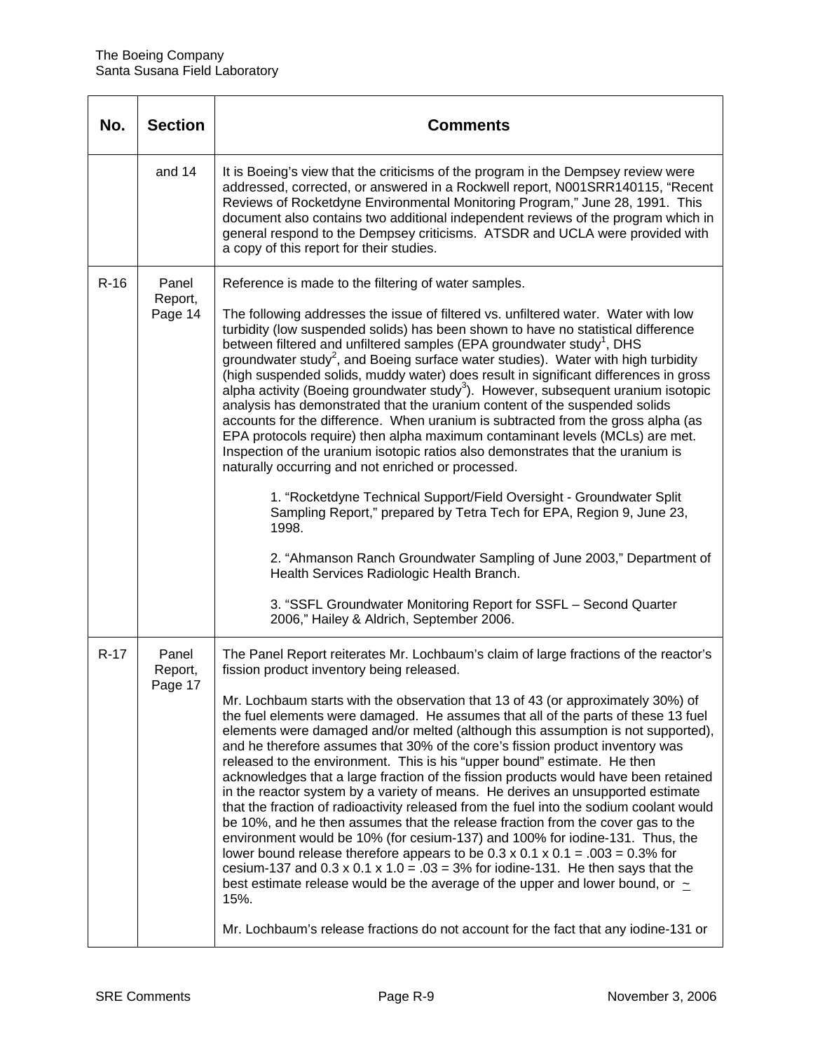| No. | Section | Comments |
|---|---|---|
| | and 14 | It is Boeing's view that the criticisms of the program in the Dempsey review were addressed, corrected, or answered in a Rockwell report, N001SRR140115, "Recent Reviews of Rocketdyne Environmental Monitoring Program," June 28, 1991. This document also contains two additional independent reviews of the program which in general respond to the Dempsey criticisms. ATSDR and UCLA were provided with a copy of this report for their studies. |
| R-16 | Panel Report, Page 14 | Reference is made to the filtering of water samples.<br><br>The following addresses the issue of filtered vs. unfiltered water. Water with low turbidity (low suspended solids) has been shown to have no statistical difference between filtered and unfiltered samples (EPA groundwater study[1], DHS groundwater study[2], and Boeing surface water studies). Water with high turbidity (high suspended solids, muddy water) does result in significant differences in gross alpha activity (Boeing groundwater study[3]). However, subsequent uranium isotopic analysis has demonstrated that the uranium content of the suspended solids accounts for the difference. When uranium is subtracted from the gross alpha (as EPA protocols require) then alpha maximum contaminant levels (MCLs) are met. Inspection of the uranium isotopic ratios also demonstrates that the uranium is naturally occurring and not enriched or processed.<br><br>1. "Rocketdyne Technical Support/Field Oversight - Groundwater Split Sampling Report," prepared by Tetra Tech for EPA, Region 9, June 23, 1998.<br><br>2. "Ahmanson Ranch Groundwater Sampling of June 2003," Department of Health Services Radiologic Health Branch.<br><br>3. "SSFL Groundwater Monitoring Report for SSFL – Second Quarter 2006," Hailey & Aldrich, September 2006. |
| R-17 | Panel Report, Page 17 | The Panel Report reiterates Mr. Lochbaum's claim of large fractions of the reactor's fission product inventory being released.<br><br>Mr. Lochbaum starts with the observation that 13 of 43 (or approximately 30%) of the fuel elements were damaged. He assumes that all of the parts of these 13 fuel elements were damaged and/or melted (although this assumption is not supported), and he therefore assumes that 30% of the core's fission product inventory was released to the environment. This is his "upper bound" estimate. He then acknowledges that a large fraction of the fission products would have been retained in the reactor system by a variety of means. He derives an unsupported estimate that the fraction of radioactivity released from the fuel into the sodium coolant would be 10%, and he then assumes that the release fraction from the cover gas to the environment would be 10% (for cesium-137) and 100% for iodine-131. Thus, the lower bound release therefore appears to be $0.3 \times 0.1 \times 0.1 = .003 = 0.3\%$ for cesium-137 and $0.3 \times 0.1 \times 1.0 = .03 = 3\%$ for iodine-131. He then says that the best estimate release would be the average of the upper and lower bound, or $\sim$ 15%.<br><br>Mr. Lochbaum's release fractions do not account for the fact that any iodine-131 or |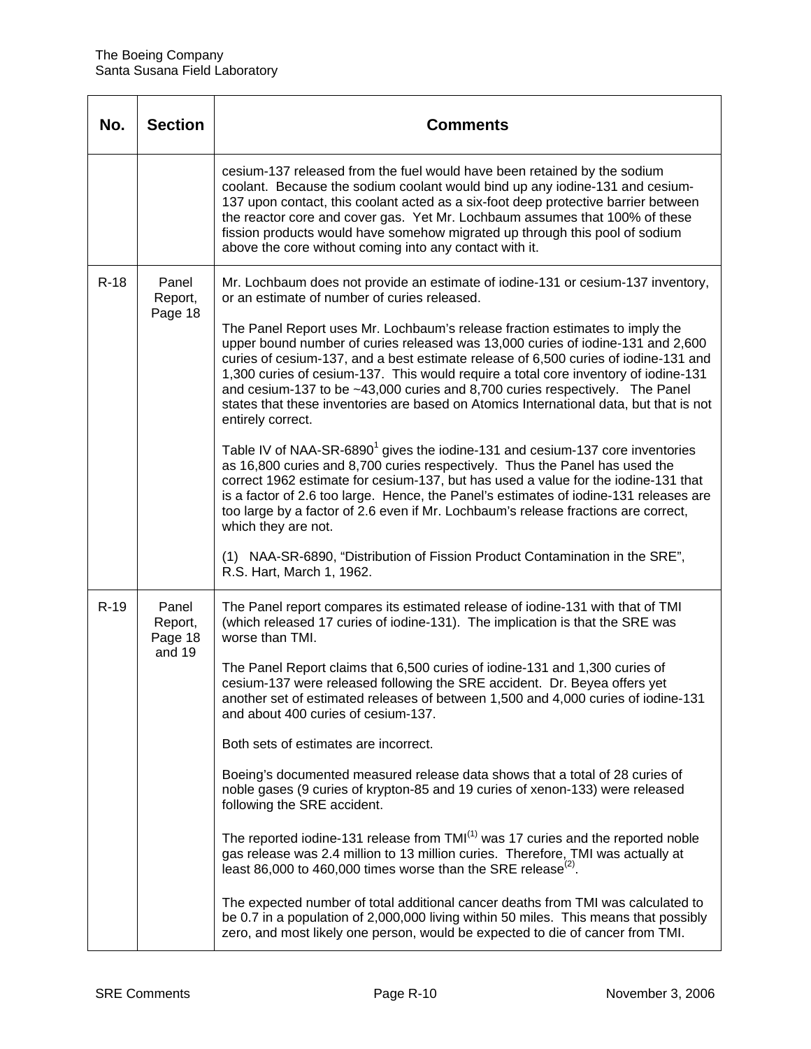| No. | Section | Comments |
|---|---|---|
| | | cesium-137 released from the fuel would have been retained by the sodium coolant. Because the sodium coolant would bind up any iodine-131 and cesium-137 upon contact, this coolant acted as a six-foot deep protective barrier between the reactor core and cover gas. Yet Mr. Lochbaum assumes that 100% of these fission products would have somehow migrated up through this pool of sodium above the core without coming into any contact with it. |
| R-18 | Panel Report, Page 18 | Mr. Lochbaum does not provide an estimate of iodine-131 or cesium-137 inventory, or an estimate of number of curies released.<br><br>The Panel Report uses Mr. Lochbaum's release fraction estimates to imply the upper bound number of curies released was 13,000 curies of iodine-131 and 2,600 curies of cesium-137, and a best estimate release of 6,500 curies of iodine-131 and 1,300 curies of cesium-137. This would require a total core inventory of iodine-131 and cesium-137 to be ~43,000 curies and 8,700 curies respectively. The Panel states that these inventories are based on Atomics International data, but that is not entirely correct.<br><br>Table IV of NAA-SR-6890[1] gives the iodine-131 and cesium-137 core inventories as 16,800 curies and 8,700 curies respectively. Thus the Panel has used the correct 1962 estimate for cesium-137, but has used a value for the iodine-131 that is a factor of 2.6 too large. Hence, the Panel's estimates of iodine-131 releases are too large by a factor of 2.6 even if Mr. Lochbaum's release fractions are correct, which they are not.<br><br>(1) NAA-SR-6890, "Distribution of Fission Product Contamination in the SRE", R.S. Hart, March 1, 1962. |
| R-19 | Panel Report, Page 18 and 19 | The Panel report compares its estimated release of iodine-131 with that of TMI (which released 17 curies of iodine-131). The implication is that the SRE was worse than TMI.<br><br>The Panel Report claims that 6,500 curies of iodine-131 and 1,300 curies of cesium-137 were released following the SRE accident. Dr. Beyea offers yet another set of estimated releases of between 1,500 and 4,000 curies of iodine-131 and about 400 curies of cesium-137.<br><br>Both sets of estimates are incorrect.<br><br>Boeing's documented measured release data shows that a total of 28 curies of noble gases (9 curies of krypton-85 and 19 curies of xenon-133) were released following the SRE accident.<br><br>The reported iodine-131 release from TMI[(1)] was 17 curies and the reported noble gas release was 2.4 million to 13 million curies. Therefore, TMI was actually at least 86,000 to 460,000 times worse than the SRE release[(2)].<br><br>The expected number of total additional cancer deaths from TMI was calculated to be 0.7 in a population of 2,000,000 living within 50 miles. This means that possibly zero, and most likely one person, would be expected to die of cancer from TMI. |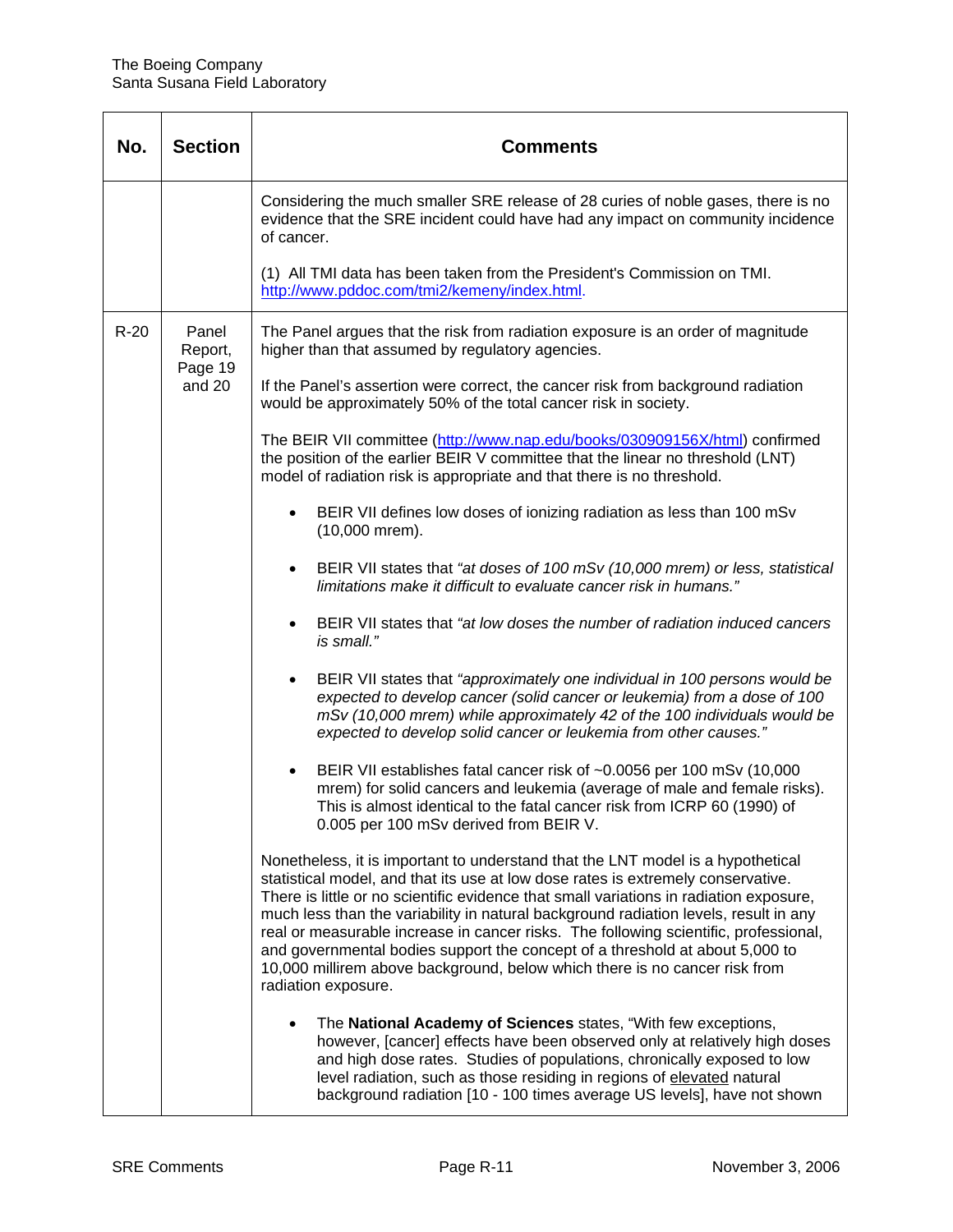| No. | Section | Comments |
|---|---|---|
| | | Considering the much smaller SRE release of 28 curies of noble gases, there is no evidence that the SRE incident could have had any impact on community incidence of cancer.<br><br>(1) All TMI data has been taken from the President's Commission on TMI. http://www.pddoc.com/tmi2/kemeny/index.html. |
| R-20 | Panel Report, Page 19 and 20 | The Panel argues that the risk from radiation exposure is an order of magnitude higher than that assumed by regulatory agencies.<br><br>If the Panel's assertion were correct, the cancer risk from background radiation would be approximately 50% of the total cancer risk in society.<br><br>The BEIR VII committee (http://www.nap.edu/books/030909156X/html) confirmed the position of the earlier BEIR V committee that the linear no threshold (LNT) model of radiation risk is appropriate and that there is no threshold.<br><br>• BEIR VII defines low doses of ionizing radiation as less than 100 mSv (10,000 mrem).<br><br>• BEIR VII states that *"at doses of 100 mSv (10,000 mrem) or less, statistical limitations make it difficult to evaluate cancer risk in humans."*<br><br>• BEIR VII states that *"at low doses the number of radiation induced cancers is small."*<br><br>• BEIR VII states that *"approximately one individual in 100 persons would be expected to develop cancer (solid cancer or leukemia) from a dose of 100 mSv (10,000 mrem) while approximately 42 of the 100 individuals would be expected to develop solid cancer or leukemia from other causes."*<br><br>• BEIR VII establishes fatal cancer risk of ~0.0056 per 100 mSv (10,000 mrem) for solid cancers and leukemia (average of male and female risks). This is almost identical to the fatal cancer risk from ICRP 60 (1990) of 0.005 per 100 mSv derived from BEIR V.<br><br>Nonetheless, it is important to understand that the LNT model is a hypothetical statistical model, and that its use at low dose rates is extremely conservative. There is little or no scientific evidence that small variations in radiation exposure, much less than the variability in natural background radiation levels, result in any real or measurable increase in cancer risks. The following scientific, professional, and governmental bodies support the concept of a threshold at about 5,000 to 10,000 millirem above background, below which there is no cancer risk from radiation exposure.<br><br>• The **National Academy of Sciences** states, "With few exceptions, however, [cancer] effects have been observed only at relatively high doses and high dose rates. Studies of populations, chronically exposed to low level radiation, such as those residing in regions of elevated natural background radiation [10 - 100 times average US levels], have not shown |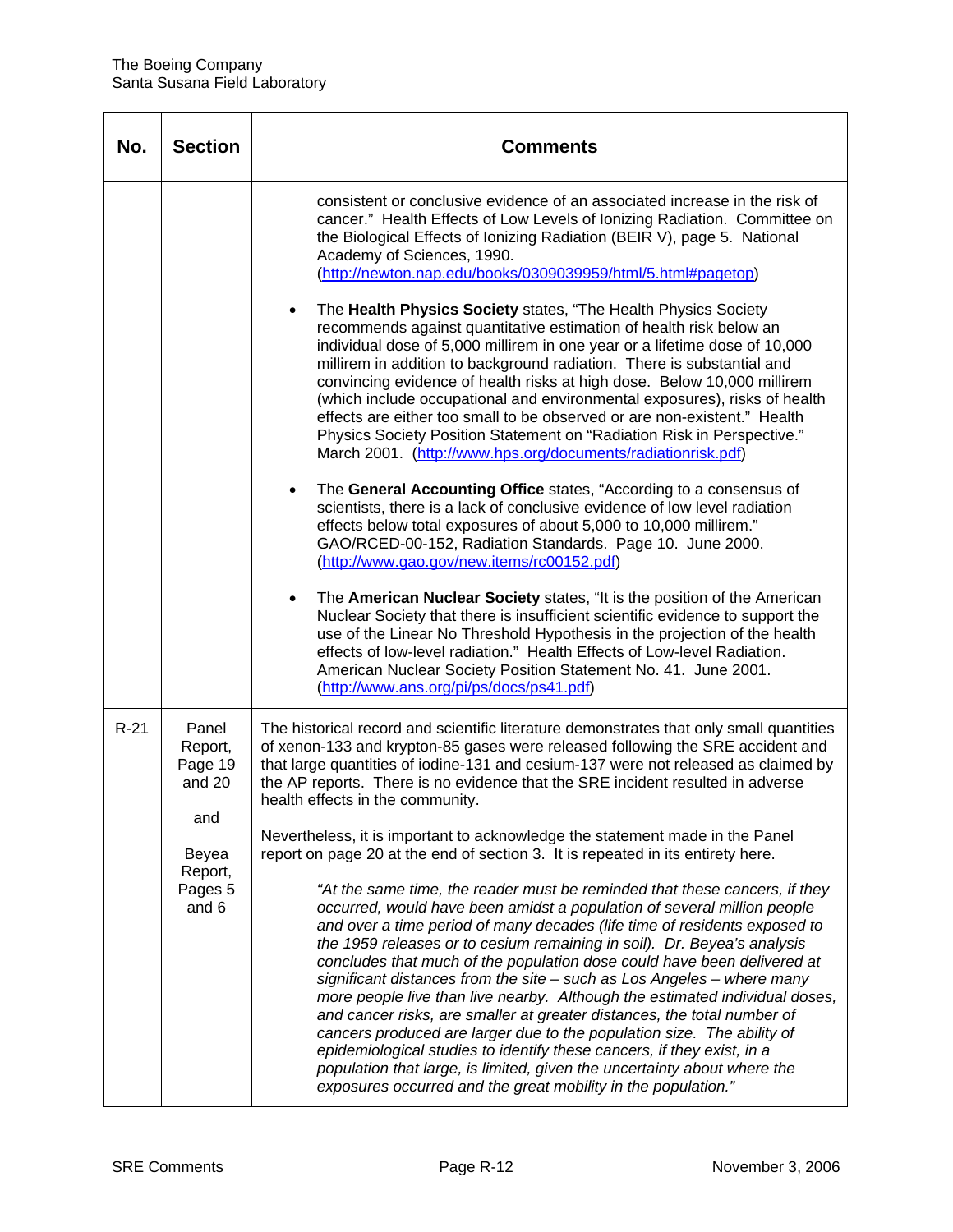| No. | Section | Comments |
|---|---|---|
| | | consistent or conclusive evidence of an associated increase in the risk of cancer." Health Effects of Low Levels of Ionizing Radiation. Committee on the Biological Effects of Ionizing Radiation (BEIR V), page 5. National Academy of Sciences, 1990. (http://newton.nap.edu/books/0309039959/html/5.html#pagetop)<br><br>• The **Health Physics Society** states, "The Health Physics Society recommends against quantitative estimation of health risk below an individual dose of 5,000 millirem in one year or a lifetime dose of 10,000 millirem in addition to background radiation. There is substantial and convincing evidence of health risks at high dose. Below 10,000 millirem (which include occupational and environmental exposures), risks of health effects are either too small to be observed or are non-existent." Health Physics Society Position Statement on "Radiation Risk in Perspective." March 2001. (http://www.hps.org/documents/radiationrisk.pdf)<br><br>• The **General Accounting Office** states, "According to a consensus of scientists, there is a lack of conclusive evidence of low level radiation effects below total exposures of about 5,000 to 10,000 millirem." GAO/RCED-00-152, Radiation Standards. Page 10. June 2000. (http://www.gao.gov/new.items/rc00152.pdf)<br><br>• The **American Nuclear Society** states, "It is the position of the American Nuclear Society that there is insufficient scientific evidence to support the use of the Linear No Threshold Hypothesis in the projection of the health effects of low-level radiation." Health Effects of Low-level Radiation. American Nuclear Society Position Statement No. 41. June 2001. (http://www.ans.org/pi/ps/docs/ps41.pdf) |
| R-21 | Panel Report, Page 19 and 20<br><br>and<br><br>Beyea Report, Pages 5 and 6 | The historical record and scientific literature demonstrates that only small quantities of xenon-133 and krypton-85 gases were released following the SRE accident and that large quantities of iodine-131 and cesium-137 were not released as claimed by the AP reports. There is no evidence that the SRE incident resulted in adverse health effects in the community.<br><br>Nevertheless, it is important to acknowledge the statement made in the Panel report on page 20 at the end of section 3. It is repeated in its entirety here.<br><br>*"At the same time, the reader must be reminded that these cancers, if they occurred, would have been amidst a population of several million people and over a time period of many decades (life time of residents exposed to the 1959 releases or to cesium remaining in soil). Dr. Beyea's analysis concludes that much of the population dose could have been delivered at significant distances from the site – such as Los Angeles – where many more people live than live nearby. Although the estimated individual doses, and cancer risks, are smaller at greater distances, the total number of cancers produced are larger due to the population size. The ability of epidemiological studies to identify these cancers, if they exist, in a population that large, is limited, given the uncertainty about where the exposures occurred and the great mobility in the population."* |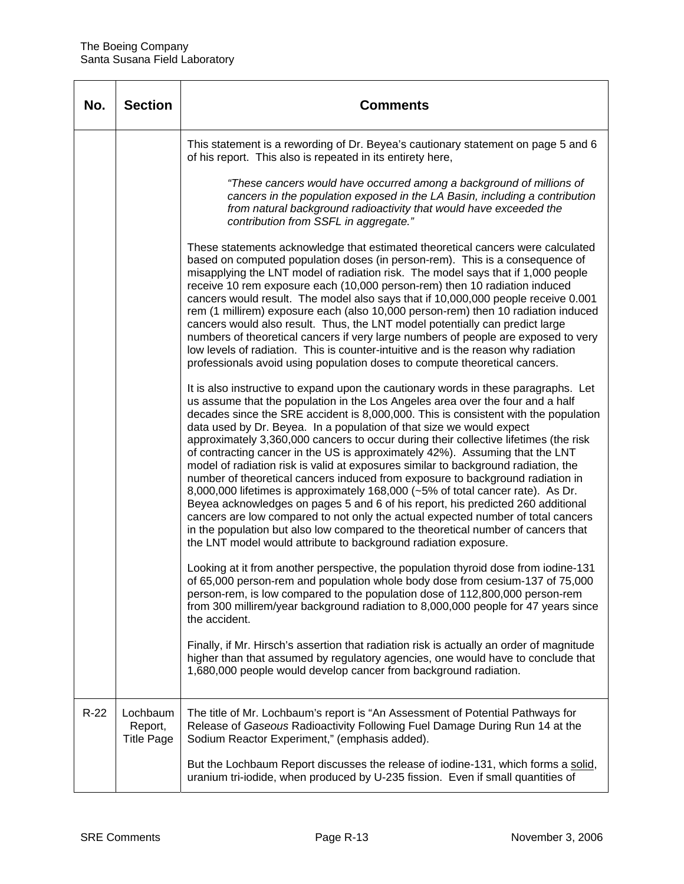| No. | Section | Comments |
|---|---|---|
| | | This statement is a rewording of Dr. Beyea's cautionary statement on page 5 and 6 of his report. This also is repeated in its entirety here,<br><br>*"These cancers would have occurred among a background of millions of cancers in the population exposed in the LA Basin, including a contribution from natural background radioactivity that would have exceeded the contribution from SSFL in aggregate."*<br><br>These statements acknowledge that estimated theoretical cancers were calculated based on computed population doses (in person-rem). This is a consequence of misapplying the LNT model of radiation risk. The model says that if 1,000 people receive 10 rem exposure each (10,000 person-rem) then 10 radiation induced cancers would result. The model also says that if 10,000,000 people receive 0.001 rem (1 millirem) exposure each (also 10,000 person-rem) then 10 radiation induced cancers would also result. Thus, the LNT model potentially can predict large numbers of theoretical cancers if very large numbers of people are exposed to very low levels of radiation. This is counter-intuitive and is the reason why radiation professionals avoid using population doses to compute theoretical cancers.<br><br>It is also instructive to expand upon the cautionary words in these paragraphs. Let us assume that the population in the Los Angeles area over the four and a half decades since the SRE accident is 8,000,000. This is consistent with the population data used by Dr. Beyea. In a population of that size we would expect approximately 3,360,000 cancers to occur during their collective lifetimes (the risk of contracting cancer in the US is approximately 42%). Assuming that the LNT model of radiation risk is valid at exposures similar to background radiation, the number of theoretical cancers induced from exposure to background radiation in 8,000,000 lifetimes is approximately 168,000 (~5% of total cancer rate). As Dr. Beyea acknowledges on pages 5 and 6 of his report, his predicted 260 additional cancers are low compared to not only the actual expected number of total cancers in the population but also low compared to the theoretical number of cancers that the LNT model would attribute to background radiation exposure.<br><br>Looking at it from another perspective, the population thyroid dose from iodine-131 of 65,000 person-rem and population whole body dose from cesium-137 of 75,000 person-rem, is low compared to the population dose of 112,800,000 person-rem from 300 millirem/year background radiation to 8,000,000 people for 47 years since the accident.<br><br>Finally, if Mr. Hirsch's assertion that radiation risk is actually an order of magnitude higher than that assumed by regulatory agencies, one would have to conclude that 1,680,000 people would develop cancer from background radiation. |
| R-22 | Lochbaum Report, Title Page | The title of Mr. Lochbaum's report is "An Assessment of Potential Pathways for Release of *Gaseous* Radioactivity Following Fuel Damage During Run 14 at the Sodium Reactor Experiment," (emphasis added).<br><br>But the Lochbaum Report discusses the release of iodine-131, which forms a solid, uranium tri-iodide, when produced by U-235 fission. Even if small quantities of |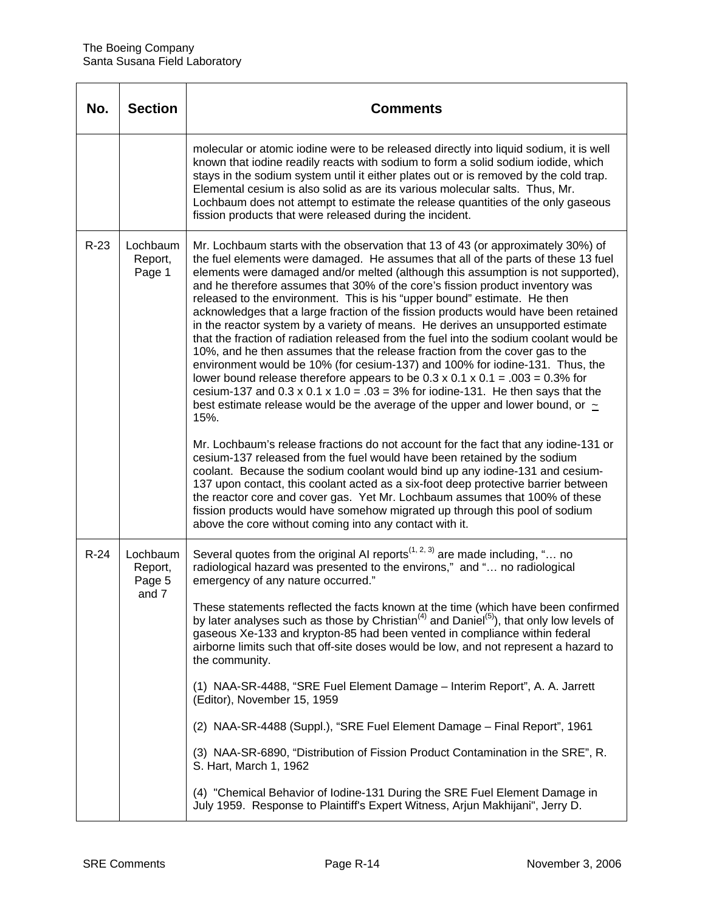| No. | Section | Comments |
|---|---|---|
| | | molecular or atomic iodine were to be released directly into liquid sodium, it is well known that iodine readily reacts with sodium to form a solid sodium iodide, which stays in the sodium system until it either plates out or is removed by the cold trap. Elemental cesium is also solid as are its various molecular salts. Thus, Mr. Lochbaum does not attempt to estimate the release quantities of the only gaseous fission products that were released during the incident. |
| R-23 | Lochbaum Report, Page 1 | Mr. Lochbaum starts with the observation that 13 of 43 (or approximately 30%) of the fuel elements were damaged. He assumes that all of the parts of these 13 fuel elements were damaged and/or melted (although this assumption is not supported), and he therefore assumes that 30% of the core's fission product inventory was released to the environment. This is his "upper bound" estimate. He then acknowledges that a large fraction of the fission products would have been retained in the reactor system by a variety of means. He derives an unsupported estimate that the fraction of radiation released from the fuel into the sodium coolant would be 10%, and he then assumes that the release fraction from the cover gas to the environment would be 10% (for cesium-137) and 100% for iodine-131. Thus, the lower bound release therefore appears to be $0.3 \times 0.1 \times 0.1 = .003 = 0.3\%$ for cesium-137 and $0.3 \times 0.1 \times 1.0 = .03 = 3\%$ for iodine-131. He then says that the best estimate release would be the average of the upper and lower bound, or $\underset{\sim}{}$ 15%.<br><br>Mr. Lochbaum's release fractions do not account for the fact that any iodine-131 or cesium-137 released from the fuel would have been retained by the sodium coolant. Because the sodium coolant would bind up any iodine-131 and cesium-137 upon contact, this coolant acted as a six-foot deep protective barrier between the reactor core and cover gas. Yet Mr. Lochbaum assumes that 100% of these fission products would have somehow migrated up through this pool of sodium above the core without coming into any contact with it. |
| R-24 | Lochbaum Report, Page 5 and 7 | Several quotes from the original AI reports[1, 2, 3] are made including, "… no radiological hazard was presented to the environs," and "… no radiological emergency of any nature occurred."<br><br>These statements reflected the facts known at the time (which have been confirmed by later analyses such as those by Christian[4] and Daniel[5]), that only low levels of gaseous Xe-133 and krypton-85 had been vented in compliance within federal airborne limits such that off-site doses would be low, and not represent a hazard to the community.<br><br>(1) NAA-SR-4488, "SRE Fuel Element Damage – Interim Report", A. A. Jarrett (Editor), November 15, 1959<br><br>(2) NAA-SR-4488 (Suppl.), "SRE Fuel Element Damage – Final Report", 1961<br><br>(3) NAA-SR-6890, "Distribution of Fission Product Contamination in the SRE", R. S. Hart, March 1, 1962<br><br>(4) "Chemical Behavior of Iodine-131 During the SRE Fuel Element Damage in July 1959. Response to Plaintiff's Expert Witness, Arjun Makhijani", Jerry D. |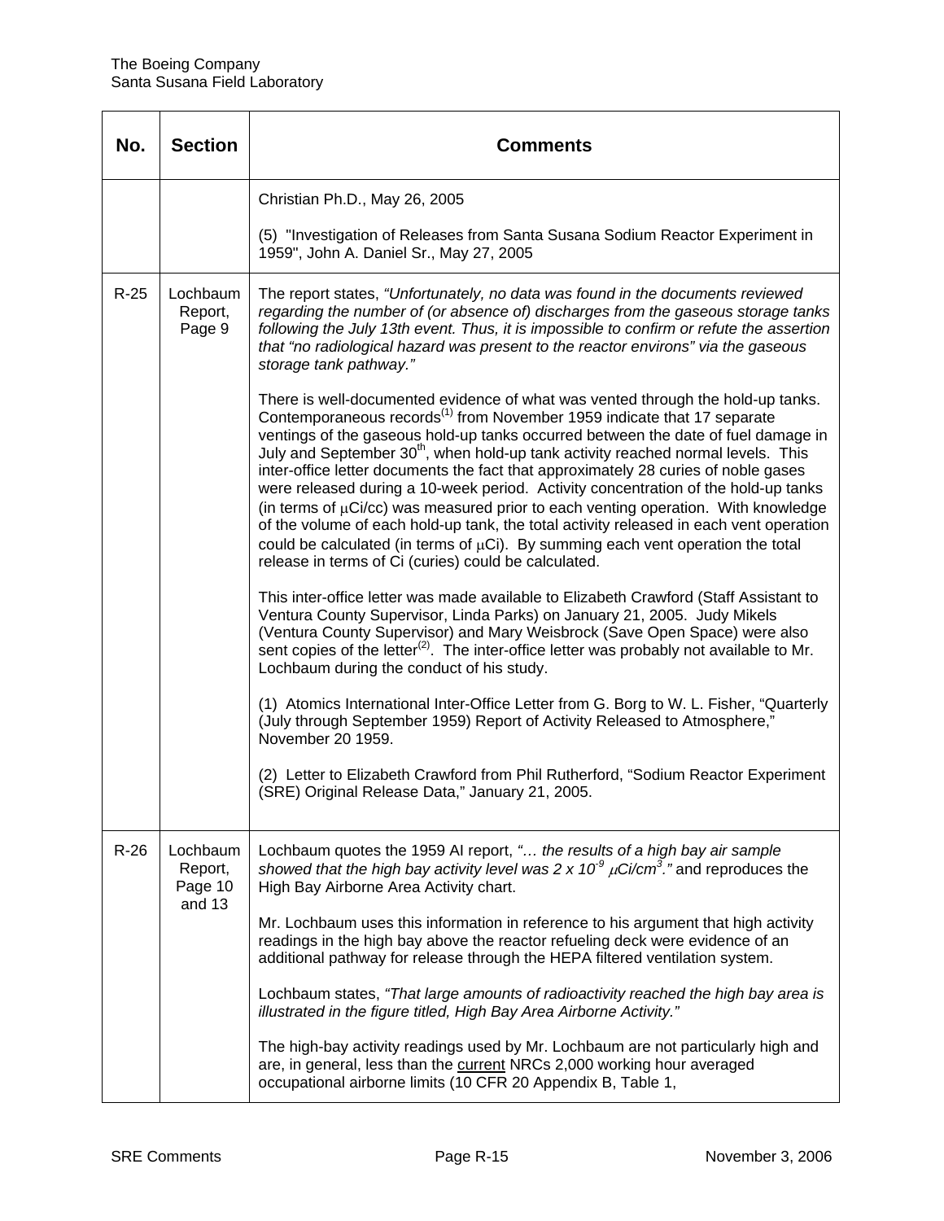| No. | Section | Comments |
|---|---|---|
| | | Christian Ph.D., May 26, 2005<br><br>(5) "Investigation of Releases from Santa Susana Sodium Reactor Experiment in 1959", John A. Daniel Sr., May 27, 2005 |
| R-25 | Lochbaum Report, Page 9 | The report states, *"Unfortunately, no data was found in the documents reviewed regarding the number of (or absence of) discharges from the gaseous storage tanks following the July 13th event. Thus, it is impossible to confirm or refute the assertion that "no radiological hazard was present to the reactor environs" via the gaseous storage tank pathway."*<br><br>There is well-documented evidence of what was vented through the hold-up tanks. Contemporaneous records[1] from November 1959 indicate that 17 separate ventings of the gaseous hold-up tanks occurred between the date of fuel damage in July and September 30th, when hold-up tank activity reached normal levels. This inter-office letter documents the fact that approximately 28 curies of noble gases were released during a 10-week period. Activity concentration of the hold-up tanks (in terms of $\mu$Ci/cc) was measured prior to each venting operation. With knowledge of the volume of each hold-up tank, the total activity released in each vent operation could be calculated (in terms of $\mu$Ci). By summing each vent operation the total release in terms of Ci (curies) could be calculated.<br><br>This inter-office letter was made available to Elizabeth Crawford (Staff Assistant to Ventura County Supervisor, Linda Parks) on January 21, 2005. Judy Mikels (Ventura County Supervisor) and Mary Weisbrock (Save Open Space) were also sent copies of the letter[2]. The inter-office letter was probably not available to Mr. Lochbaum during the conduct of his study.<br><br>(1) Atomics International Inter-Office Letter from G. Borg to W. L. Fisher, "Quarterly (July through September 1959) Report of Activity Released to Atmosphere," November 20 1959.<br><br>(2) Letter to Elizabeth Crawford from Phil Rutherford, "Sodium Reactor Experiment (SRE) Original Release Data," January 21, 2005. |
| R-26 | Lochbaum Report, Page 10 and 13 | Lochbaum quotes the 1959 AI report, *"… the results of a high bay air sample showed that the high bay activity level was 2 x $10^{-9}$ $\mu$Ci/$cm^3$."* and reproduces the High Bay Airborne Area Activity chart.<br><br>Mr. Lochbaum uses this information in reference to his argument that high activity readings in the high bay above the reactor refueling deck were evidence of an additional pathway for release through the HEPA filtered ventilation system.<br><br>Lochbaum states, *"That large amounts of radioactivity reached the high bay area is illustrated in the figure titled, High Bay Area Airborne Activity."*<br><br>The high-bay activity readings used by Mr. Lochbaum are not particularly high and are, in general, less than the <u>current</u> NRCs 2,000 working hour averaged occupational airborne limits (10 CFR 20 Appendix B, Table 1, |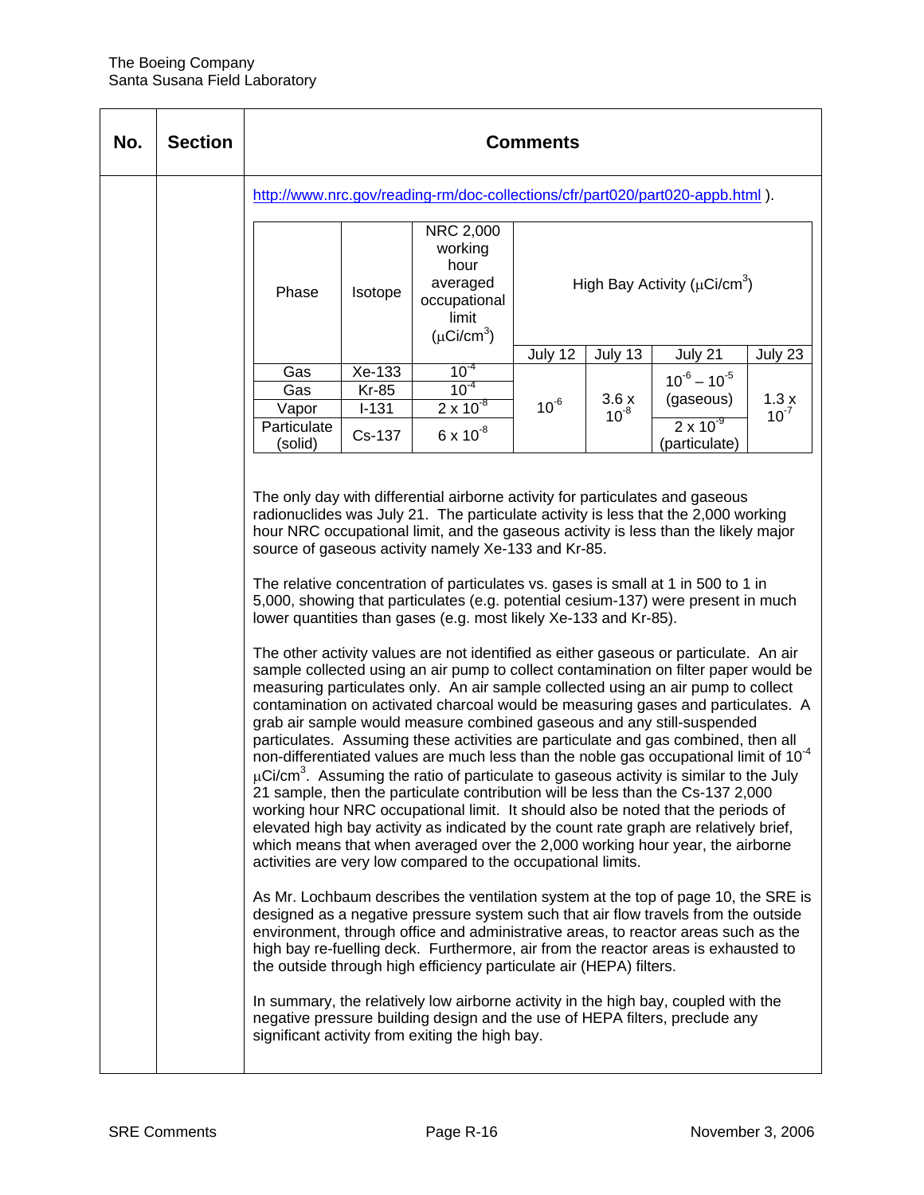| No. | Section | Comments |
|---|---|---|
| | | http://www.nrc.gov/reading-rm/doc-collections/cfr/part020/part020-appb.html ). |

| Phase | Isotope | NRC 2,000 working hour averaged occupational limit ($\mu$Ci/cm$^3$) | High Bay Activity ($\mu$Ci/cm$^3$) | | | |
|---|---|---|---|---|---|---|
| | | | July 12 | July 13 | July 21 | July 23 |
| Gas | Xe-133 | $10^{-4}$ | $10^{-6}$ | $3.6 \times 10^{-8}$ | $10^{-6} - 10^{-5}$ (gaseous) | $1.3 \times 10^{-7}$ |
| Gas | Kr-85 | $10^{-4}$ | | | | |
| Vapor | I-131 | $2 \times 10^{-8}$ | | | | |
| Particulate (solid) | Cs-137 | $6 \times 10^{-8}$ | | | $2 \times 10^{-9}$ (particulate) | |

The only day with differential airborne activity for particulates and gaseous radionuclides was July 21. The particulate activity is less that the 2,000 working hour NRC occupational limit, and the gaseous activity is less than the likely major source of gaseous activity namely Xe-133 and Kr-85.

The relative concentration of particulates vs. gases is small at 1 in 500 to 1 in 5,000, showing that particulates (e.g. potential cesium-137) were present in much lower quantities than gases (e.g. most likely Xe-133 and Kr-85).

The other activity values are not identified as either gaseous or particulate. An air sample collected using an air pump to collect contamination on filter paper would be measuring particulates only. An air sample collected using an air pump to collect contamination on activated charcoal would be measuring gases and particulates. A grab air sample would measure combined gaseous and any still-suspended particulates. Assuming these activities are particulate and gas combined, then all non-differentiated values are much less than the noble gas occupational limit of $10^{-4}$ $\mu$Ci/cm$^3$. Assuming the ratio of particulate to gaseous activity is similar to the July 21 sample, then the particulate contribution will be less than the Cs-137 2,000 working hour NRC occupational limit. It should also be noted that the periods of elevated high bay activity as indicated by the count rate graph are relatively brief, which means that when averaged over the 2,000 working hour year, the airborne activities are very low compared to the occupational limits.

As Mr. Lochbaum describes the ventilation system at the top of page 10, the SRE is designed as a negative pressure system such that air flow travels from the outside environment, through office and administrative areas, to reactor areas such as the high bay re-fuelling deck. Furthermore, air from the reactor areas is exhausted to the outside through high efficiency particulate air (HEPA) filters.

In summary, the relatively low airborne activity in the high bay, coupled with the negative pressure building design and the use of HEPA filters, preclude any significant activity from exiting the high bay.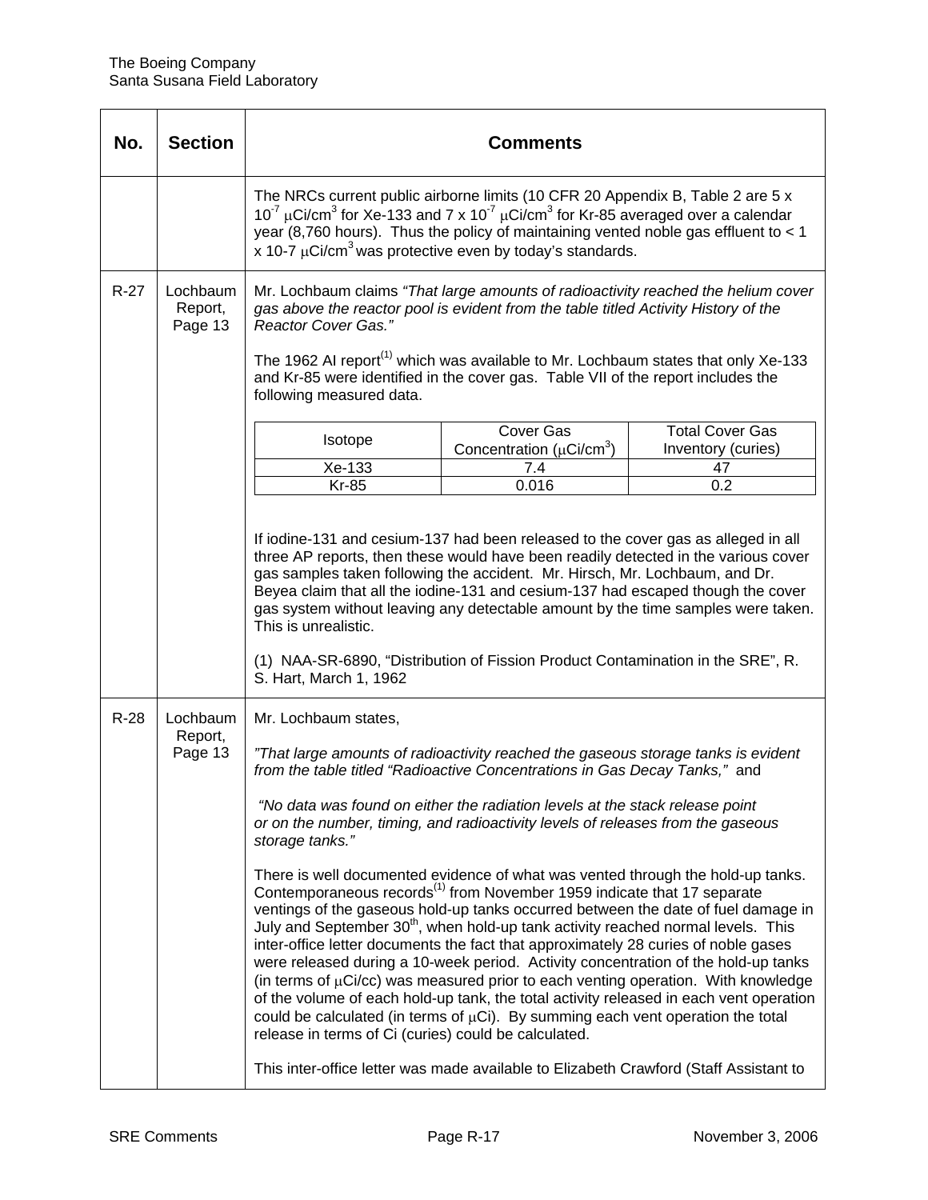| No. | Section | Comments |
|---|---|---|
| | | The NRCs current public airborne limits (10 CFR 20 Appendix B, Table 2 are 5 x $10^{-7}$ μCi/cm$^3$ for Xe-133 and 7 x $10^{-7}$ μCi/cm$^3$ for Kr-85 averaged over a calendar year (8,760 hours). Thus the policy of maintaining vented noble gas effluent to < 1 x 10-7 μCi/cm$^3$ was protective even by today's standards. |
| R-27 | Lochbaum Report, Page 13 | Mr. Lochbaum claims *"That large amounts of radioactivity reached the helium cover gas above the reactor pool is evident from the table titled Activity History of the Reactor Cover Gas."*<br><br>The 1962 AI report[(1)] which was available to Mr. Lochbaum states that only Xe-133 and Kr-85 were identified in the cover gas. Table VII of the report includes the following measured data.<br><br>Isotope / Cover Gas Concentration (μCi/cm$^3$) / Total Cover Gas Inventory (curies)<br>Xe-133 / 7.4 / 47<br>Kr-85 / 0.016 / 0.2<br><br>If iodine-131 and cesium-137 had been released to the cover gas as alleged in all three AP reports, then these would have been readily detected in the various cover gas samples taken following the accident. Mr. Hirsch, Mr. Lochbaum, and Dr. Beyea claim that all the iodine-131 and cesium-137 had escaped though the cover gas system without leaving any detectable amount by the time samples were taken. This is unrealistic.<br><br>(1) NAA-SR-6890, "Distribution of Fission Product Contamination in the SRE", R. S. Hart, March 1, 1962 |
| R-28 | Lochbaum Report, Page 13 | Mr. Lochbaum states,<br><br>*"That large amounts of radioactivity reached the gaseous storage tanks is evident from the table titled "Radioactive Concentrations in Gas Decay Tanks,"* and<br><br>*"No data was found on either the radiation levels at the stack release point or on the number, timing, and radioactivity levels of releases from the gaseous storage tanks."*<br><br>There is well documented evidence of what was vented through the hold-up tanks. Contemporaneous records[(1)] from November 1959 indicate that 17 separate ventings of the gaseous hold-up tanks occurred between the date of fuel damage in July and September 30th, when hold-up tank activity reached normal levels. This inter-office letter documents the fact that approximately 28 curies of noble gases were released during a 10-week period. Activity concentration of the hold-up tanks (in terms of μCi/cc) was measured prior to each venting operation. With knowledge of the volume of each hold-up tank, the total activity released in each vent operation could be calculated (in terms of μCi). By summing each vent operation the total release in terms of Ci (curies) could be calculated.<br><br>This inter-office letter was made available to Elizabeth Crawford (Staff Assistant to |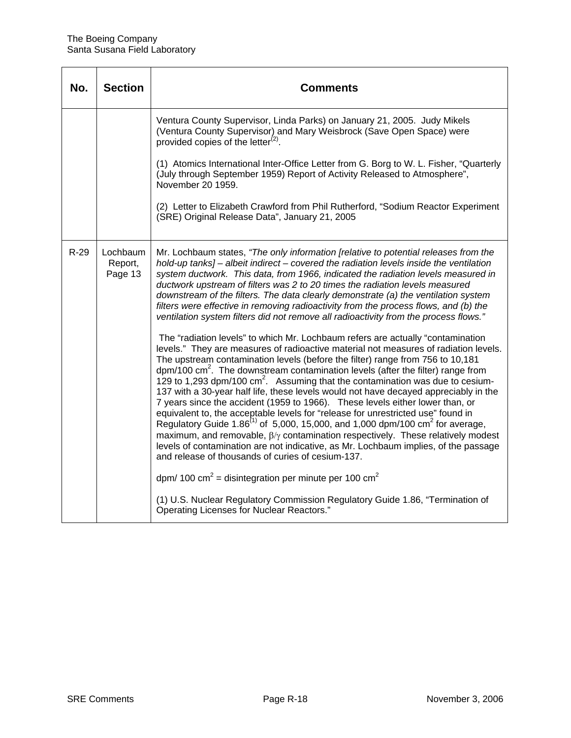| No. | Section | Comments |
|---|---|---|
| | | Ventura County Supervisor, Linda Parks) on January 21, 2005. Judy Mikels (Ventura County Supervisor) and Mary Weisbrock (Save Open Space) were provided copies of the letter[(2)].<br><br>(1) Atomics International Inter-Office Letter from G. Borg to W. L. Fisher, "Quarterly (July through September 1959) Report of Activity Released to Atmosphere", November 20 1959.<br><br>(2) Letter to Elizabeth Crawford from Phil Rutherford, "Sodium Reactor Experiment (SRE) Original Release Data", January 21, 2005 |
| R-29 | Lochbaum Report, Page 13 | Mr. Lochbaum states, *"The only information [relative to potential releases from the hold-up tanks] – albeit indirect – covered the radiation levels inside the ventilation system ductwork. This data, from 1966, indicated the radiation levels measured in ductwork upstream of filters was 2 to 20 times the radiation levels measured downstream of the filters. The data clearly demonstrate (a) the ventilation system filters were effective in removing radioactivity from the process flows, and (b) the ventilation system filters did not remove all radioactivity from the process flows."*<br><br>The "radiation levels" to which Mr. Lochbaum refers are actually "contamination levels." They are measures of radioactive material not measures of radiation levels. The upstream contamination levels (before the filter) range from 756 to 10,181 dpm/100 $cm^2$. The downstream contamination levels (after the filter) range from 129 to 1,293 dpm/100 $cm^2$. Assuming that the contamination was due to cesium-137 with a 30-year half life, these levels would not have decayed appreciably in the 7 years since the accident (1959 to 1966). These levels either lower than, or equivalent to, the acceptable levels for "release for unrestricted use" found in Regulatory Guide 1.86[(1)] of 5,000, 15,000, and 1,000 dpm/100 $cm^2$ for average, maximum, and removable, $\beta/\gamma$ contamination respectively. These relatively modest levels of contamination are not indicative, as Mr. Lochbaum implies, of the passage and release of thousands of curies of cesium-137.<br><br>dpm/ 100 $cm^2$ = disintegration per minute per 100 $cm^2$<br><br>(1) U.S. Nuclear Regulatory Commission Regulatory Guide 1.86, "Termination of Operating Licenses for Nuclear Reactors." |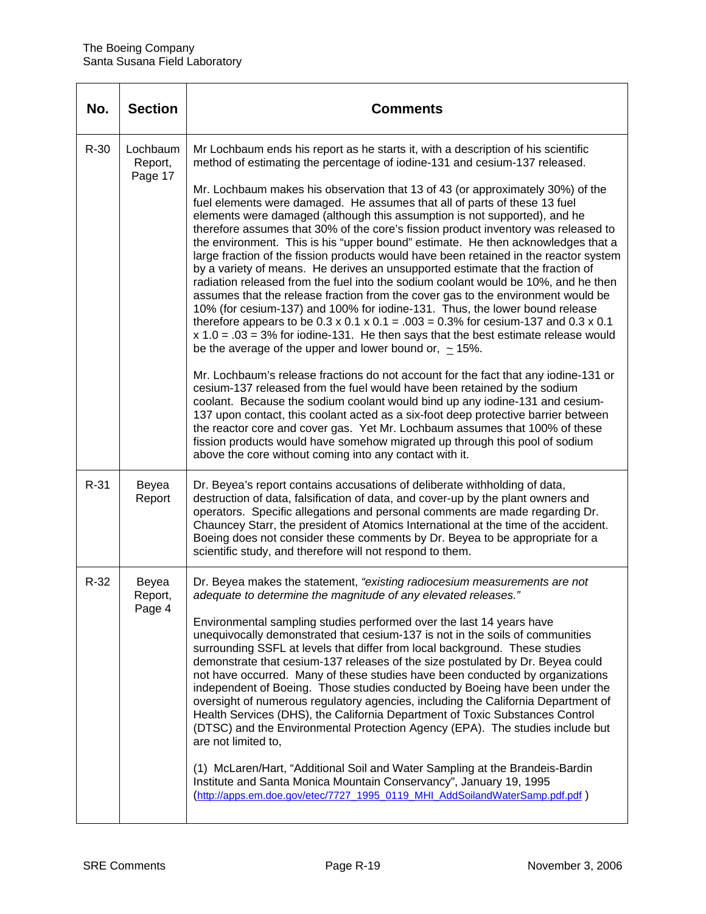| No. | Section | Comments |
|---|---|---|
| R-30 | Lochbaum Report, Page 17 | Mr Lochbaum ends his report as he starts it, with a description of his scientific method of estimating the percentage of iodine-131 and cesium-137 released.<br><br>Mr. Lochbaum makes his observation that 13 of 43 (or approximately 30%) of the fuel elements were damaged. He assumes that all of parts of these 13 fuel elements were damaged (although this assumption is not supported), and he therefore assumes that 30% of the core's fission product inventory was released to the environment. This is his "upper bound" estimate. He then acknowledges that a large fraction of the fission products would have been retained in the reactor system by a variety of means. He derives an unsupported estimate that the fraction of radiation released from the fuel into the sodium coolant would be 10%, and he then assumes that the release fraction from the cover gas to the environment would be 10% (for cesium-137) and 100% for iodine-131. Thus, the lower bound release therefore appears to be $0.3 \times 0.1 \times 0.1 = .003 = 0.3\%$ for cesium-137 and $0.3 \times 0.1 \times 1.0 = .03 = 3\%$ for iodine-131. He then says that the best estimate release would be the average of the upper and lower bound or, $\sim$ 15%.<br><br>Mr. Lochbaum's release fractions do not account for the fact that any iodine-131 or cesium-137 released from the fuel would have been retained by the sodium coolant. Because the sodium coolant would bind up any iodine-131 and cesium-137 upon contact, this coolant acted as a six-foot deep protective barrier between the reactor core and cover gas. Yet Mr. Lochbaum assumes that 100% of these fission products would have somehow migrated up through this pool of sodium above the core without coming into any contact with it. |
| R-31 | Beyea Report | Dr. Beyea's report contains accusations of deliberate withholding of data, destruction of data, falsification of data, and cover-up by the plant owners and operators. Specific allegations and personal comments are made regarding Dr. Chauncey Starr, the president of Atomics International at the time of the accident. Boeing does not consider these comments by Dr. Beyea to be appropriate for a scientific study, and therefore will not respond to them. |
| R-32 | Beyea Report, Page 4 | Dr. Beyea makes the statement, *"existing radiocesium measurements are not adequate to determine the magnitude of any elevated releases."*<br><br>Environmental sampling studies performed over the last 14 years have unequivocally demonstrated that cesium-137 is not in the soils of communities surrounding SSFL at levels that differ from local background. These studies demonstrate that cesium-137 releases of the size postulated by Dr. Beyea could not have occurred. Many of these studies have been conducted by organizations independent of Boeing. Those studies conducted by Boeing have been under the oversight of numerous regulatory agencies, including the California Department of Health Services (DHS), the California Department of Toxic Substances Control (DTSC) and the Environmental Protection Agency (EPA). The studies include but are not limited to,<br><br>(1) McLaren/Hart, "Additional Soil and Water Sampling at the Brandeis-Bardin Institute and Santa Monica Mountain Conservancy", January 19, 1995 (http://apps.em.doe.gov/etec/7727_1995_0119_MHI_AddSoilandWaterSamp.pdf.pdf ) |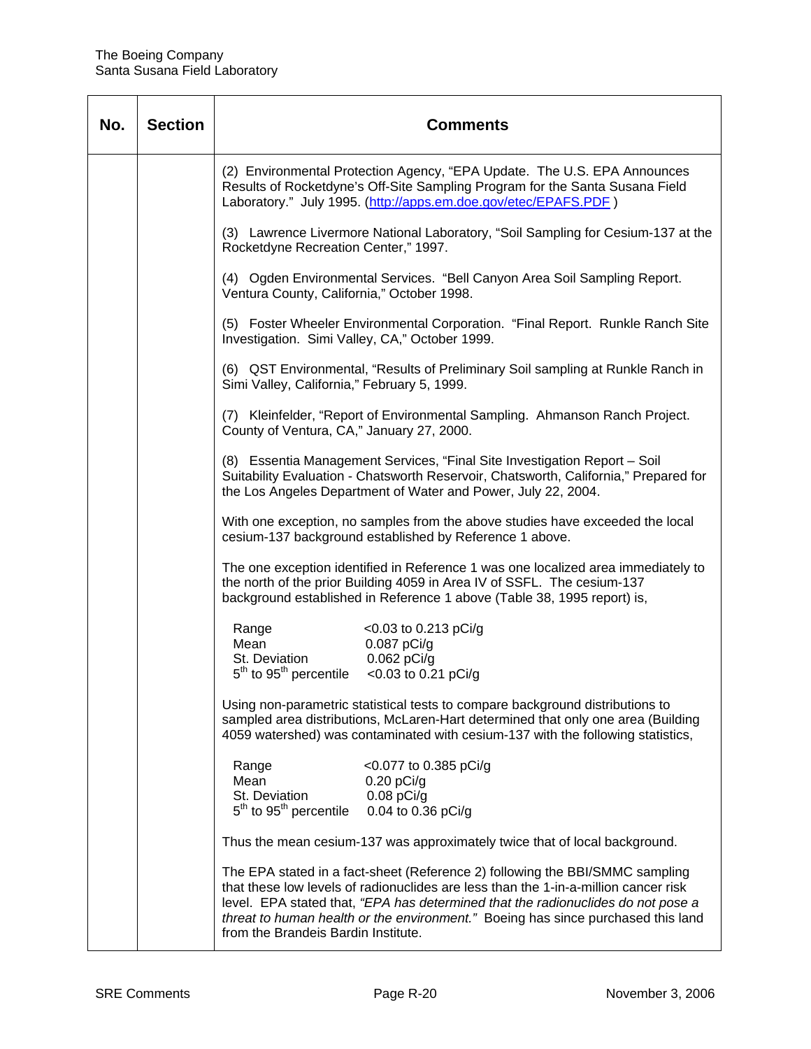| No. | Section | Comments |
|---|---|---|
| | | (2) Environmental Protection Agency, "EPA Update. The U.S. EPA Announces Results of Rocketdyne's Off-Site Sampling Program for the Santa Susana Field Laboratory." July 1995. ([http://apps.em.doe.gov/etec/EPAFS.PDF](http://apps.em.doe.gov/etec/EPAFS.PDF) )<br><br>(3) Lawrence Livermore National Laboratory, "Soil Sampling for Cesium-137 at the Rocketdyne Recreation Center," 1997.<br><br>(4) Ogden Environmental Services. "Bell Canyon Area Soil Sampling Report. Ventura County, California," October 1998.<br><br>(5) Foster Wheeler Environmental Corporation. "Final Report. Runkle Ranch Site Investigation. Simi Valley, CA," October 1999.<br><br>(6) QST Environmental, "Results of Preliminary Soil sampling at Runkle Ranch in Simi Valley, California," February 5, 1999.<br><br>(7) Kleinfelder, "Report of Environmental Sampling. Ahmanson Ranch Project. County of Ventura, CA," January 27, 2000.<br><br>(8) Essentia Management Services, "Final Site Investigation Report – Soil Suitability Evaluation - Chatsworth Reservoir, Chatsworth, California," Prepared for the Los Angeles Department of Water and Power, July 22, 2004.<br><br>With one exception, no samples from the above studies have exceeded the local cesium-137 background established by Reference 1 above.<br><br>The one exception identified in Reference 1 was one localized area immediately to the north of the prior Building 4059 in Area IV of SSFL. The cesium-137 background established in Reference 1 above (Table 38, 1995 report) is,<br><br>Range <0.03 to 0.213 pCi/g<br>Mean 0.087 pCi/g<br>St. Deviation 0.062 pCi/g<br>$5^{th}$ to $95^{th}$ percentile <0.03 to 0.21 pCi/g<br><br>Using non-parametric statistical tests to compare background distributions to sampled area distributions, McLaren-Hart determined that only one area (Building 4059 watershed) was contaminated with cesium-137 with the following statistics,<br><br>Range <0.077 to 0.385 pCi/g<br>Mean 0.20 pCi/g<br>St. Deviation 0.08 pCi/g<br>$5^{th}$ to $95^{th}$ percentile 0.04 to 0.36 pCi/g<br><br>Thus the mean cesium-137 was approximately twice that of local background.<br><br>The EPA stated in a fact-sheet (Reference 2) following the BBI/SMMC sampling that these low levels of radionuclides are less than the 1-in-a-million cancer risk level. EPA stated that, *"EPA has determined that the radionuclides do not pose a threat to human health or the environment."* Boeing has since purchased this land from the Brandeis Bardin Institute. |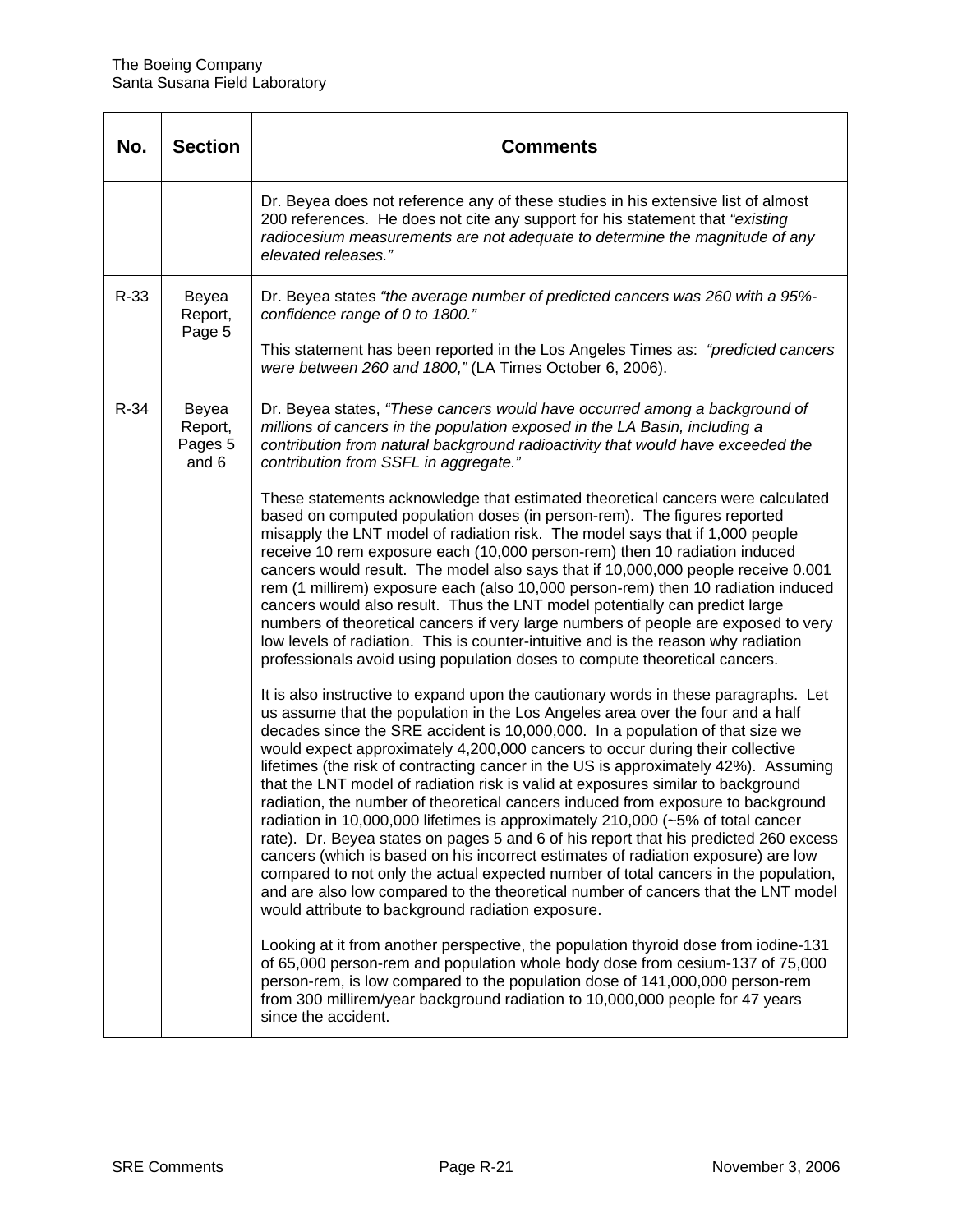| No. | Section | Comments |
|---|---|---|
| | | Dr. Beyea does not reference any of these studies in his extensive list of almost 200 references. He does not cite any support for his statement that *"existing radiocesium measurements are not adequate to determine the magnitude of any elevated releases."* |
| R-33 | Beyea Report, Page 5 | Dr. Beyea states *"the average number of predicted cancers was 260 with a 95%-confidence range of 0 to 1800."*<br><br>This statement has been reported in the Los Angeles Times as: *"predicted cancers were between 260 and 1800,"* (LA Times October 6, 2006). |
| R-34 | Beyea Report, Pages 5 and 6 | Dr. Beyea states, *"These cancers would have occurred among a background of millions of cancers in the population exposed in the LA Basin, including a contribution from natural background radioactivity that would have exceeded the contribution from SSFL in aggregate."*<br><br>These statements acknowledge that estimated theoretical cancers were calculated based on computed population doses (in person-rem). The figures reported misapply the LNT model of radiation risk. The model says that if 1,000 people receive 10 rem exposure each (10,000 person-rem) then 10 radiation induced cancers would result. The model also says that if 10,000,000 people receive 0.001 rem (1 millirem) exposure each (also 10,000 person-rem) then 10 radiation induced cancers would also result. Thus the LNT model potentially can predict large numbers of theoretical cancers if very large numbers of people are exposed to very low levels of radiation. This is counter-intuitive and is the reason why radiation professionals avoid using population doses to compute theoretical cancers.<br><br>It is also instructive to expand upon the cautionary words in these paragraphs. Let us assume that the population in the Los Angeles area over the four and a half decades since the SRE accident is 10,000,000. In a population of that size we would expect approximately 4,200,000 cancers to occur during their collective lifetimes (the risk of contracting cancer in the US is approximately 42%). Assuming that the LNT model of radiation risk is valid at exposures similar to background radiation, the number of theoretical cancers induced from exposure to background radiation in 10,000,000 lifetimes is approximately 210,000 (~5% of total cancer rate). Dr. Beyea states on pages 5 and 6 of his report that his predicted 260 excess cancers (which is based on his incorrect estimates of radiation exposure) are low compared to not only the actual expected number of total cancers in the population, and are also low compared to the theoretical number of cancers that the LNT model would attribute to background radiation exposure.<br><br>Looking at it from another perspective, the population thyroid dose from iodine-131 of 65,000 person-rem and population whole body dose from cesium-137 of 75,000 person-rem, is low compared to the population dose of 141,000,000 person-rem from 300 millirem/year background radiation to 10,000,000 people for 47 years since the accident. |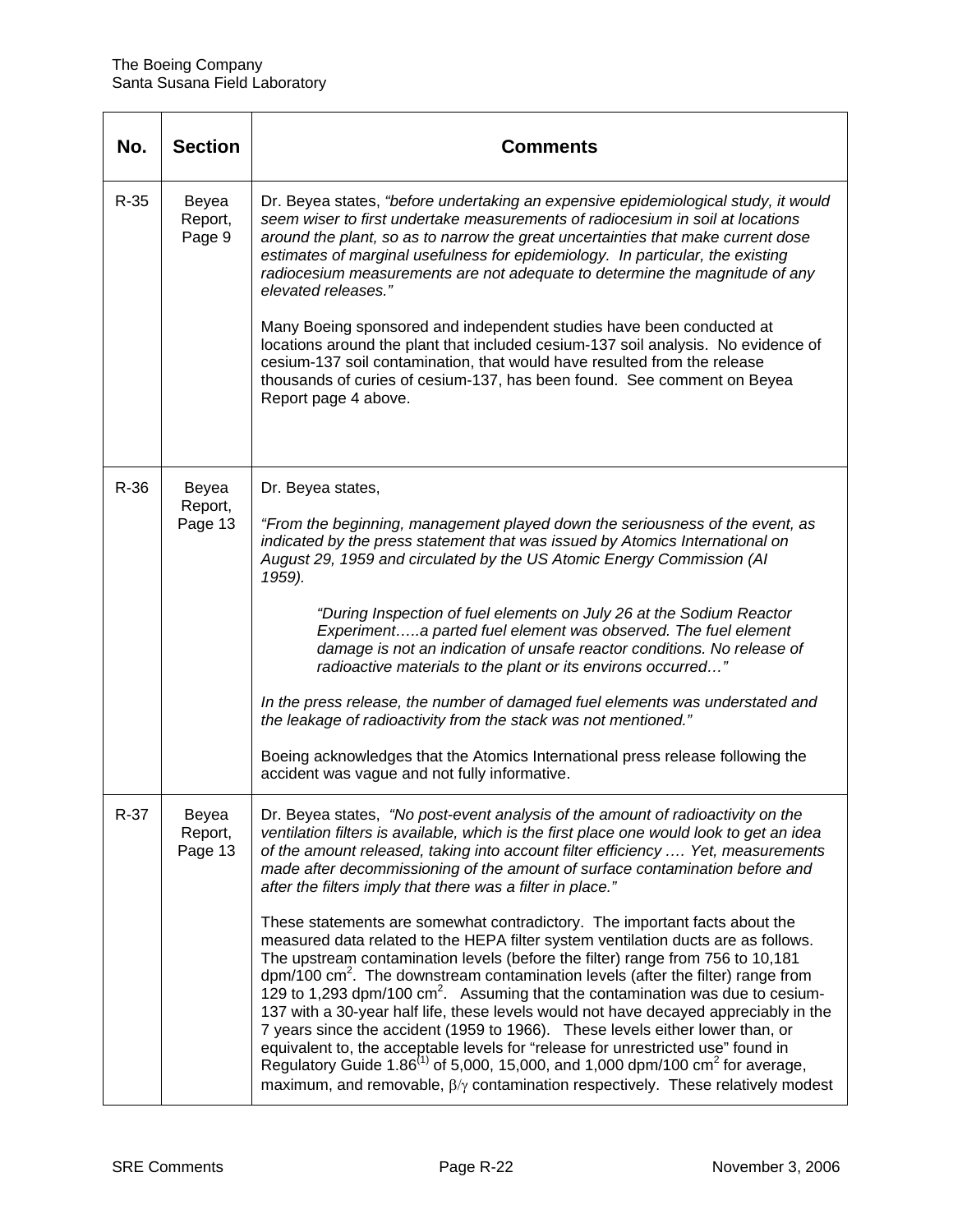| No. | Section | Comments |
|---|---|---|
| R-35 | Beyea Report, Page 9 | Dr. Beyea states, *"before undertaking an expensive epidemiological study, it would seem wiser to first undertake measurements of radiocesium in soil at locations around the plant, so as to narrow the great uncertainties that make current dose estimates of marginal usefulness for epidemiology. In particular, the existing radiocesium measurements are not adequate to determine the magnitude of any elevated releases."*<br><br>Many Boeing sponsored and independent studies have been conducted at locations around the plant that included cesium-137 soil analysis. No evidence of cesium-137 soil contamination, that would have resulted from the release thousands of curies of cesium-137, has been found. See comment on Beyea Report page 4 above. |
| R-36 | Beyea Report, Page 13 | Dr. Beyea states,<br><br>*"From the beginning, management played down the seriousness of the event, as indicated by the press statement that was issued by Atomics International on August 29, 1959 and circulated by the US Atomic Energy Commission (AI 1959).*<br><br>*"During Inspection of fuel elements on July 26 at the Sodium Reactor Experiment…..a parted fuel element was observed. The fuel element damage is not an indication of unsafe reactor conditions. No release of radioactive materials to the plant or its environs occurred…"*<br><br>*In the press release, the number of damaged fuel elements was understated and the leakage of radioactivity from the stack was not mentioned."*<br><br>Boeing acknowledges that the Atomics International press release following the accident was vague and not fully informative. |
| R-37 | Beyea Report, Page 13 | Dr. Beyea states, *"No post-event analysis of the amount of radioactivity on the ventilation filters is available, which is the first place one would look to get an idea of the amount released, taking into account filter efficiency …. Yet, measurements made after decommissioning of the amount of surface contamination before and after the filters imply that there was a filter in place."*<br><br>These statements are somewhat contradictory. The important facts about the measured data related to the HEPA filter system ventilation ducts are as follows. The upstream contamination levels (before the filter) range from 756 to 10,181 dpm/100 $cm^2$. The downstream contamination levels (after the filter) range from 129 to 1,293 dpm/100 $cm^2$. Assuming that the contamination was due to cesium-137 with a 30-year half life, these levels would not have decayed appreciably in the 7 years since the accident (1959 to 1966). These levels either lower than, or equivalent to, the acceptable levels for "release for unrestricted use" found in Regulatory Guide 1.86[(1)] of 5,000, 15,000, and 1,000 dpm/100 $cm^2$ for average, maximum, and removable, $\beta/\gamma$ contamination respectively. These relatively modest |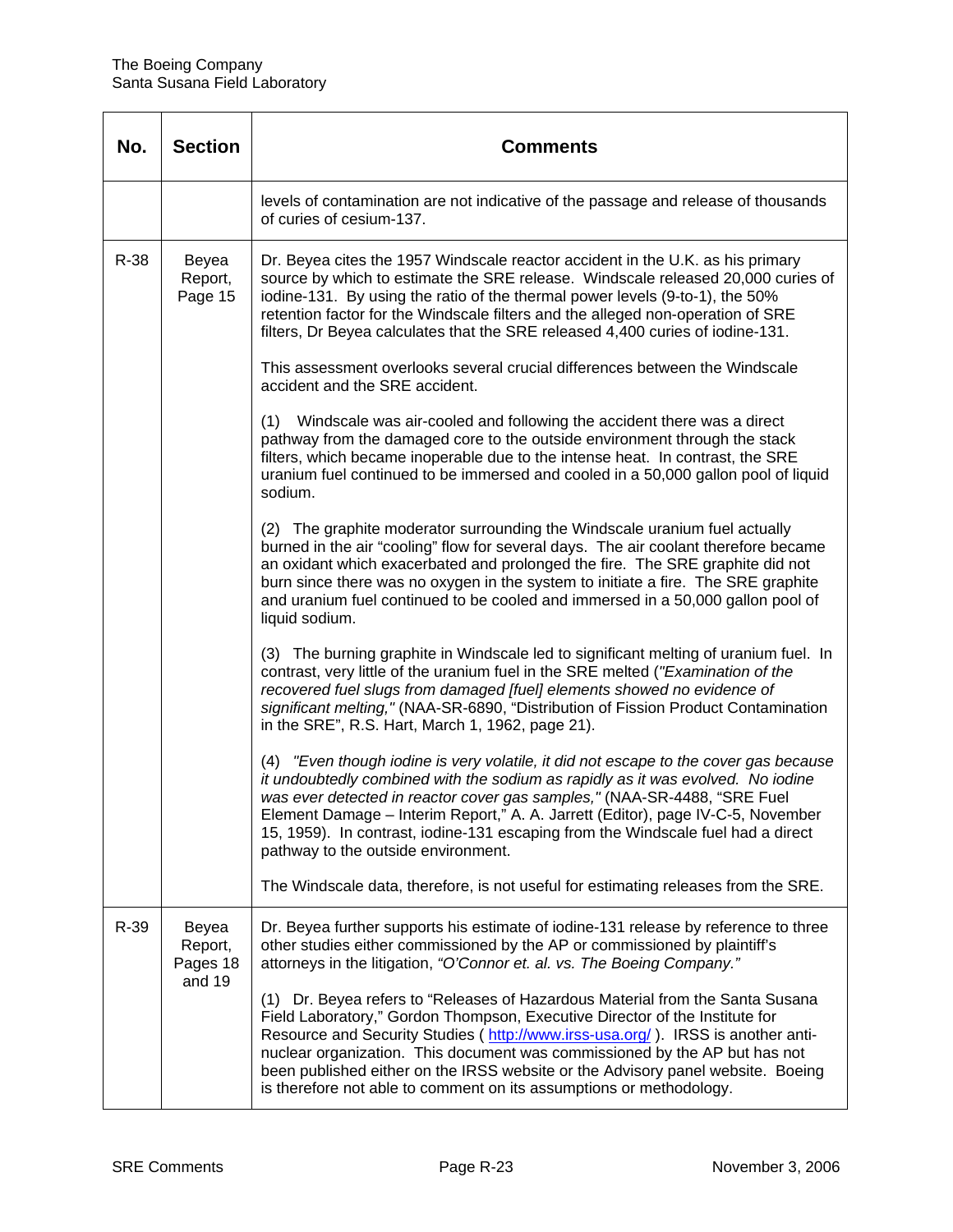| No. | Section | Comments |
|---|---|---|
| | | levels of contamination are not indicative of the passage and release of thousands of curies of cesium-137. |
| R-38 | Beyea Report, Page 15 | Dr. Beyea cites the 1957 Windscale reactor accident in the U.K. as his primary source by which to estimate the SRE release. Windscale released 20,000 curies of iodine-131. By using the ratio of the thermal power levels (9-to-1), the 50% retention factor for the Windscale filters and the alleged non-operation of SRE filters, Dr Beyea calculates that the SRE released 4,400 curies of iodine-131.<br><br>This assessment overlooks several crucial differences between the Windscale accident and the SRE accident.<br><br>(1) Windscale was air-cooled and following the accident there was a direct pathway from the damaged core to the outside environment through the stack filters, which became inoperable due to the intense heat. In contrast, the SRE uranium fuel continued to be immersed and cooled in a 50,000 gallon pool of liquid sodium.<br><br>(2) The graphite moderator surrounding the Windscale uranium fuel actually burned in the air "cooling" flow for several days. The air coolant therefore became an oxidant which exacerbated and prolonged the fire. The SRE graphite did not burn since there was no oxygen in the system to initiate a fire. The SRE graphite and uranium fuel continued to be cooled and immersed in a 50,000 gallon pool of liquid sodium.<br><br>(3) The burning graphite in Windscale led to significant melting of uranium fuel. In contrast, very little of the uranium fuel in the SRE melted (*"Examination of the recovered fuel slugs from damaged [fuel] elements showed no evidence of significant melting,"* (NAA-SR-6890, "Distribution of Fission Product Contamination in the SRE", R.S. Hart, March 1, 1962, page 21).<br><br>(4) *"Even though iodine is very volatile, it did not escape to the cover gas because it undoubtedly combined with the sodium as rapidly as it was evolved. No iodine was ever detected in reactor cover gas samples,"* (NAA-SR-4488, "SRE Fuel Element Damage – Interim Report," A. A. Jarrett (Editor), page IV-C-5, November 15, 1959). In contrast, iodine-131 escaping from the Windscale fuel had a direct pathway to the outside environment.<br><br>The Windscale data, therefore, is not useful for estimating releases from the SRE. |
| R-39 | Beyea Report, Pages 18 and 19 | Dr. Beyea further supports his estimate of iodine-131 release by reference to three other studies either commissioned by the AP or commissioned by plaintiff's attorneys in the litigation, *"O'Connor et. al. vs. The Boeing Company."*<br><br>(1) Dr. Beyea refers to "Releases of Hazardous Material from the Santa Susana Field Laboratory," Gordon Thompson, Executive Director of the Institute for Resource and Security Studies ( http://www.irss-usa.org/ ). IRSS is another anti-nuclear organization. This document was commissioned by the AP but has not been published either on the IRSS website or the Advisory panel website. Boeing is therefore not able to comment on its assumptions or methodology. |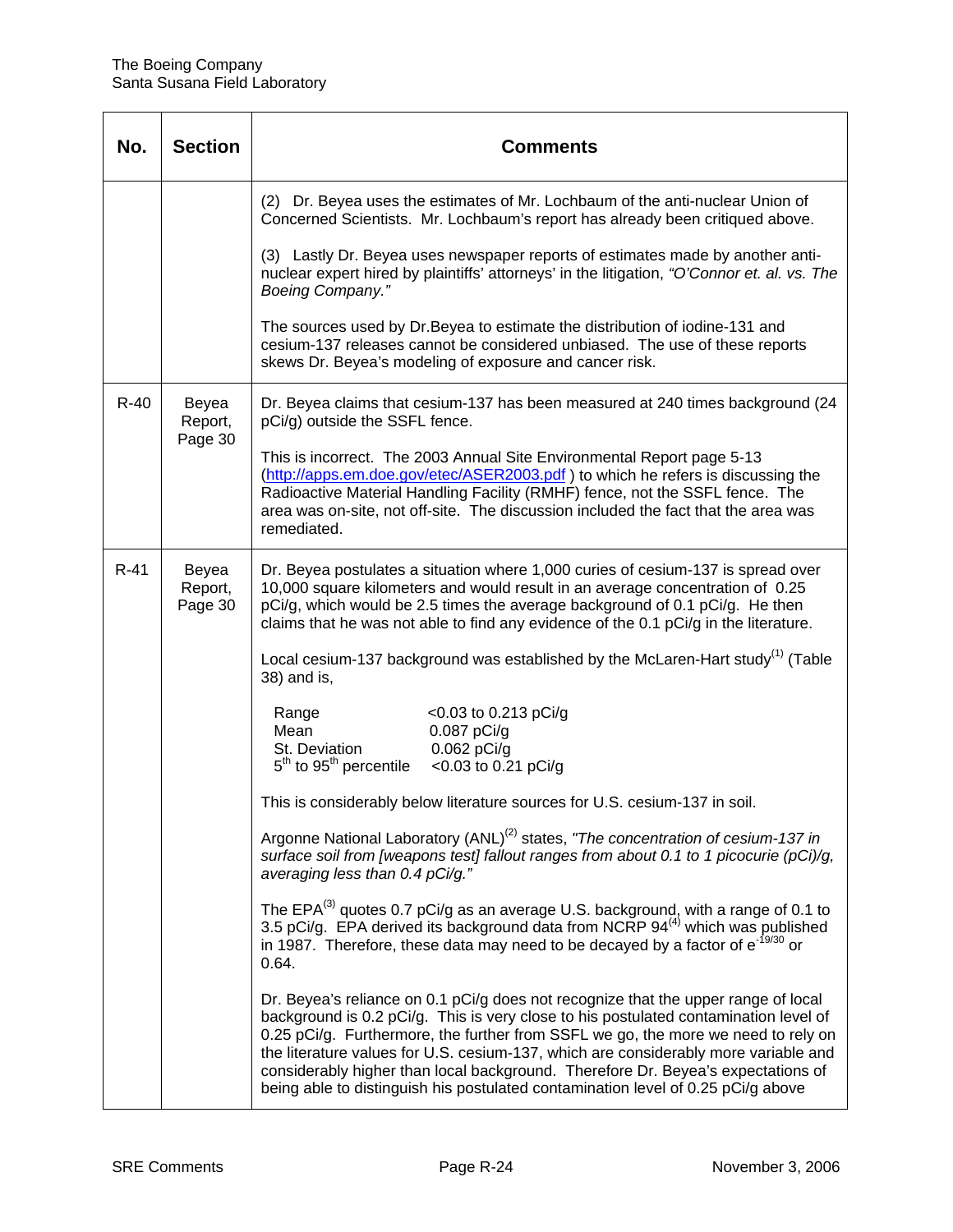| No. | Section | Comments |
|---|---|---|
| | | (2) Dr. Beyea uses the estimates of Mr. Lochbaum of the anti-nuclear Union of Concerned Scientists. Mr. Lochbaum's report has already been critiqued above.<br><br>(3) Lastly Dr. Beyea uses newspaper reports of estimates made by another anti-nuclear expert hired by plaintiffs' attorneys' in the litigation, *"O'Connor et. al. vs. The Boeing Company."*<br><br>The sources used by Dr.Beyea to estimate the distribution of iodine-131 and cesium-137 releases cannot be considered unbiased. The use of these reports skews Dr. Beyea's modeling of exposure and cancer risk. |
| R-40 | Beyea Report, Page 30 | Dr. Beyea claims that cesium-137 has been measured at 240 times background (24 pCi/g) outside the SSFL fence.<br><br>This is incorrect. The 2003 Annual Site Environmental Report page 5-13 (http://apps.em.doe.gov/etec/ASER2003.pdf ) to which he refers is discussing the Radioactive Material Handling Facility (RMHF) fence, not the SSFL fence. The area was on-site, not off-site. The discussion included the fact that the area was remediated. |
| R-41 | Beyea Report, Page 30 | Dr. Beyea postulates a situation where 1,000 curies of cesium-137 is spread over 10,000 square kilometers and would result in an average concentration of 0.25 pCi/g, which would be 2.5 times the average background of 0.1 pCi/g. He then claims that he was not able to find any evidence of the 0.1 pCi/g in the literature.<br><br>Local cesium-137 background was established by the McLaren-Hart study[1] (Table 38) and is,<br><br>Range <0.03 to 0.213 pCi/g<br>Mean 0.087 pCi/g<br>St. Deviation 0.062 pCi/g<br>$5^{th}$ to $95^{th}$ percentile <0.03 to 0.21 pCi/g<br><br>This is considerably below literature sources for U.S. cesium-137 in soil.<br><br>Argonne National Laboratory (ANL)[2] states, *"The concentration of cesium-137 in surface soil from [weapons test] fallout ranges from about 0.1 to 1 picocurie (pCi)/g, averaging less than 0.4 pCi/g."*<br><br>The EPA[3] quotes 0.7 pCi/g as an average U.S. background, with a range of 0.1 to 3.5 pCi/g. EPA derived its background data from NCRP 94[4] which was published in 1987. Therefore, these data may need to be decayed by a factor of $e^{-19/30}$ or 0.64.<br><br>Dr. Beyea's reliance on 0.1 pCi/g does not recognize that the upper range of local background is 0.2 pCi/g. This is very close to his postulated contamination level of 0.25 pCi/g. Furthermore, the further from SSFL we go, the more we need to rely on the literature values for U.S. cesium-137, which are considerably more variable and considerably higher than local background. Therefore Dr. Beyea's expectations of being able to distinguish his postulated contamination level of 0.25 pCi/g above |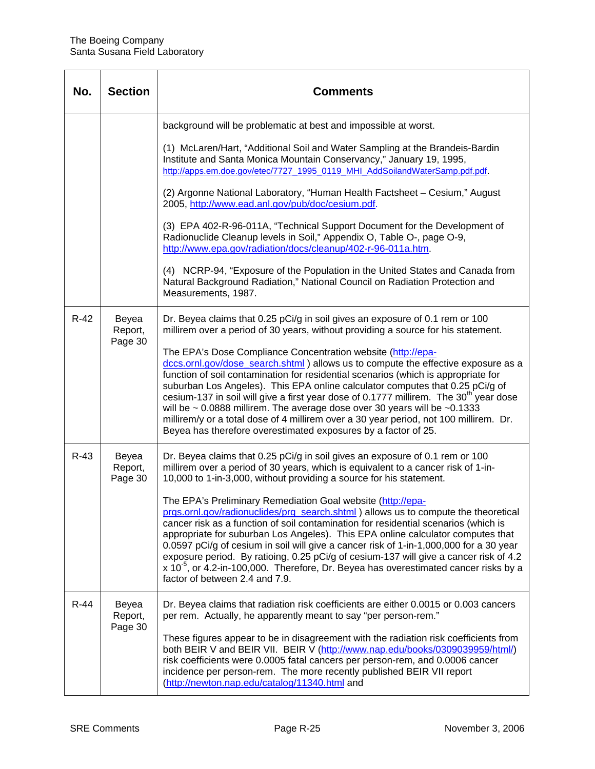| No. | Section | Comments |
|---|---|---|
| | | background will be problematic at best and impossible at worst.<br><br>(1) McLaren/Hart, "Additional Soil and Water Sampling at the Brandeis-Bardin Institute and Santa Monica Mountain Conservancy," January 19, 1995, http://apps.em.doe.gov/etec/7727_1995_0119_MHI_AddSoilandWaterSamp.pdf.pdf.<br><br>(2) Argonne National Laboratory, "Human Health Factsheet – Cesium," August 2005, http://www.ead.anl.gov/pub/doc/cesium.pdf.<br><br>(3) EPA 402-R-96-011A, "Technical Support Document for the Development of Radionuclide Cleanup levels in Soil," Appendix O, Table O-, page O-9, http://www.epa.gov/radiation/docs/cleanup/402-r-96-011a.htm.<br><br>(4) NCRP-94, "Exposure of the Population in the United States and Canada from Natural Background Radiation," National Council on Radiation Protection and Measurements, 1987. |
| R-42 | Beyea Report, Page 30 | Dr. Beyea claims that 0.25 pCi/g in soil gives an exposure of 0.1 rem or 100 millirem over a period of 30 years, without providing a source for his statement.<br><br>The EPA's Dose Compliance Concentration website (http://epa-dccs.ornl.gov/dose_search.shtml ) allows us to compute the effective exposure as a function of soil contamination for residential scenarios (which is appropriate for suburban Los Angeles). This EPA online calculator computes that 0.25 pCi/g of cesium-137 in soil will give a first year dose of 0.1777 millirem. The 30th year dose will be ~ 0.0888 millirem. The average dose over 30 years will be ~0.1333 millirem/y or a total dose of 4 millirem over a 30 year period, not 100 millirem. Dr. Beyea has therefore overestimated exposures by a factor of 25. |
| R-43 | Beyea Report, Page 30 | Dr. Beyea claims that 0.25 pCi/g in soil gives an exposure of 0.1 rem or 100 millirem over a period of 30 years, which is equivalent to a cancer risk of 1-in-10,000 to 1-in-3,000, without providing a source for his statement.<br><br>The EPA's Preliminary Remediation Goal website (http://epa-prgs.ornl.gov/radionuclides/prg_search.shtml ) allows us to compute the theoretical cancer risk as a function of soil contamination for residential scenarios (which is appropriate for suburban Los Angeles). This EPA online calculator computes that 0.0597 pCi/g of cesium in soil will give a cancer risk of 1-in-1,000,000 for a 30 year exposure period. By ratioing, 0.25 pCi/g of cesium-137 will give a cancer risk of $4.2 \times 10^{-5}$, or 4.2-in-100,000. Therefore, Dr. Beyea has overestimated cancer risks by a factor of between 2.4 and 7.9. |
| R-44 | Beyea Report, Page 30 | Dr. Beyea claims that radiation risk coefficients are either 0.0015 or 0.003 cancers per rem. Actually, he apparently meant to say "per person-rem."<br><br>These figures appear to be in disagreement with the radiation risk coefficients from both BEIR V and BEIR VII. BEIR V (http://www.nap.edu/books/0309039959/html/) risk coefficients were 0.0005 fatal cancers per person-rem, and 0.0006 cancer incidence per person-rem. The more recently published BEIR VII report (http://newton.nap.edu/catalog/11340.html and |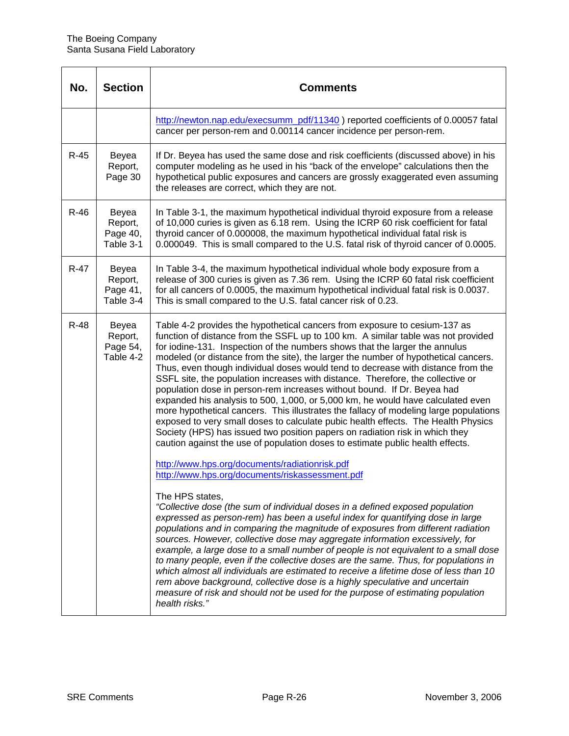| No. | Section | Comments |
|---|---|---|
| | | http://newton.nap.edu/execsumm_pdf/11340 ) reported coefficients of 0.00057 fatal cancer per person-rem and 0.00114 cancer incidence per person-rem. |
| R-45 | Beyea Report, Page 30 | If Dr. Beyea has used the same dose and risk coefficients (discussed above) in his computer modeling as he used in his "back of the envelope" calculations then the hypothetical public exposures and cancers are grossly exaggerated even assuming the releases are correct, which they are not. |
| R-46 | Beyea Report, Page 40, Table 3-1 | In Table 3-1, the maximum hypothetical individual thyroid exposure from a release of 10,000 curies is given as 6.18 rem. Using the ICRP 60 risk coefficient for fatal thyroid cancer of 0.000008, the maximum hypothetical individual fatal risk is 0.000049. This is small compared to the U.S. fatal risk of thyroid cancer of 0.0005. |
| R-47 | Beyea Report, Page 41, Table 3-4 | In Table 3-4, the maximum hypothetical individual whole body exposure from a release of 300 curies is given as 7.36 rem. Using the ICRP 60 fatal risk coefficient for all cancers of 0.0005, the maximum hypothetical individual fatal risk is 0.0037. This is small compared to the U.S. fatal cancer risk of 0.23. |
| R-48 | Beyea Report, Page 54, Table 4-2 | Table 4-2 provides the hypothetical cancers from exposure to cesium-137 as function of distance from the SSFL up to 100 km. A similar table was not provided for iodine-131. Inspection of the numbers shows that the larger the annulus modeled (or distance from the site), the larger the number of hypothetical cancers. Thus, even though individual doses would tend to decrease with distance from the SSFL site, the population increases with distance. Therefore, the collective or population dose in person-rem increases without bound. If Dr. Beyea had expanded his analysis to 500, 1,000, or 5,000 km, he would have calculated even more hypothetical cancers. This illustrates the fallacy of modeling large populations exposed to very small doses to calculate pubic health effects. The Health Physics Society (HPS) has issued two position papers on radiation risk in which they caution against the use of population doses to estimate public health effects.<br><br>http://www.hps.org/documents/radiationrisk.pdf<br>http://www.hps.org/documents/riskassessment.pdf<br><br>The HPS states,<br>*"Collective dose (the sum of individual doses in a defined exposed population expressed as person-rem) has been a useful index for quantifying dose in large populations and in comparing the magnitude of exposures from different radiation sources. However, collective dose may aggregate information excessively, for example, a large dose to a small number of people is not equivalent to a small dose to many people, even if the collective doses are the same. Thus, for populations in which almost all individuals are estimated to receive a lifetime dose of less than 10 rem above background, collective dose is a highly speculative and uncertain measure of risk and should not be used for the purpose of estimating population health risks."* |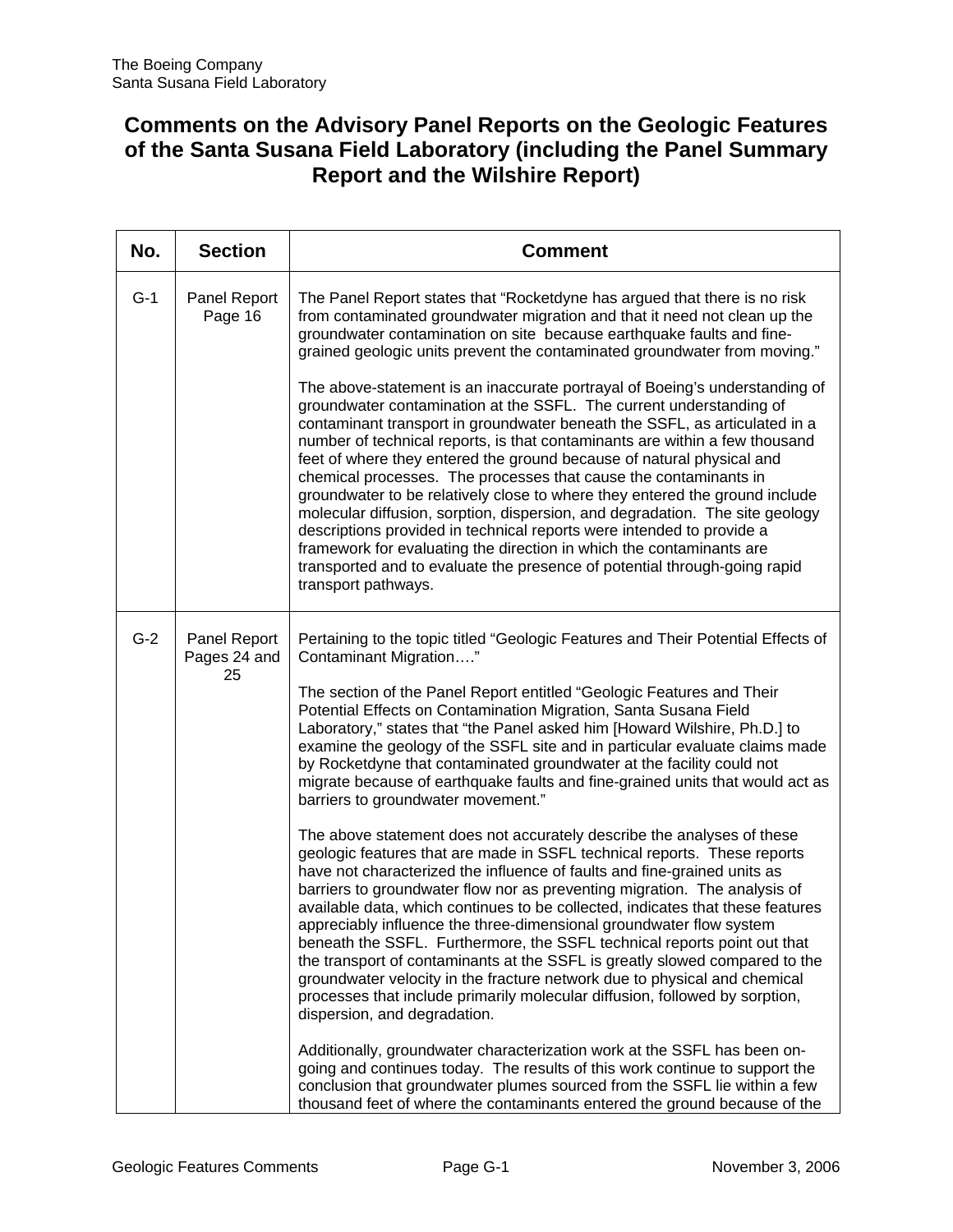The Boeing Company
Santa Susana Field Laboratory

# Comments on the Advisory Panel Reports on the Geologic Features of the Santa Susana Field Laboratory (including the Panel Summary Report and the Wilshire Report)

| No. | Section | Comment |
|---|---|---|
| G-1 | Panel Report Page 16 | The Panel Report states that "Rocketdyne has argued that there is no risk from contaminated groundwater migration and that it need not clean up the groundwater contamination on site because earthquake faults and fine-grained geologic units prevent the contaminated groundwater from moving."<br><br>The above-statement is an inaccurate portrayal of Boeing's understanding of groundwater contamination at the SSFL. The current understanding of contaminant transport in groundwater beneath the SSFL, as articulated in a number of technical reports, is that contaminants are within a few thousand feet of where they entered the ground because of natural physical and chemical processes. The processes that cause the contaminants in groundwater to be relatively close to where they entered the ground include molecular diffusion, sorption, dispersion, and degradation. The site geology descriptions provided in technical reports were intended to provide a framework for evaluating the direction in which the contaminants are transported and to evaluate the presence of potential through-going rapid transport pathways. |
| G-2 | Panel Report Pages 24 and 25 | Pertaining to the topic titled "Geologic Features and Their Potential Effects of Contaminant Migration…."<br><br>The section of the Panel Report entitled "Geologic Features and Their Potential Effects on Contamination Migration, Santa Susana Field Laboratory," states that "the Panel asked him [Howard Wilshire, Ph.D.] to examine the geology of the SSFL site and in particular evaluate claims made by Rocketdyne that contaminated groundwater at the facility could not migrate because of earthquake faults and fine-grained units that would act as barriers to groundwater movement."<br><br>The above statement does not accurately describe the analyses of these geologic features that are made in SSFL technical reports. These reports have not characterized the influence of faults and fine-grained units as barriers to groundwater flow nor as preventing migration. The analysis of available data, which continues to be collected, indicates that these features appreciably influence the three-dimensional groundwater flow system beneath the SSFL. Furthermore, the SSFL technical reports point out that the transport of contaminants at the SSFL is greatly slowed compared to the groundwater velocity in the fracture network due to physical and chemical processes that include primarily molecular diffusion, followed by sorption, dispersion, and degradation.<br><br>Additionally, groundwater characterization work at the SSFL has been on-going and continues today. The results of this work continue to support the conclusion that groundwater plumes sourced from the SSFL lie within a few thousand feet of where the contaminants entered the ground because of the |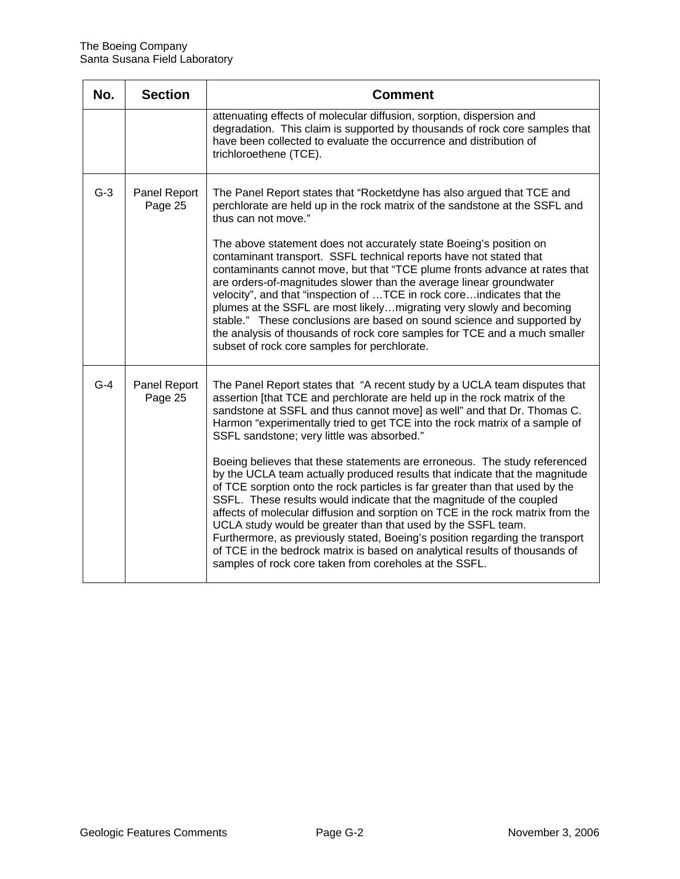| No. | Section | Comment |
|---|---|---|
| | | attenuating effects of molecular diffusion, sorption, dispersion and degradation. This claim is supported by thousands of rock core samples that have been collected to evaluate the occurrence and distribution of trichloroethene (TCE). |
| G-3 | Panel Report Page 25 | The Panel Report states that "Rocketdyne has also argued that TCE and perchlorate are held up in the rock matrix of the sandstone at the SSFL and thus can not move."<br><br>The above statement does not accurately state Boeing's position on contaminant transport. SSFL technical reports have not stated that contaminants cannot move, but that "TCE plume fronts advance at rates that are orders-of-magnitudes slower than the average linear groundwater velocity", and that "inspection of …TCE in rock core…indicates that the plumes at the SSFL are most likely…migrating very slowly and becoming stable." These conclusions are based on sound science and supported by the analysis of thousands of rock core samples for TCE and a much smaller subset of rock core samples for perchlorate. |
| G-4 | Panel Report Page 25 | The Panel Report states that "A recent study by a UCLA team disputes that assertion [that TCE and perchlorate are held up in the rock matrix of the sandstone at SSFL and thus cannot move] as well" and that Dr. Thomas C. Harmon "experimentally tried to get TCE into the rock matrix of a sample of SSFL sandstone; very little was absorbed."<br><br>Boeing believes that these statements are erroneous. The study referenced by the UCLA team actually produced results that indicate that the magnitude of TCE sorption onto the rock particles is far greater than that used by the SSFL. These results would indicate that the magnitude of the coupled affects of molecular diffusion and sorption on TCE in the rock matrix from the UCLA study would be greater than that used by the SSFL team. Furthermore, as previously stated, Boeing's position regarding the transport of TCE in the bedrock matrix is based on analytical results of thousands of samples of rock core taken from coreholes at the SSFL. |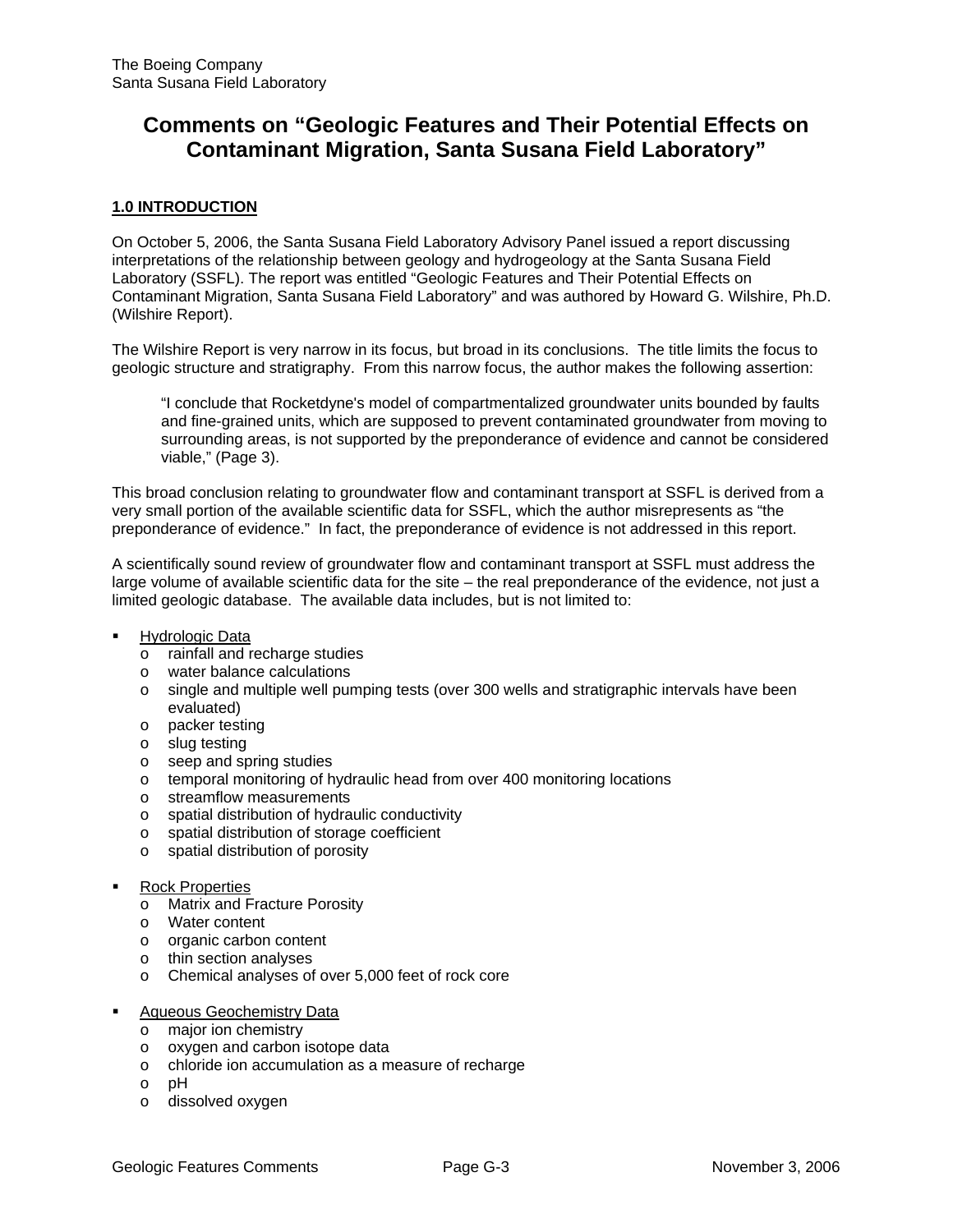The Boeing Company
Santa Susana Field Laboratory

# Comments on "Geologic Features and Their Potential Effects on Contaminant Migration, Santa Susana Field Laboratory"

## 1.0 INTRODUCTION

On October 5, 2006, the Santa Susana Field Laboratory Advisory Panel issued a report discussing interpretations of the relationship between geology and hydrogeology at the Santa Susana Field Laboratory (SSFL). The report was entitled "Geologic Features and Their Potential Effects on Contaminant Migration, Santa Susana Field Laboratory" and was authored by Howard G. Wilshire, Ph.D. (Wilshire Report).

The Wilshire Report is very narrow in its focus, but broad in its conclusions. The title limits the focus to geologic structure and stratigraphy. From this narrow focus, the author makes the following assertion:

> "I conclude that Rocketdyne's model of compartmentalized groundwater units bounded by faults and fine-grained units, which are supposed to prevent contaminated groundwater from moving to surrounding areas, is not supported by the preponderance of evidence and cannot be considered viable," (Page 3).

This broad conclusion relating to groundwater flow and contaminant transport at SSFL is derived from a very small portion of the available scientific data for SSFL, which the author misrepresents as "the preponderance of evidence." In fact, the preponderance of evidence is not addressed in this report.

A scientifically sound review of groundwater flow and contaminant transport at SSFL must address the large volume of available scientific data for the site – the real preponderance of the evidence, not just a limited geologic database. The available data includes, but is not limited to:

- Hydrologic Data
  - rainfall and recharge studies
  - water balance calculations
  - single and multiple well pumping tests (over 300 wells and stratigraphic intervals have been evaluated)
  - packer testing
  - slug testing
  - seep and spring studies
  - temporal monitoring of hydraulic head from over 400 monitoring locations
  - streamflow measurements
  - spatial distribution of hydraulic conductivity
  - spatial distribution of storage coefficient
  - spatial distribution of porosity

- Rock Properties
  - Matrix and Fracture Porosity
  - Water content
  - organic carbon content
  - thin section analyses
  - Chemical analyses of over 5,000 feet of rock core

- Aqueous Geochemistry Data
  - major ion chemistry
  - oxygen and carbon isotope data
  - chloride ion accumulation as a measure of recharge
  - pH
  - dissolved oxygen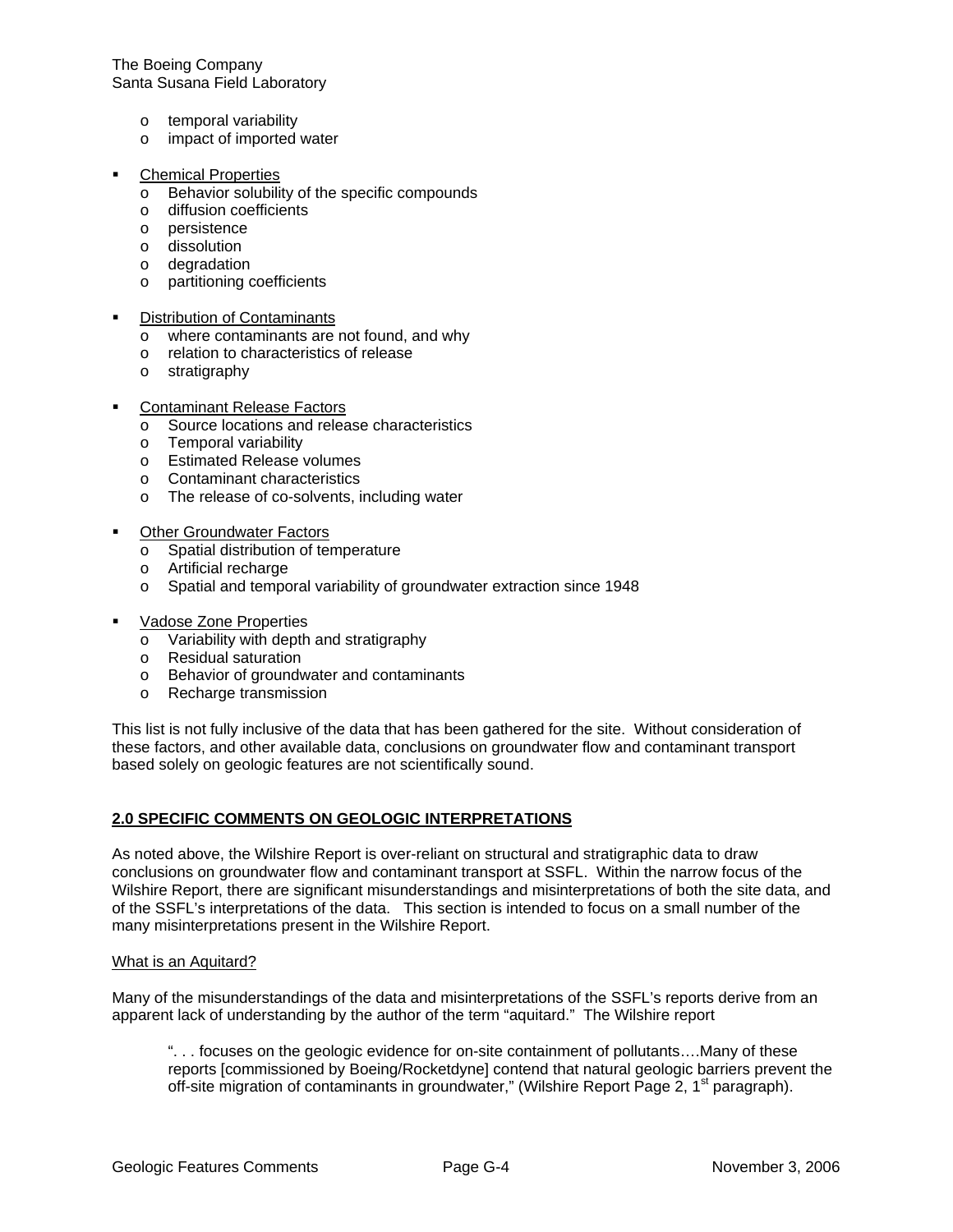- temporal variability
  - impact of imported water

- <u>Chemical Properties</u>
  - Behavior solubility of the specific compounds
  - diffusion coefficients
  - persistence
  - dissolution
  - degradation
  - partitioning coefficients

- <u>Distribution of Contaminants</u>
  - where contaminants are not found, and why
  - relation to characteristics of release
  - stratigraphy

- <u>Contaminant Release Factors</u>
  - Source locations and release characteristics
  - Temporal variability
  - Estimated Release volumes
  - Contaminant characteristics
  - The release of co-solvents, including water

- <u>Other Groundwater Factors</u>
  - Spatial distribution of temperature
  - Artificial recharge
  - Spatial and temporal variability of groundwater extraction since 1948

- <u>Vadose Zone Properties</u>
  - Variability with depth and stratigraphy
  - Residual saturation
  - Behavior of groundwater and contaminants
  - Recharge transmission

This list is not fully inclusive of the data that has been gathered for the site. Without consideration of these factors, and other available data, conclusions on groundwater flow and contaminant transport based solely on geologic features are not scientifically sound.

## 2.0 SPECIFIC COMMENTS ON GEOLOGIC INTERPRETATIONS

As noted above, the Wilshire Report is over-reliant on structural and stratigraphic data to draw conclusions on groundwater flow and contaminant transport at SSFL. Within the narrow focus of the Wilshire Report, there are significant misunderstandings and misinterpretations of both the site data, and of the SSFL's interpretations of the data. This section is intended to focus on a small number of the many misinterpretations present in the Wilshire Report.

### <u>What is an Aquitard?</u>

Many of the misunderstandings of the data and misinterpretations of the SSFL's reports derive from an apparent lack of understanding by the author of the term "aquitard." The Wilshire report

> ". . . focuses on the geologic evidence for on-site containment of pollutants….Many of these reports [commissioned by Boeing/Rocketdyne] contend that natural geologic barriers prevent the off-site migration of contaminants in groundwater," (Wilshire Report Page 2, 1st paragraph).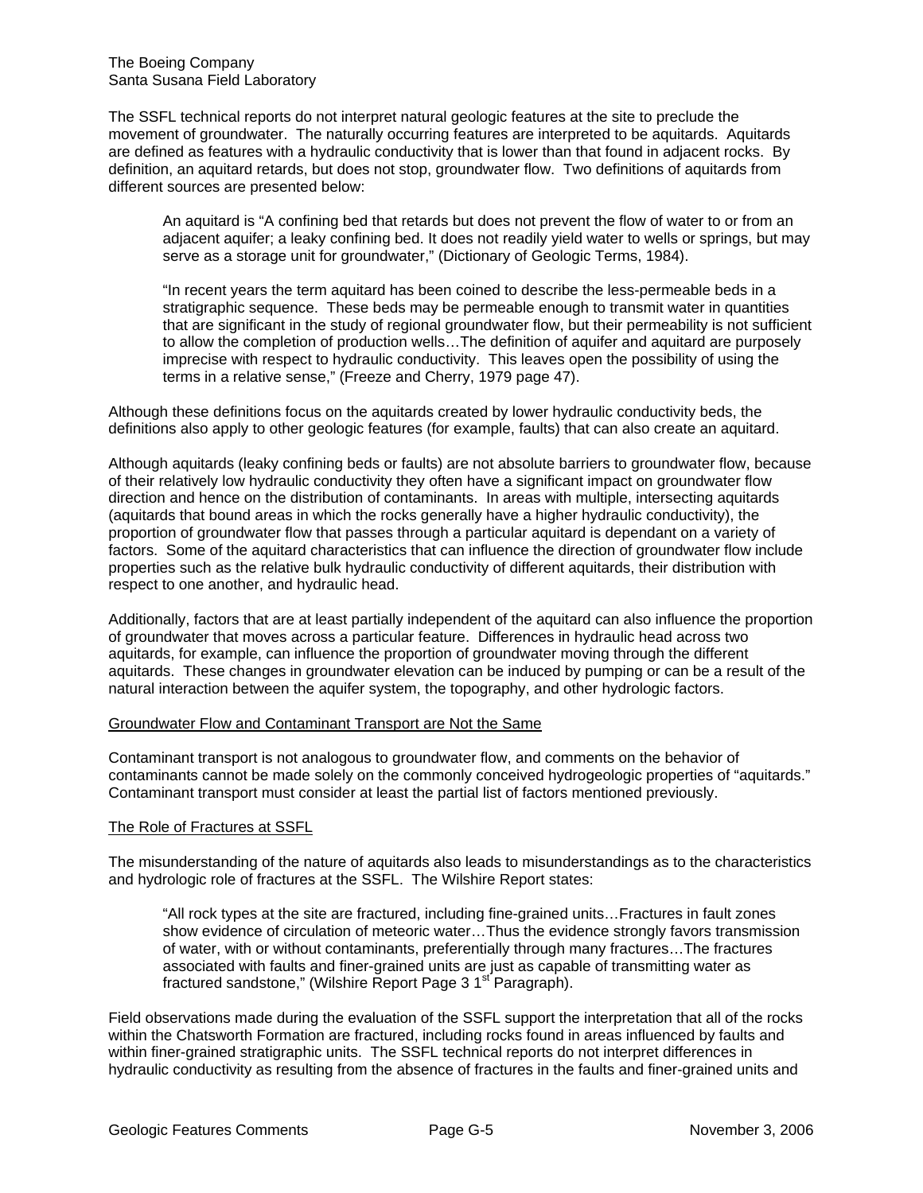The SSFL technical reports do not interpret natural geologic features at the site to preclude the movement of groundwater. The naturally occurring features are interpreted to be aquitards. Aquitards are defined as features with a hydraulic conductivity that is lower than that found in adjacent rocks. By definition, an aquitard retards, but does not stop, groundwater flow. Two definitions of aquitards from different sources are presented below:

> An aquitard is "A confining bed that retards but does not prevent the flow of water to or from an adjacent aquifer; a leaky confining bed. It does not readily yield water to wells or springs, but may serve as a storage unit for groundwater," (Dictionary of Geologic Terms, 1984).
>
> "In recent years the term aquitard has been coined to describe the less-permeable beds in a stratigraphic sequence. These beds may be permeable enough to transmit water in quantities that are significant in the study of regional groundwater flow, but their permeability is not sufficient to allow the completion of production wells…The definition of aquifer and aquitard are purposely imprecise with respect to hydraulic conductivity. This leaves open the possibility of using the terms in a relative sense," (Freeze and Cherry, 1979 page 47).

Although these definitions focus on the aquitards created by lower hydraulic conductivity beds, the definitions also apply to other geologic features (for example, faults) that can also create an aquitard.

Although aquitards (leaky confining beds or faults) are not absolute barriers to groundwater flow, because of their relatively low hydraulic conductivity they often have a significant impact on groundwater flow direction and hence on the distribution of contaminants. In areas with multiple, intersecting aquitards (aquitards that bound areas in which the rocks generally have a higher hydraulic conductivity), the proportion of groundwater flow that passes through a particular aquitard is dependant on a variety of factors. Some of the aquitard characteristics that can influence the direction of groundwater flow include properties such as the relative bulk hydraulic conductivity of different aquitards, their distribution with respect to one another, and hydraulic head.

Additionally, factors that are at least partially independent of the aquitard can also influence the proportion of groundwater that moves across a particular feature. Differences in hydraulic head across two aquitards, for example, can influence the proportion of groundwater moving through the different aquitards. These changes in groundwater elevation can be induced by pumping or can be a result of the natural interaction between the aquifer system, the topography, and other hydrologic factors.

## Groundwater Flow and Contaminant Transport are Not the Same

Contaminant transport is not analogous to groundwater flow, and comments on the behavior of contaminants cannot be made solely on the commonly conceived hydrogeologic properties of "aquitards." Contaminant transport must consider at least the partial list of factors mentioned previously.

## The Role of Fractures at SSFL

The misunderstanding of the nature of aquitards also leads to misunderstandings as to the characteristics and hydrologic role of fractures at the SSFL. The Wilshire Report states:

> "All rock types at the site are fractured, including fine-grained units…Fractures in fault zones show evidence of circulation of meteoric water…Thus the evidence strongly favors transmission of water, with or without contaminants, preferentially through many fractures…The fractures associated with faults and finer-grained units are just as capable of transmitting water as fractured sandstone," (Wilshire Report Page 3 1st Paragraph).

Field observations made during the evaluation of the SSFL support the interpretation that all of the rocks within the Chatsworth Formation are fractured, including rocks found in areas influenced by faults and within finer-grained stratigraphic units. The SSFL technical reports do not interpret differences in hydraulic conductivity as resulting from the absence of fractures in the faults and finer-grained units and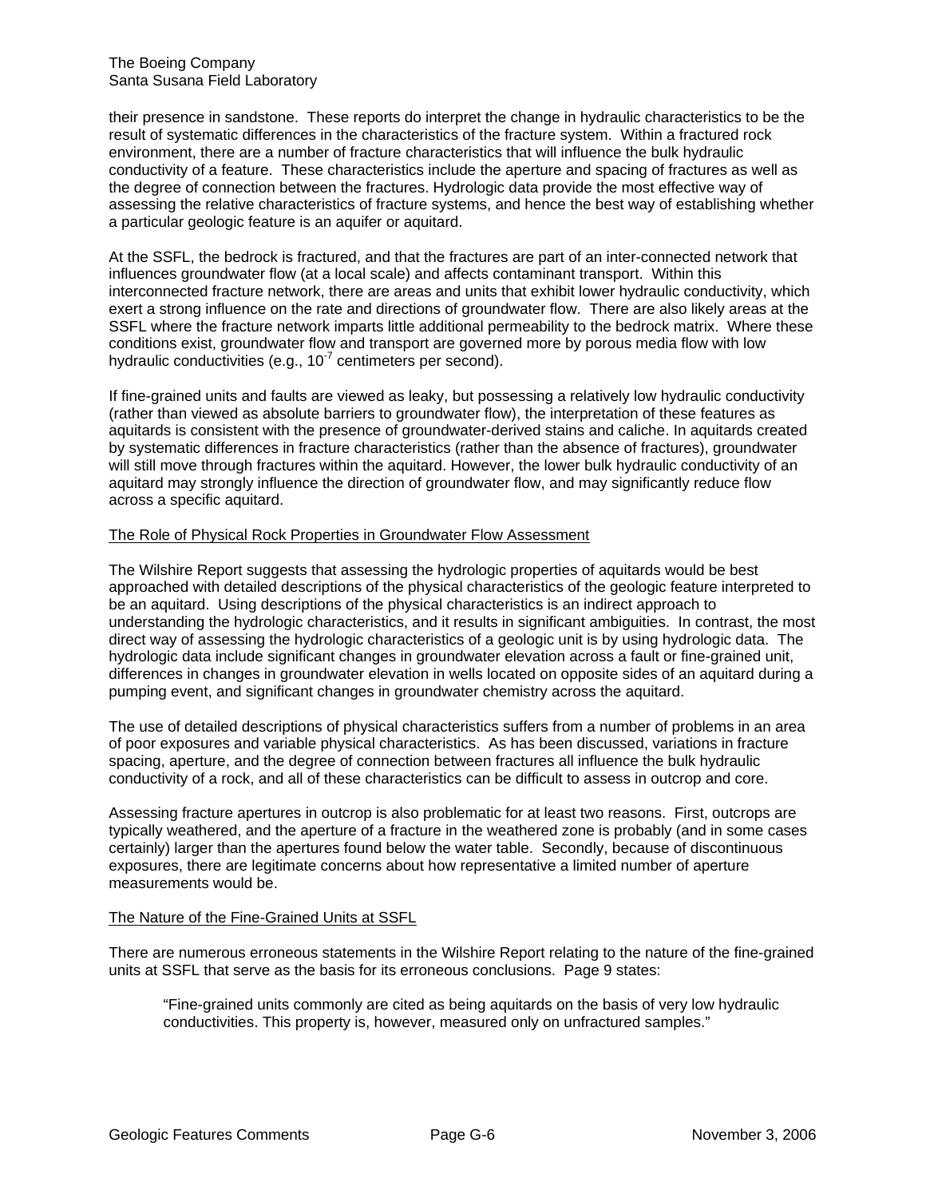their presence in sandstone. These reports do interpret the change in hydraulic characteristics to be the result of systematic differences in the characteristics of the fracture system. Within a fractured rock environment, there are a number of fracture characteristics that will influence the bulk hydraulic conductivity of a feature. These characteristics include the aperture and spacing of fractures as well as the degree of connection between the fractures. Hydrologic data provide the most effective way of assessing the relative characteristics of fracture systems, and hence the best way of establishing whether a particular geologic feature is an aquifer or aquitard.

At the SSFL, the bedrock is fractured, and that the fractures are part of an inter-connected network that influences groundwater flow (at a local scale) and affects contaminant transport. Within this interconnected fracture network, there are areas and units that exhibit lower hydraulic conductivity, which exert a strong influence on the rate and directions of groundwater flow. There are also likely areas at the SSFL where the fracture network imparts little additional permeability to the bedrock matrix. Where these conditions exist, groundwater flow and transport are governed more by porous media flow with low hydraulic conductivities (e.g., $10^{-7}$ centimeters per second).

If fine-grained units and faults are viewed as leaky, but possessing a relatively low hydraulic conductivity (rather than viewed as absolute barriers to groundwater flow), the interpretation of these features as aquitards is consistent with the presence of groundwater-derived stains and caliche. In aquitards created by systematic differences in fracture characteristics (rather than the absence of fractures), groundwater will still move through fractures within the aquitard. However, the lower bulk hydraulic conductivity of an aquitard may strongly influence the direction of groundwater flow, and may significantly reduce flow across a specific aquitard.

<u>The Role of Physical Rock Properties in Groundwater Flow Assessment</u>

The Wilshire Report suggests that assessing the hydrologic properties of aquitards would be best approached with detailed descriptions of the physical characteristics of the geologic feature interpreted to be an aquitard. Using descriptions of the physical characteristics is an indirect approach to understanding the hydrologic characteristics, and it results in significant ambiguities. In contrast, the most direct way of assessing the hydrologic characteristics of a geologic unit is by using hydrologic data. The hydrologic data include significant changes in groundwater elevation across a fault or fine-grained unit, differences in changes in groundwater elevation in wells located on opposite sides of an aquitard during a pumping event, and significant changes in groundwater chemistry across the aquitard.

The use of detailed descriptions of physical characteristics suffers from a number of problems in an area of poor exposures and variable physical characteristics. As has been discussed, variations in fracture spacing, aperture, and the degree of connection between fractures all influence the bulk hydraulic conductivity of a rock, and all of these characteristics can be difficult to assess in outcrop and core.

Assessing fracture apertures in outcrop is also problematic for at least two reasons. First, outcrops are typically weathered, and the aperture of a fracture in the weathered zone is probably (and in some cases certainly) larger than the apertures found below the water table. Secondly, because of discontinuous exposures, there are legitimate concerns about how representative a limited number of aperture measurements would be.

<u>The Nature of the Fine-Grained Units at SSFL</u>

There are numerous erroneous statements in the Wilshire Report relating to the nature of the fine-grained units at SSFL that serve as the basis for its erroneous conclusions. Page 9 states:

> "Fine-grained units commonly are cited as being aquitards on the basis of very low hydraulic conductivities. This property is, however, measured only on unfractured samples."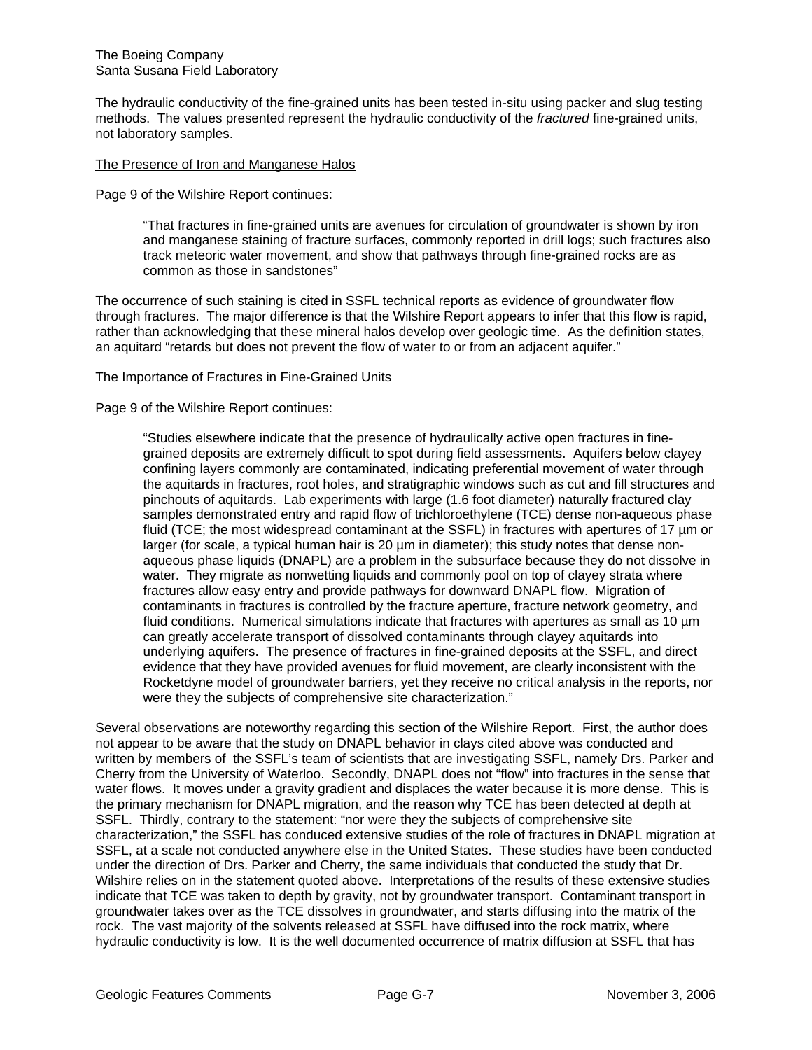The hydraulic conductivity of the fine-grained units has been tested in-situ using packer and slug testing methods. The values presented represent the hydraulic conductivity of the *fractured* fine-grained units, not laboratory samples.

<u>The Presence of Iron and Manganese Halos</u>

Page 9 of the Wilshire Report continues:

> "That fractures in fine-grained units are avenues for circulation of groundwater is shown by iron and manganese staining of fracture surfaces, commonly reported in drill logs; such fractures also track meteoric water movement, and show that pathways through fine-grained rocks are as common as those in sandstones"

The occurrence of such staining is cited in SSFL technical reports as evidence of groundwater flow through fractures. The major difference is that the Wilshire Report appears to infer that this flow is rapid, rather than acknowledging that these mineral halos develop over geologic time. As the definition states, an aquitard "retards but does not prevent the flow of water to or from an adjacent aquifer."

<u>The Importance of Fractures in Fine-Grained Units</u>

Page 9 of the Wilshire Report continues:

> "Studies elsewhere indicate that the presence of hydraulically active open fractures in fine-grained deposits are extremely difficult to spot during field assessments. Aquifers below clayey confining layers commonly are contaminated, indicating preferential movement of water through the aquitards in fractures, root holes, and stratigraphic windows such as cut and fill structures and pinchouts of aquitards. Lab experiments with large (1.6 foot diameter) naturally fractured clay samples demonstrated entry and rapid flow of trichloroethylene (TCE) dense non-aqueous phase fluid (TCE; the most widespread contaminant at the SSFL) in fractures with apertures of 17 µm or larger (for scale, a typical human hair is 20 µm in diameter); this study notes that dense non-aqueous phase liquids (DNAPL) are a problem in the subsurface because they do not dissolve in water. They migrate as nonwetting liquids and commonly pool on top of clayey strata where fractures allow easy entry and provide pathways for downward DNAPL flow. Migration of contaminants in fractures is controlled by the fracture aperture, fracture network geometry, and fluid conditions. Numerical simulations indicate that fractures with apertures as small as 10 µm can greatly accelerate transport of dissolved contaminants through clayey aquitards into underlying aquifers. The presence of fractures in fine-grained deposits at the SSFL, and direct evidence that they have provided avenues for fluid movement, are clearly inconsistent with the Rocketdyne model of groundwater barriers, yet they receive no critical analysis in the reports, nor were they the subjects of comprehensive site characterization."

Several observations are noteworthy regarding this section of the Wilshire Report. First, the author does not appear to be aware that the study on DNAPL behavior in clays cited above was conducted and written by members of the SSFL's team of scientists that are investigating SSFL, namely Drs. Parker and Cherry from the University of Waterloo. Secondly, DNAPL does not "flow" into fractures in the sense that water flows. It moves under a gravity gradient and displaces the water because it is more dense. This is the primary mechanism for DNAPL migration, and the reason why TCE has been detected at depth at SSFL. Thirdly, contrary to the statement: "nor were they the subjects of comprehensive site characterization," the SSFL has conduced extensive studies of the role of fractures in DNAPL migration at SSFL, at a scale not conducted anywhere else in the United States. These studies have been conducted under the direction of Drs. Parker and Cherry, the same individuals that conducted the study that Dr. Wilshire relies on in the statement quoted above. Interpretations of the results of these extensive studies indicate that TCE was taken to depth by gravity, not by groundwater transport. Contaminant transport in groundwater takes over as the TCE dissolves in groundwater, and starts diffusing into the matrix of the rock. The vast majority of the solvents released at SSFL have diffused into the rock matrix, where hydraulic conductivity is low. It is the well documented occurrence of matrix diffusion at SSFL that has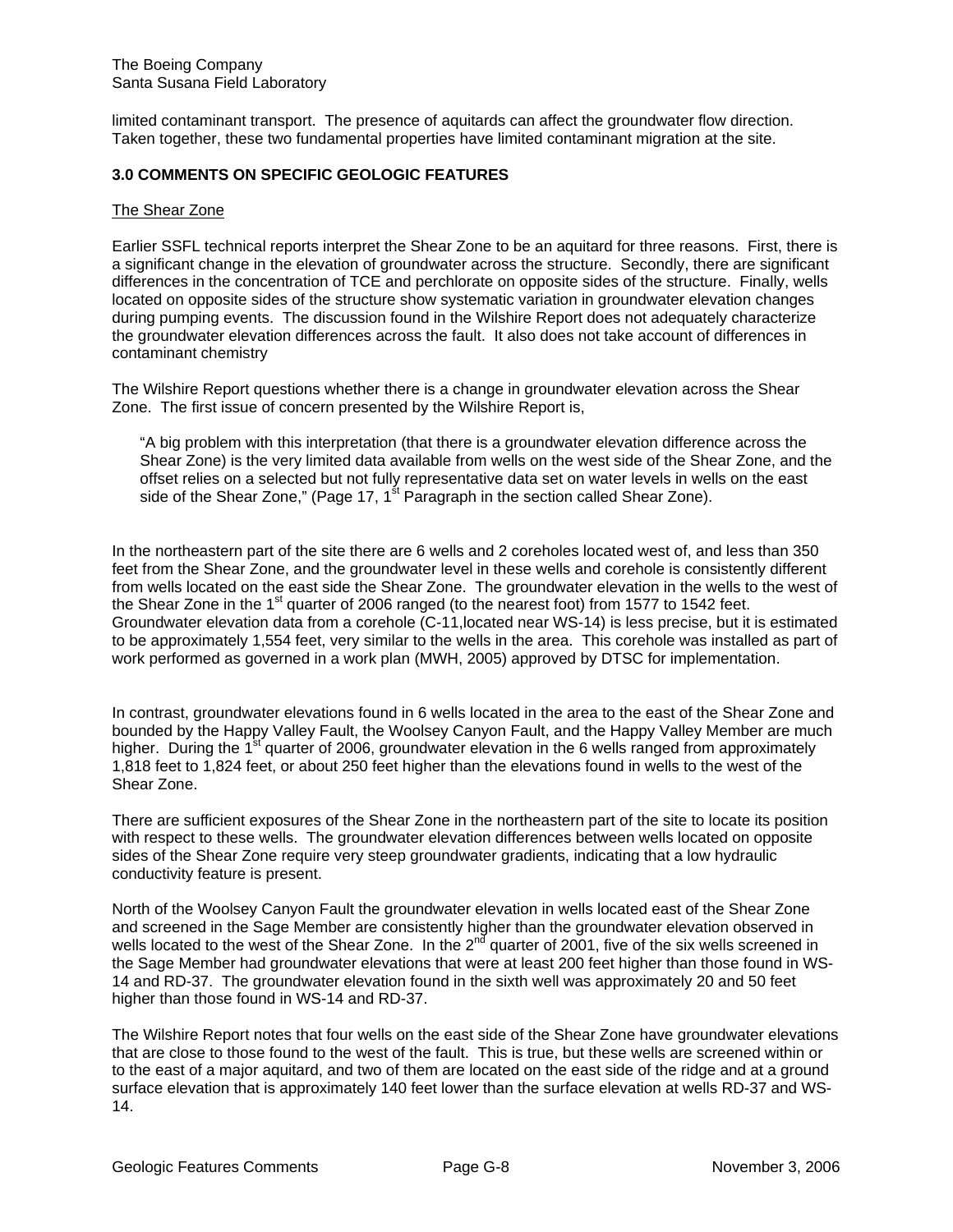limited contaminant transport. The presence of aquitards can affect the groundwater flow direction. Taken together, these two fundamental properties have limited contaminant migration at the site.

## 3.0 COMMENTS ON SPECIFIC GEOLOGIC FEATURES

### The Shear Zone

Earlier SSFL technical reports interpret the Shear Zone to be an aquitard for three reasons. First, there is a significant change in the elevation of groundwater across the structure. Secondly, there are significant differences in the concentration of TCE and perchlorate on opposite sides of the structure. Finally, wells located on opposite sides of the structure show systematic variation in groundwater elevation changes during pumping events. The discussion found in the Wilshire Report does not adequately characterize the groundwater elevation differences across the fault. It also does not take account of differences in contaminant chemistry

The Wilshire Report questions whether there is a change in groundwater elevation across the Shear Zone. The first issue of concern presented by the Wilshire Report is,

> "A big problem with this interpretation (that there is a groundwater elevation difference across the Shear Zone) is the very limited data available from wells on the west side of the Shear Zone, and the offset relies on a selected but not fully representative data set on water levels in wells on the east side of the Shear Zone," (Page 17, 1st Paragraph in the section called Shear Zone).

In the northeastern part of the site there are 6 wells and 2 coreholes located west of, and less than 350 feet from the Shear Zone, and the groundwater level in these wells and corehole is consistently different from wells located on the east side the Shear Zone. The groundwater elevation in the wells to the west of the Shear Zone in the 1st quarter of 2006 ranged (to the nearest foot) from 1577 to 1542 feet. Groundwater elevation data from a corehole (C-11,located near WS-14) is less precise, but it is estimated to be approximately 1,554 feet, very similar to the wells in the area. This corehole was installed as part of work performed as governed in a work plan (MWH, 2005) approved by DTSC for implementation.

In contrast, groundwater elevations found in 6 wells located in the area to the east of the Shear Zone and bounded by the Happy Valley Fault, the Woolsey Canyon Fault, and the Happy Valley Member are much higher. During the 1st quarter of 2006, groundwater elevation in the 6 wells ranged from approximately 1,818 feet to 1,824 feet, or about 250 feet higher than the elevations found in wells to the west of the Shear Zone.

There are sufficient exposures of the Shear Zone in the northeastern part of the site to locate its position with respect to these wells. The groundwater elevation differences between wells located on opposite sides of the Shear Zone require very steep groundwater gradients, indicating that a low hydraulic conductivity feature is present.

North of the Woolsey Canyon Fault the groundwater elevation in wells located east of the Shear Zone and screened in the Sage Member are consistently higher than the groundwater elevation observed in wells located to the west of the Shear Zone. In the 2nd quarter of 2001, five of the six wells screened in the Sage Member had groundwater elevations that were at least 200 feet higher than those found in WS-14 and RD-37. The groundwater elevation found in the sixth well was approximately 20 and 50 feet higher than those found in WS-14 and RD-37.

The Wilshire Report notes that four wells on the east side of the Shear Zone have groundwater elevations that are close to those found to the west of the fault. This is true, but these wells are screened within or to the east of a major aquitard, and two of them are located on the east side of the ridge and at a ground surface elevation that is approximately 140 feet lower than the surface elevation at wells RD-37 and WS-14.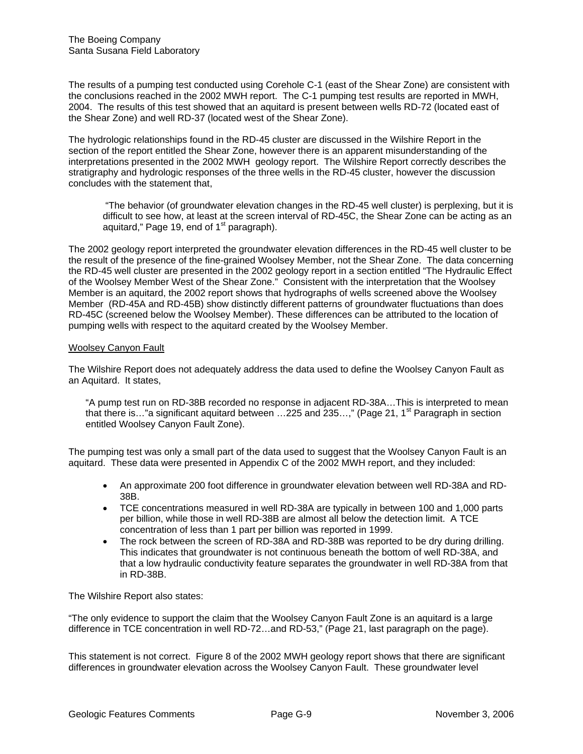The results of a pumping test conducted using Corehole C-1 (east of the Shear Zone) are consistent with the conclusions reached in the 2002 MWH report. The C-1 pumping test results are reported in MWH, 2004. The results of this test showed that an aquitard is present between wells RD-72 (located east of the Shear Zone) and well RD-37 (located west of the Shear Zone).

The hydrologic relationships found in the RD-45 cluster are discussed in the Wilshire Report in the section of the report entitled the Shear Zone, however there is an apparent misunderstanding of the interpretations presented in the 2002 MWH geology report. The Wilshire Report correctly describes the stratigraphy and hydrologic responses of the three wells in the RD-45 cluster, however the discussion concludes with the statement that,

> "The behavior (of groundwater elevation changes in the RD-45 well cluster) is perplexing, but it is difficult to see how, at least at the screen interval of RD-45C, the Shear Zone can be acting as an aquitard," Page 19, end of 1st paragraph).

The 2002 geology report interpreted the groundwater elevation differences in the RD-45 well cluster to be the result of the presence of the fine-grained Woolsey Member, not the Shear Zone. The data concerning the RD-45 well cluster are presented in the 2002 geology report in a section entitled "The Hydraulic Effect of the Woolsey Member West of the Shear Zone." Consistent with the interpretation that the Woolsey Member is an aquitard, the 2002 report shows that hydrographs of wells screened above the Woolsey Member (RD-45A and RD-45B) show distinctly different patterns of groundwater fluctuations than does RD-45C (screened below the Woolsey Member). These differences can be attributed to the location of pumping wells with respect to the aquitard created by the Woolsey Member.

<u>Woolsey Canyon Fault</u>

The Wilshire Report does not adequately address the data used to define the Woolsey Canyon Fault as an Aquitard. It states,

> "A pump test run on RD-38B recorded no response in adjacent RD-38A…This is interpreted to mean that there is…"a significant aquitard between …225 and 235…," (Page 21, 1st Paragraph in section entitled Woolsey Canyon Fault Zone).

The pumping test was only a small part of the data used to suggest that the Woolsey Canyon Fault is an aquitard. These data were presented in Appendix C of the 2002 MWH report, and they included:

- An approximate 200 foot difference in groundwater elevation between well RD-38A and RD-38B.
- TCE concentrations measured in well RD-38A are typically in between 100 and 1,000 parts per billion, while those in well RD-38B are almost all below the detection limit. A TCE concentration of less than 1 part per billion was reported in 1999.
- The rock between the screen of RD-38A and RD-38B was reported to be dry during drilling. This indicates that groundwater is not continuous beneath the bottom of well RD-38A, and that a low hydraulic conductivity feature separates the groundwater in well RD-38A from that in RD-38B.

The Wilshire Report also states:

"The only evidence to support the claim that the Woolsey Canyon Fault Zone is an aquitard is a large difference in TCE concentration in well RD-72…and RD-53," (Page 21, last paragraph on the page).

This statement is not correct. Figure 8 of the 2002 MWH geology report shows that there are significant differences in groundwater elevation across the Woolsey Canyon Fault. These groundwater level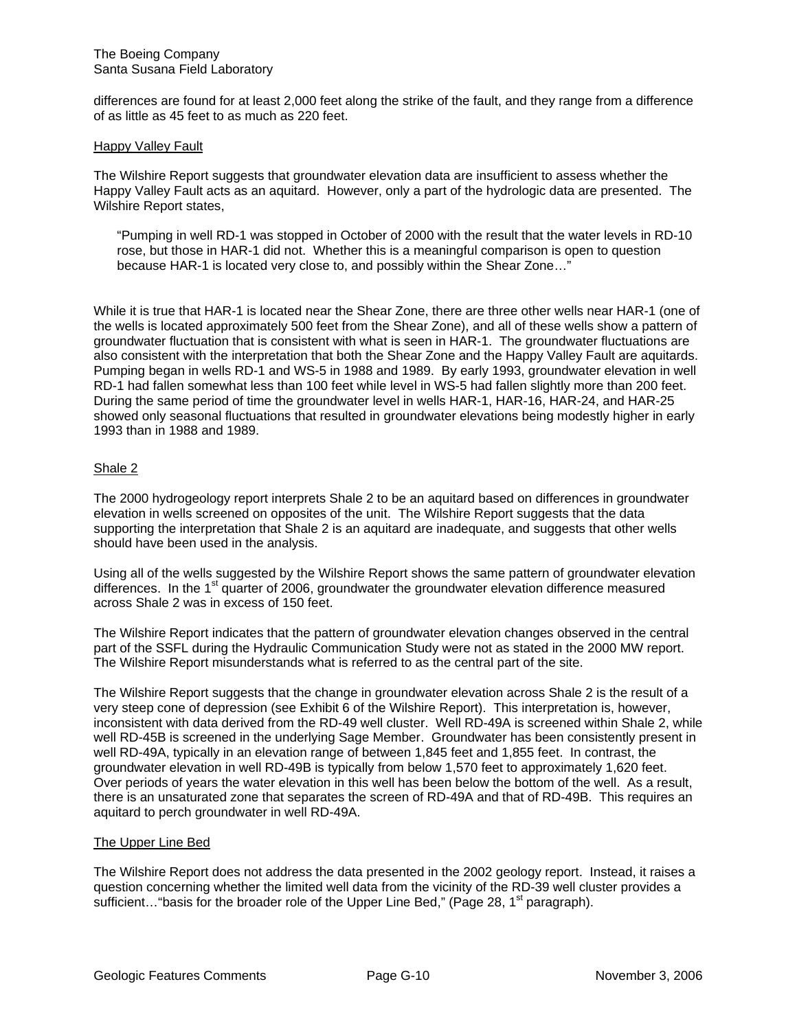differences are found for at least 2,000 feet along the strike of the fault, and they range from a difference of as little as 45 feet to as much as 220 feet.

Happy Valley Fault

The Wilshire Report suggests that groundwater elevation data are insufficient to assess whether the Happy Valley Fault acts as an aquitard. However, only a part of the hydrologic data are presented. The Wilshire Report states,

> "Pumping in well RD-1 was stopped in October of 2000 with the result that the water levels in RD-10 rose, but those in HAR-1 did not. Whether this is a meaningful comparison is open to question because HAR-1 is located very close to, and possibly within the Shear Zone…"

While it is true that HAR-1 is located near the Shear Zone, there are three other wells near HAR-1 (one of the wells is located approximately 500 feet from the Shear Zone), and all of these wells show a pattern of groundwater fluctuation that is consistent with what is seen in HAR-1. The groundwater fluctuations are also consistent with the interpretation that both the Shear Zone and the Happy Valley Fault are aquitards. Pumping began in wells RD-1 and WS-5 in 1988 and 1989. By early 1993, groundwater elevation in well RD-1 had fallen somewhat less than 100 feet while level in WS-5 had fallen slightly more than 200 feet. During the same period of time the groundwater level in wells HAR-1, HAR-16, HAR-24, and HAR-25 showed only seasonal fluctuations that resulted in groundwater elevations being modestly higher in early 1993 than in 1988 and 1989.

Shale 2

The 2000 hydrogeology report interprets Shale 2 to be an aquitard based on differences in groundwater elevation in wells screened on opposites of the unit. The Wilshire Report suggests that the data supporting the interpretation that Shale 2 is an aquitard are inadequate, and suggests that other wells should have been used in the analysis.

Using all of the wells suggested by the Wilshire Report shows the same pattern of groundwater elevation differences. In the 1st quarter of 2006, groundwater the groundwater elevation difference measured across Shale 2 was in excess of 150 feet.

The Wilshire Report indicates that the pattern of groundwater elevation changes observed in the central part of the SSFL during the Hydraulic Communication Study were not as stated in the 2000 MW report. The Wilshire Report misunderstands what is referred to as the central part of the site.

The Wilshire Report suggests that the change in groundwater elevation across Shale 2 is the result of a very steep cone of depression (see Exhibit 6 of the Wilshire Report). This interpretation is, however, inconsistent with data derived from the RD-49 well cluster. Well RD-49A is screened within Shale 2, while well RD-45B is screened in the underlying Sage Member. Groundwater has been consistently present in well RD-49A, typically in an elevation range of between 1,845 feet and 1,855 feet. In contrast, the groundwater elevation in well RD-49B is typically from below 1,570 feet to approximately 1,620 feet. Over periods of years the water elevation in this well has been below the bottom of the well. As a result, there is an unsaturated zone that separates the screen of RD-49A and that of RD-49B. This requires an aquitard to perch groundwater in well RD-49A.

The Upper Line Bed

The Wilshire Report does not address the data presented in the 2002 geology report. Instead, it raises a question concerning whether the limited well data from the vicinity of the RD-39 well cluster provides a sufficient…"basis for the broader role of the Upper Line Bed," (Page 28, 1st paragraph).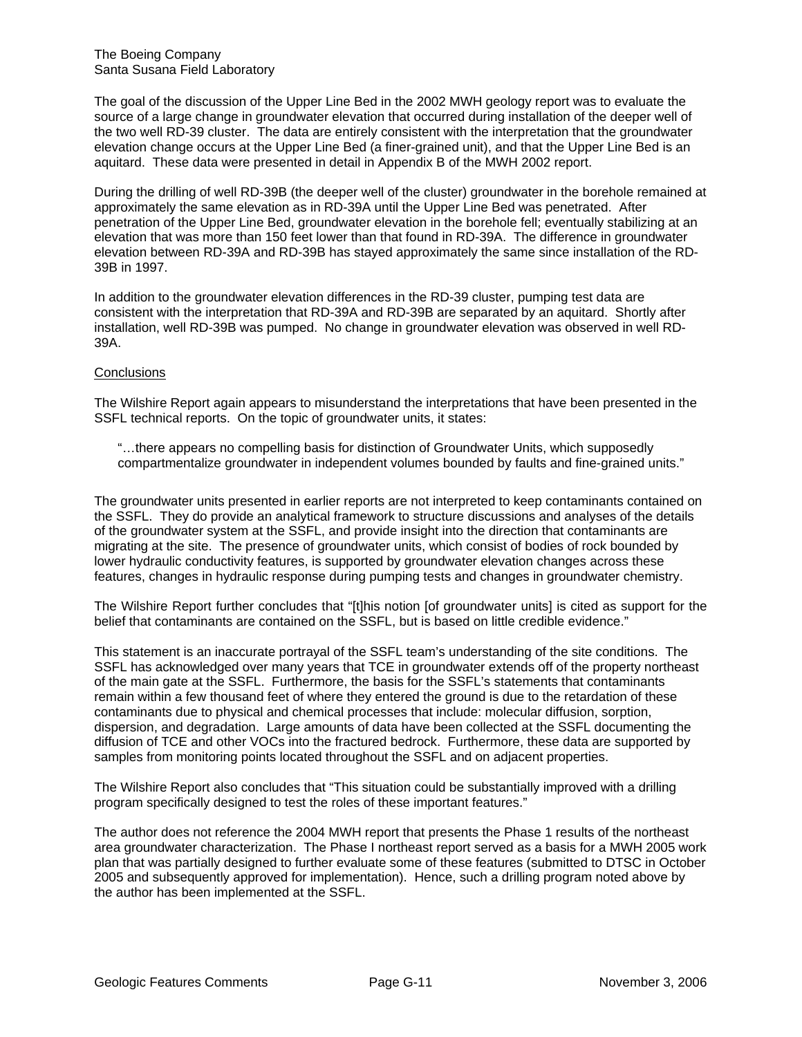The goal of the discussion of the Upper Line Bed in the 2002 MWH geology report was to evaluate the source of a large change in groundwater elevation that occurred during installation of the deeper well of the two well RD-39 cluster. The data are entirely consistent with the interpretation that the groundwater elevation change occurs at the Upper Line Bed (a finer-grained unit), and that the Upper Line Bed is an aquitard. These data were presented in detail in Appendix B of the MWH 2002 report.

During the drilling of well RD-39B (the deeper well of the cluster) groundwater in the borehole remained at approximately the same elevation as in RD-39A until the Upper Line Bed was penetrated. After penetration of the Upper Line Bed, groundwater elevation in the borehole fell; eventually stabilizing at an elevation that was more than 150 feet lower than that found in RD-39A. The difference in groundwater elevation between RD-39A and RD-39B has stayed approximately the same since installation of the RD-39B in 1997.

In addition to the groundwater elevation differences in the RD-39 cluster, pumping test data are consistent with the interpretation that RD-39A and RD-39B are separated by an aquitard. Shortly after installation, well RD-39B was pumped. No change in groundwater elevation was observed in well RD-39A.

Conclusions

The Wilshire Report again appears to misunderstand the interpretations that have been presented in the SSFL technical reports. On the topic of groundwater units, it states:

> "…there appears no compelling basis for distinction of Groundwater Units, which supposedly compartmentalize groundwater in independent volumes bounded by faults and fine-grained units."

The groundwater units presented in earlier reports are not interpreted to keep contaminants contained on the SSFL. They do provide an analytical framework to structure discussions and analyses of the details of the groundwater system at the SSFL, and provide insight into the direction that contaminants are migrating at the site. The presence of groundwater units, which consist of bodies of rock bounded by lower hydraulic conductivity features, is supported by groundwater elevation changes across these features, changes in hydraulic response during pumping tests and changes in groundwater chemistry.

The Wilshire Report further concludes that "[t]his notion [of groundwater units] is cited as support for the belief that contaminants are contained on the SSFL, but is based on little credible evidence."

This statement is an inaccurate portrayal of the SSFL team's understanding of the site conditions. The SSFL has acknowledged over many years that TCE in groundwater extends off of the property northeast of the main gate at the SSFL. Furthermore, the basis for the SSFL's statements that contaminants remain within a few thousand feet of where they entered the ground is due to the retardation of these contaminants due to physical and chemical processes that include: molecular diffusion, sorption, dispersion, and degradation. Large amounts of data have been collected at the SSFL documenting the diffusion of TCE and other VOCs into the fractured bedrock. Furthermore, these data are supported by samples from monitoring points located throughout the SSFL and on adjacent properties.

The Wilshire Report also concludes that "This situation could be substantially improved with a drilling program specifically designed to test the roles of these important features."

The author does not reference the 2004 MWH report that presents the Phase 1 results of the northeast area groundwater characterization. The Phase I northeast report served as a basis for a MWH 2005 work plan that was partially designed to further evaluate some of these features (submitted to DTSC in October 2005 and subsequently approved for implementation). Hence, such a drilling program noted above by the author has been implemented at the SSFL.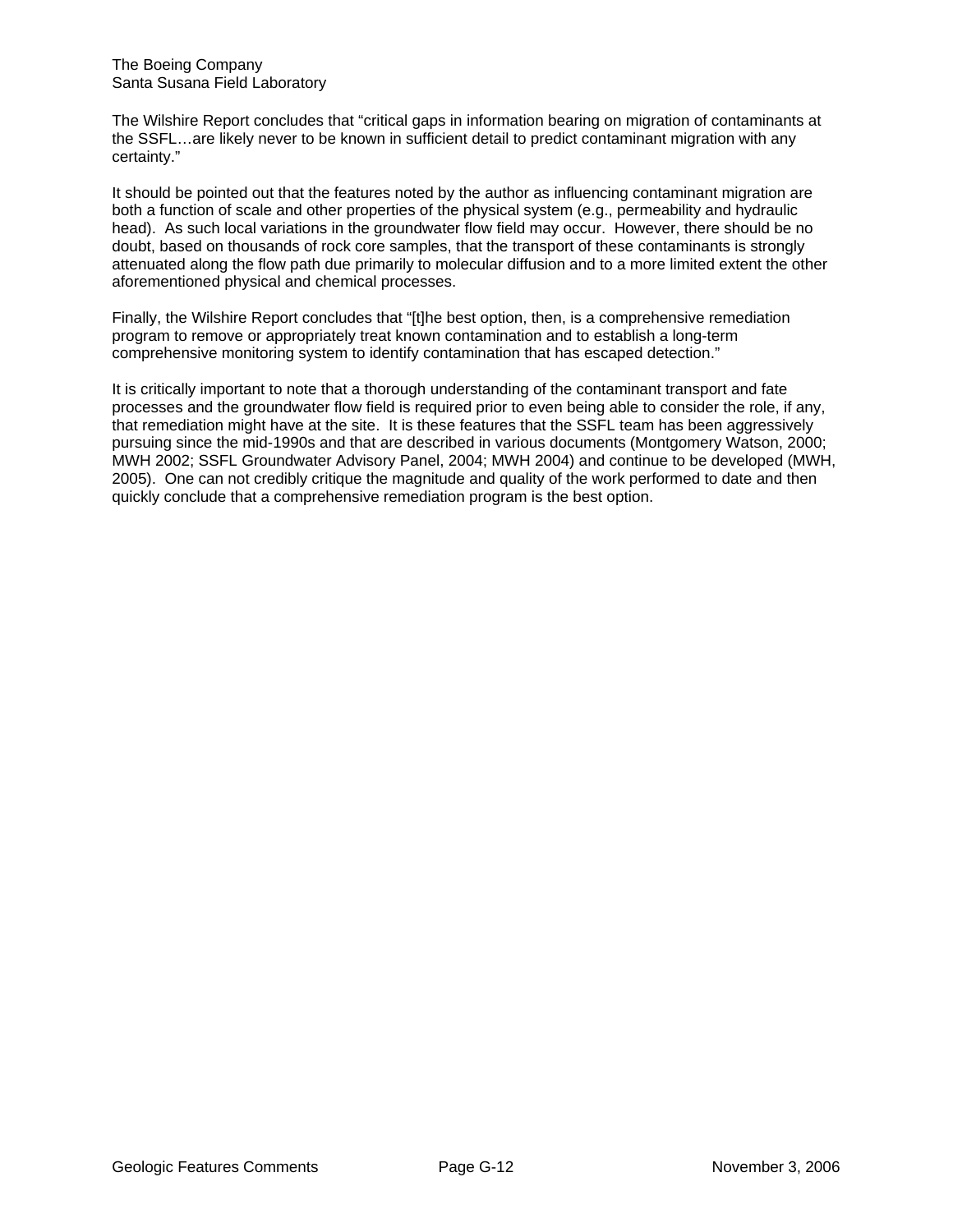The Wilshire Report concludes that "critical gaps in information bearing on migration of contaminants at the SSFL…are likely never to be known in sufficient detail to predict contaminant migration with any certainty."

It should be pointed out that the features noted by the author as influencing contaminant migration are both a function of scale and other properties of the physical system (e.g., permeability and hydraulic head). As such local variations in the groundwater flow field may occur. However, there should be no doubt, based on thousands of rock core samples, that the transport of these contaminants is strongly attenuated along the flow path due primarily to molecular diffusion and to a more limited extent the other aforementioned physical and chemical processes.

Finally, the Wilshire Report concludes that "[t]he best option, then, is a comprehensive remediation program to remove or appropriately treat known contamination and to establish a long-term comprehensive monitoring system to identify contamination that has escaped detection."

It is critically important to note that a thorough understanding of the contaminant transport and fate processes and the groundwater flow field is required prior to even being able to consider the role, if any, that remediation might have at the site. It is these features that the SSFL team has been aggressively pursuing since the mid-1990s and that are described in various documents (Montgomery Watson, 2000; MWH 2002; SSFL Groundwater Advisory Panel, 2004; MWH 2004) and continue to be developed (MWH, 2005). One can not credibly critique the magnitude and quality of the work performed to date and then quickly conclude that a comprehensive remediation program is the best option.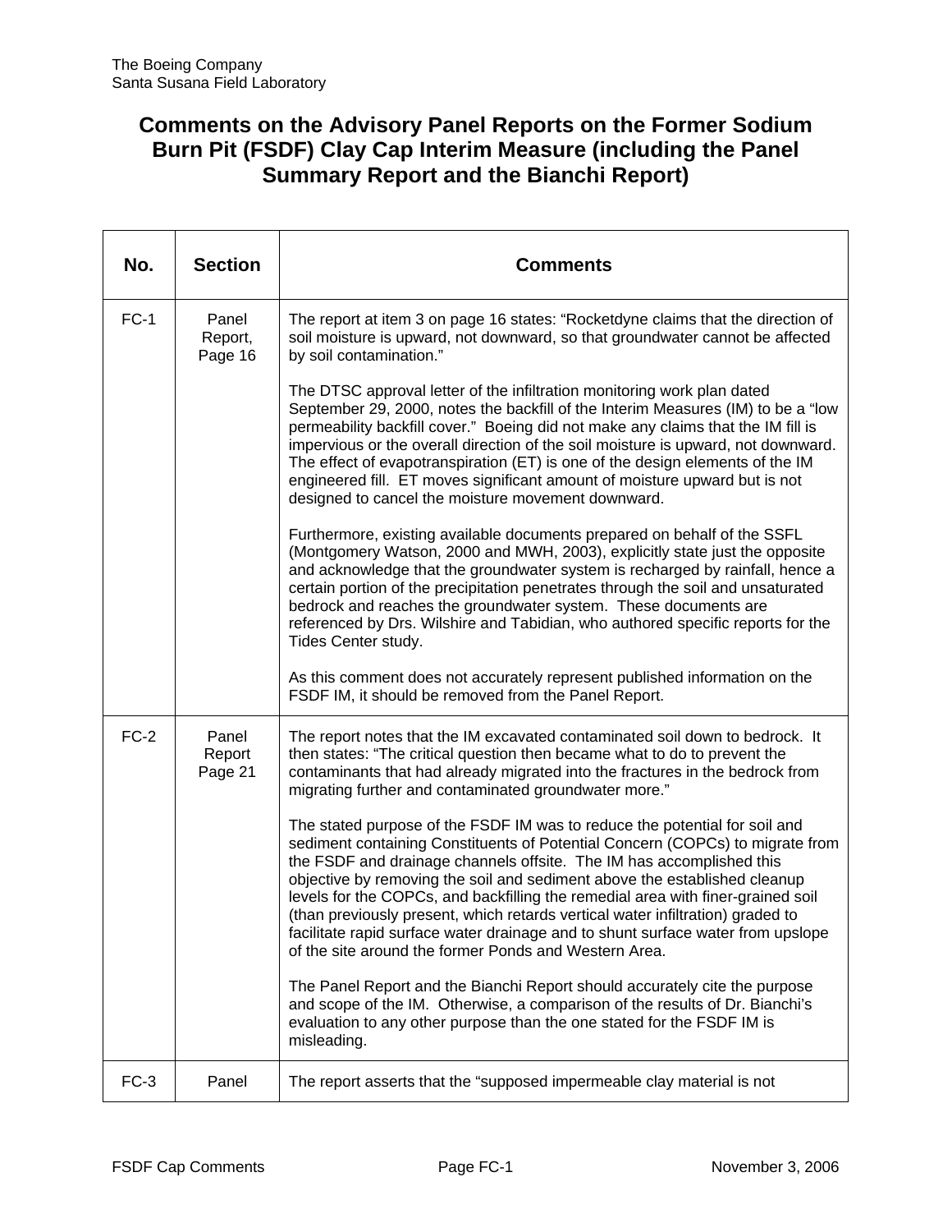The Boeing Company
Santa Susana Field Laboratory

# Comments on the Advisory Panel Reports on the Former Sodium Burn Pit (FSDF) Clay Cap Interim Measure (including the Panel Summary Report and the Bianchi Report)

| No. | Section | Comments |
|---|---|---|
| FC-1 | Panel Report, Page 16 | The report at item 3 on page 16 states: "Rocketdyne claims that the direction of soil moisture is upward, not downward, so that groundwater cannot be affected by soil contamination."<br><br>The DTSC approval letter of the infiltration monitoring work plan dated September 29, 2000, notes the backfill of the Interim Measures (IM) to be a "low permeability backfill cover." Boeing did not make any claims that the IM fill is impervious or the overall direction of the soil moisture is upward, not downward. The effect of evapotranspiration (ET) is one of the design elements of the IM engineered fill. ET moves significant amount of moisture upward but is not designed to cancel the moisture movement downward.<br><br>Furthermore, existing available documents prepared on behalf of the SSFL (Montgomery Watson, 2000 and MWH, 2003), explicitly state just the opposite and acknowledge that the groundwater system is recharged by rainfall, hence a certain portion of the precipitation penetrates through the soil and unsaturated bedrock and reaches the groundwater system. These documents are referenced by Drs. Wilshire and Tabidian, who authored specific reports for the Tides Center study.<br><br>As this comment does not accurately represent published information on the FSDF IM, it should be removed from the Panel Report. |
| FC-2 | Panel Report Page 21 | The report notes that the IM excavated contaminated soil down to bedrock. It then states: "The critical question then became what to do to prevent the contaminants that had already migrated into the fractures in the bedrock from migrating further and contaminated groundwater more."<br><br>The stated purpose of the FSDF IM was to reduce the potential for soil and sediment containing Constituents of Potential Concern (COPCs) to migrate from the FSDF and drainage channels offsite. The IM has accomplished this objective by removing the soil and sediment above the established cleanup levels for the COPCs, and backfilling the remedial area with finer-grained soil (than previously present, which retards vertical water infiltration) graded to facilitate rapid surface water drainage and to shunt surface water from upslope of the site around the former Ponds and Western Area.<br><br>The Panel Report and the Bianchi Report should accurately cite the purpose and scope of the IM. Otherwise, a comparison of the results of Dr. Bianchi's evaluation to any other purpose than the one stated for the FSDF IM is misleading. |
| FC-3 | Panel | The report asserts that the "supposed impermeable clay material is not |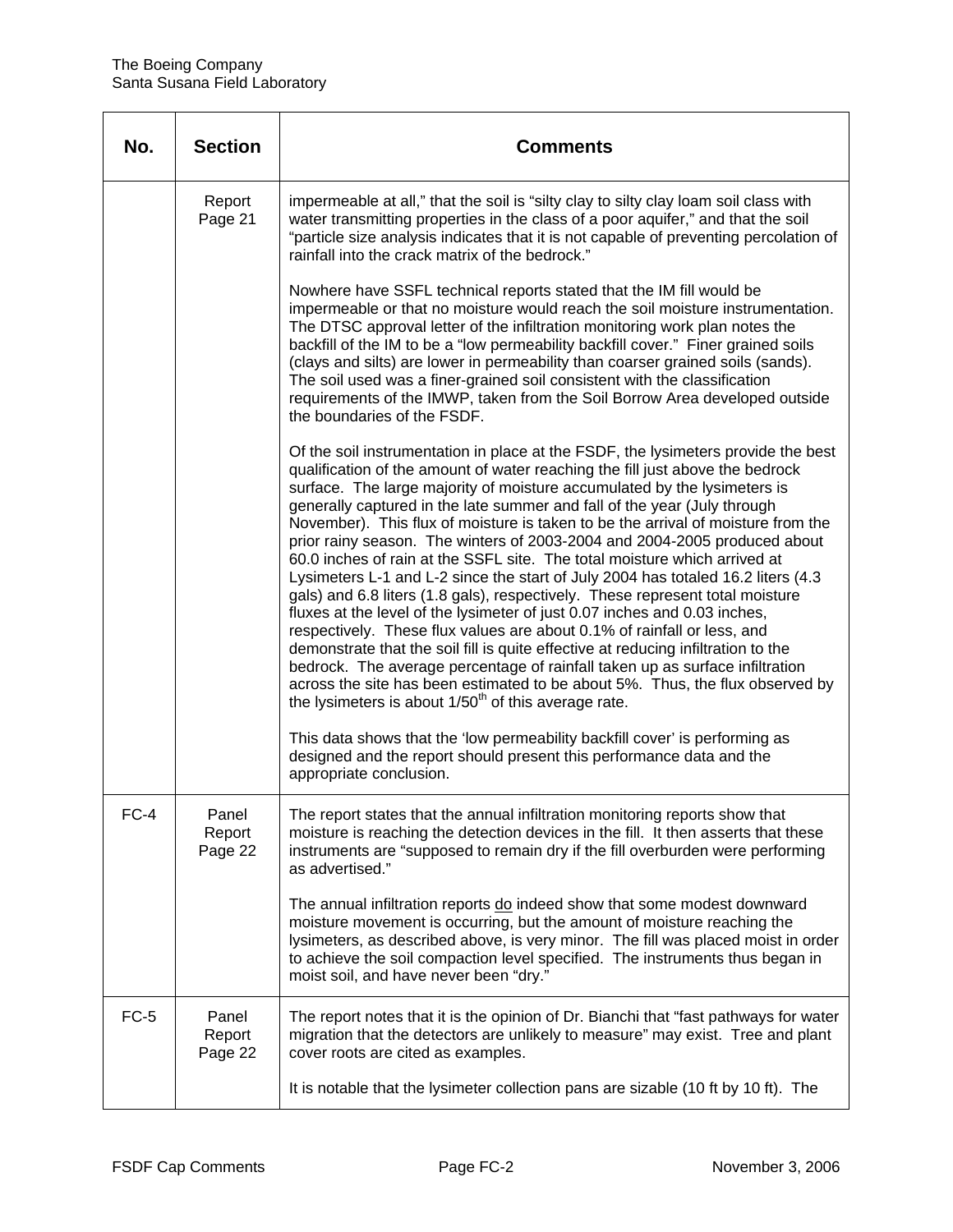| No. | Section | Comments |
|---|---|---|
| | Report Page 21 | impermeable at all," that the soil is "silty clay to silty clay loam soil class with water transmitting properties in the class of a poor aquifer," and that the soil "particle size analysis indicates that it is not capable of preventing percolation of rainfall into the crack matrix of the bedrock."<br><br>Nowhere have SSFL technical reports stated that the IM fill would be impermeable or that no moisture would reach the soil moisture instrumentation. The DTSC approval letter of the infiltration monitoring work plan notes the backfill of the IM to be a "low permeability backfill cover." Finer grained soils (clays and silts) are lower in permeability than coarser grained soils (sands). The soil used was a finer-grained soil consistent with the classification requirements of the IMWP, taken from the Soil Borrow Area developed outside the boundaries of the FSDF.<br><br>Of the soil instrumentation in place at the FSDF, the lysimeters provide the best qualification of the amount of water reaching the fill just above the bedrock surface. The large majority of moisture accumulated by the lysimeters is generally captured in the late summer and fall of the year (July through November). This flux of moisture is taken to be the arrival of moisture from the prior rainy season. The winters of 2003-2004 and 2004-2005 produced about 60.0 inches of rain at the SSFL site. The total moisture which arrived at Lysimeters L-1 and L-2 since the start of July 2004 has totaled 16.2 liters (4.3 gals) and 6.8 liters (1.8 gals), respectively. These represent total moisture fluxes at the level of the lysimeter of just 0.07 inches and 0.03 inches, respectively. These flux values are about 0.1% of rainfall or less, and demonstrate that the soil fill is quite effective at reducing infiltration to the bedrock. The average percentage of rainfall taken up as surface infiltration across the site has been estimated to be about 5%. Thus, the flux observed by the lysimeters is about 1/50$^{th}$ of this average rate.<br><br>This data shows that the 'low permeability backfill cover' is performing as designed and the report should present this performance data and the appropriate conclusion. |
| FC-4 | Panel Report Page 22 | The report states that the annual infiltration monitoring reports show that moisture is reaching the detection devices in the fill. It then asserts that these instruments are "supposed to remain dry if the fill overburden were performing as advertised."<br><br>The annual infiltration reports do indeed show that some modest downward moisture movement is occurring, but the amount of moisture reaching the lysimeters, as described above, is very minor. The fill was placed moist in order to achieve the soil compaction level specified. The instruments thus began in moist soil, and have never been "dry." |
| FC-5 | Panel Report Page 22 | The report notes that it is the opinion of Dr. Bianchi that "fast pathways for water migration that the detectors are unlikely to measure" may exist. Tree and plant cover roots are cited as examples.<br><br>It is notable that the lysimeter collection pans are sizable (10 ft by 10 ft). The |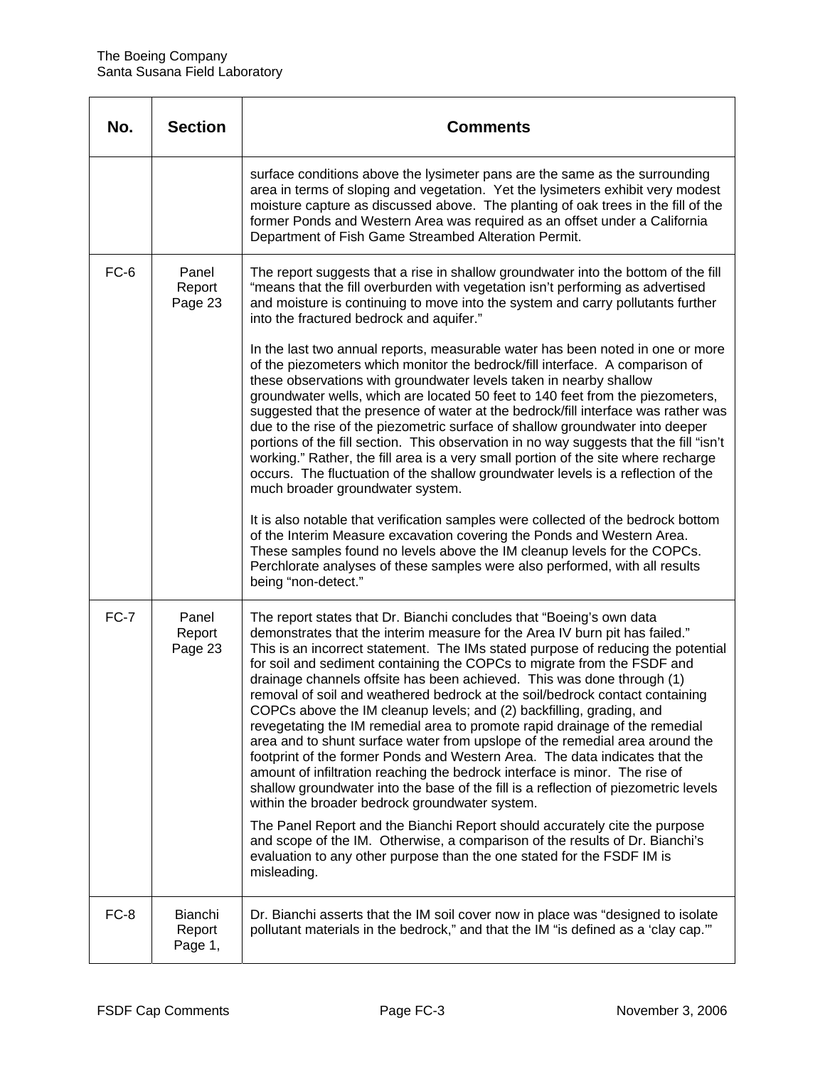| No. | Section | Comments |
|---|---|---|
| | | surface conditions above the lysimeter pans are the same as the surrounding area in terms of sloping and vegetation. Yet the lysimeters exhibit very modest moisture capture as discussed above. The planting of oak trees in the fill of the former Ponds and Western Area was required as an offset under a California Department of Fish Game Streambed Alteration Permit. |
| FC-6 | Panel Report Page 23 | The report suggests that a rise in shallow groundwater into the bottom of the fill "means that the fill overburden with vegetation isn't performing as advertised and moisture is continuing to move into the system and carry pollutants further into the fractured bedrock and aquifer."<br><br>In the last two annual reports, measurable water has been noted in one or more of the piezometers which monitor the bedrock/fill interface. A comparison of these observations with groundwater levels taken in nearby shallow groundwater wells, which are located 50 feet to 140 feet from the piezometers, suggested that the presence of water at the bedrock/fill interface was rather was due to the rise of the piezometric surface of shallow groundwater into deeper portions of the fill section. This observation in no way suggests that the fill "isn't working." Rather, the fill area is a very small portion of the site where recharge occurs. The fluctuation of the shallow groundwater levels is a reflection of the much broader groundwater system.<br><br>It is also notable that verification samples were collected of the bedrock bottom of the Interim Measure excavation covering the Ponds and Western Area. These samples found no levels above the IM cleanup levels for the COPCs. Perchlorate analyses of these samples were also performed, with all results being "non-detect." |
| FC-7 | Panel Report Page 23 | The report states that Dr. Bianchi concludes that "Boeing's own data demonstrates that the interim measure for the Area IV burn pit has failed." This is an incorrect statement. The IMs stated purpose of reducing the potential for soil and sediment containing the COPCs to migrate from the FSDF and drainage channels offsite has been achieved. This was done through (1) removal of soil and weathered bedrock at the soil/bedrock contact containing COPCs above the IM cleanup levels; and (2) backfilling, grading, and revegetating the IM remedial area to promote rapid drainage of the remedial area and to shunt surface water from upslope of the remedial area around the footprint of the former Ponds and Western Area. The data indicates that the amount of infiltration reaching the bedrock interface is minor. The rise of shallow groundwater into the base of the fill is a reflection of piezometric levels within the broader bedrock groundwater system.<br><br>The Panel Report and the Bianchi Report should accurately cite the purpose and scope of the IM. Otherwise, a comparison of the results of Dr. Bianchi's evaluation to any other purpose than the one stated for the FSDF IM is misleading. |
| FC-8 | Bianchi Report Page 1, | Dr. Bianchi asserts that the IM soil cover now in place was "designed to isolate pollutant materials in the bedrock," and that the IM "is defined as a 'clay cap.'" |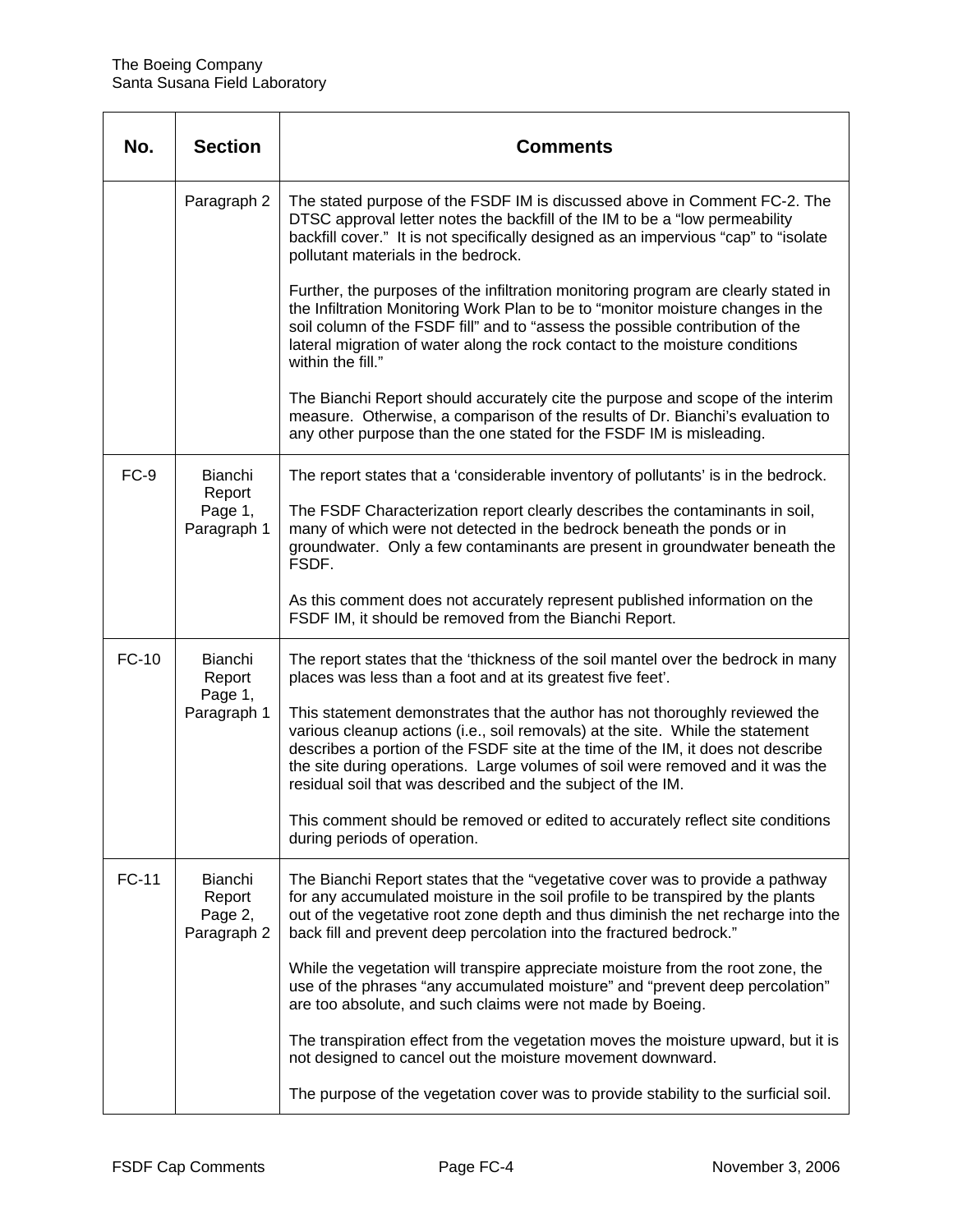| No. | Section | Comments |
|---|---|---|
| | Paragraph 2 | The stated purpose of the FSDF IM is discussed above in Comment FC-2. The DTSC approval letter notes the backfill of the IM to be a "low permeability backfill cover." It is not specifically designed as an impervious "cap" to "isolate pollutant materials in the bedrock.<br><br>Further, the purposes of the infiltration monitoring program are clearly stated in the Infiltration Monitoring Work Plan to be to "monitor moisture changes in the soil column of the FSDF fill" and to "assess the possible contribution of the lateral migration of water along the rock contact to the moisture conditions within the fill."<br><br>The Bianchi Report should accurately cite the purpose and scope of the interim measure. Otherwise, a comparison of the results of Dr. Bianchi's evaluation to any other purpose than the one stated for the FSDF IM is misleading. |
| FC-9 | Bianchi Report Page 1, Paragraph 1 | The report states that a 'considerable inventory of pollutants' is in the bedrock.<br><br>The FSDF Characterization report clearly describes the contaminants in soil, many of which were not detected in the bedrock beneath the ponds or in groundwater. Only a few contaminants are present in groundwater beneath the FSDF.<br><br>As this comment does not accurately represent published information on the FSDF IM, it should be removed from the Bianchi Report. |
| FC-10 | Bianchi Report Page 1, Paragraph 1 | The report states that the 'thickness of the soil mantel over the bedrock in many places was less than a foot and at its greatest five feet'.<br><br>This statement demonstrates that the author has not thoroughly reviewed the various cleanup actions (i.e., soil removals) at the site. While the statement describes a portion of the FSDF site at the time of the IM, it does not describe the site during operations. Large volumes of soil were removed and it was the residual soil that was described and the subject of the IM.<br><br>This comment should be removed or edited to accurately reflect site conditions during periods of operation. |
| FC-11 | Bianchi Report Page 2, Paragraph 2 | The Bianchi Report states that the "vegetative cover was to provide a pathway for any accumulated moisture in the soil profile to be transpired by the plants out of the vegetative root zone depth and thus diminish the net recharge into the back fill and prevent deep percolation into the fractured bedrock."<br><br>While the vegetation will transpire appreciate moisture from the root zone, the use of the phrases "any accumulated moisture" and "prevent deep percolation" are too absolute, and such claims were not made by Boeing.<br><br>The transpiration effect from the vegetation moves the moisture upward, but it is not designed to cancel out the moisture movement downward.<br><br>The purpose of the vegetation cover was to provide stability to the surficial soil. |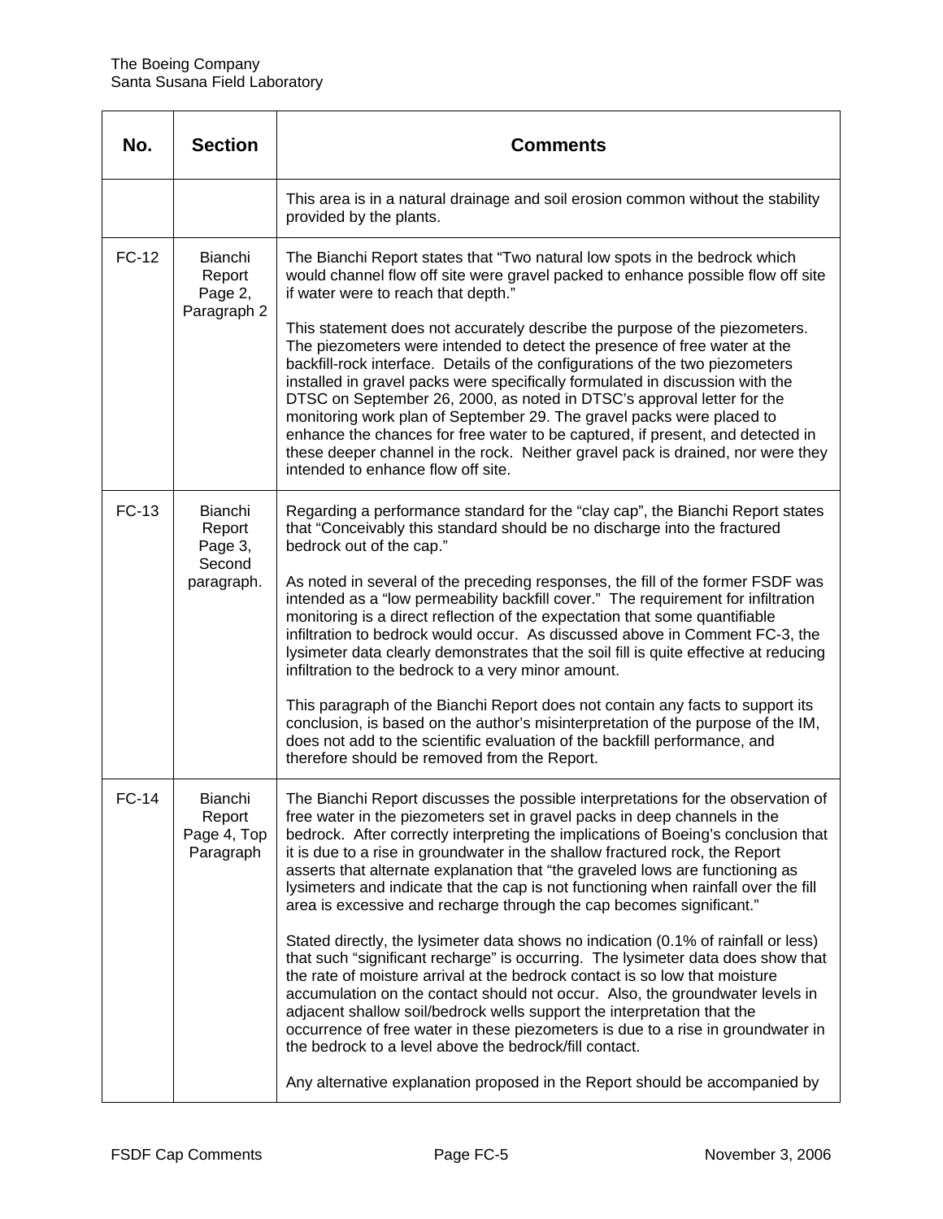| No. | Section | Comments |
|---|---|---|
| | | This area is in a natural drainage and soil erosion common without the stability provided by the plants. |
| FC-12 | Bianchi Report Page 2, Paragraph 2 | The Bianchi Report states that "Two natural low spots in the bedrock which would channel flow off site were gravel packed to enhance possible flow off site if water were to reach that depth."<br><br>This statement does not accurately describe the purpose of the piezometers. The piezometers were intended to detect the presence of free water at the backfill-rock interface. Details of the configurations of the two piezometers installed in gravel packs were specifically formulated in discussion with the DTSC on September 26, 2000, as noted in DTSC's approval letter for the monitoring work plan of September 29. The gravel packs were placed to enhance the chances for free water to be captured, if present, and detected in these deeper channel in the rock. Neither gravel pack is drained, nor were they intended to enhance flow off site. |
| FC-13 | Bianchi Report Page 3, Second paragraph. | Regarding a performance standard for the "clay cap", the Bianchi Report states that "Conceivably this standard should be no discharge into the fractured bedrock out of the cap."<br><br>As noted in several of the preceding responses, the fill of the former FSDF was intended as a "low permeability backfill cover." The requirement for infiltration monitoring is a direct reflection of the expectation that some quantifiable infiltration to bedrock would occur. As discussed above in Comment FC-3, the lysimeter data clearly demonstrates that the soil fill is quite effective at reducing infiltration to the bedrock to a very minor amount.<br><br>This paragraph of the Bianchi Report does not contain any facts to support its conclusion, is based on the author's misinterpretation of the purpose of the IM, does not add to the scientific evaluation of the backfill performance, and therefore should be removed from the Report. |
| FC-14 | Bianchi Report Page 4, Top Paragraph | The Bianchi Report discusses the possible interpretations for the observation of free water in the piezometers set in gravel packs in deep channels in the bedrock. After correctly interpreting the implications of Boeing's conclusion that it is due to a rise in groundwater in the shallow fractured rock, the Report asserts that alternate explanation that "the graveled lows are functioning as lysimeters and indicate that the cap is not functioning when rainfall over the fill area is excessive and recharge through the cap becomes significant."<br><br>Stated directly, the lysimeter data shows no indication (0.1% of rainfall or less) that such "significant recharge" is occurring. The lysimeter data does show that the rate of moisture arrival at the bedrock contact is so low that moisture accumulation on the contact should not occur. Also, the groundwater levels in adjacent shallow soil/bedrock wells support the interpretation that the occurrence of free water in these piezometers is due to a rise in groundwater in the bedrock to a level above the bedrock/fill contact.<br><br>Any alternative explanation proposed in the Report should be accompanied by |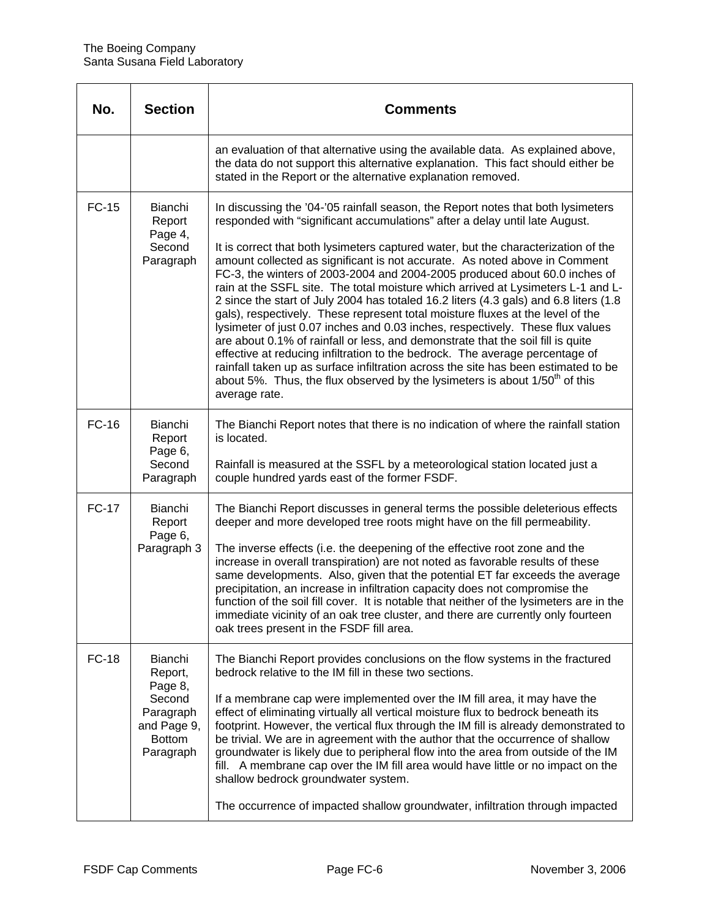| No. | Section | Comments |
|---|---|---|
| | | an evaluation of that alternative using the available data. As explained above, the data do not support this alternative explanation. This fact should either be stated in the Report or the alternative explanation removed. |
| FC-15 | Bianchi Report Page 4, Second Paragraph | In discussing the '04-'05 rainfall season, the Report notes that both lysimeters responded with "significant accumulations" after a delay until late August.<br><br>It is correct that both lysimeters captured water, but the characterization of the amount collected as significant is not accurate. As noted above in Comment FC-3, the winters of 2003-2004 and 2004-2005 produced about 60.0 inches of rain at the SSFL site. The total moisture which arrived at Lysimeters L-1 and L-2 since the start of July 2004 has totaled 16.2 liters (4.3 gals) and 6.8 liters (1.8 gals), respectively. These represent total moisture fluxes at the level of the lysimeter of just 0.07 inches and 0.03 inches, respectively. These flux values are about 0.1% of rainfall or less, and demonstrate that the soil fill is quite effective at reducing infiltration to the bedrock. The average percentage of rainfall taken up as surface infiltration across the site has been estimated to be about 5%. Thus, the flux observed by the lysimeters is about 1/50th of this average rate. |
| FC-16 | Bianchi Report Page 6, Second Paragraph | The Bianchi Report notes that there is no indication of where the rainfall station is located.<br><br>Rainfall is measured at the SSFL by a meteorological station located just a couple hundred yards east of the former FSDF. |
| FC-17 | Bianchi Report Page 6, Paragraph 3 | The Bianchi Report discusses in general terms the possible deleterious effects deeper and more developed tree roots might have on the fill permeability.<br><br>The inverse effects (i.e. the deepening of the effective root zone and the increase in overall transpiration) are not noted as favorable results of these same developments. Also, given that the potential ET far exceeds the average precipitation, an increase in infiltration capacity does not compromise the function of the soil fill cover. It is notable that neither of the lysimeters are in the immediate vicinity of an oak tree cluster, and there are currently only fourteen oak trees present in the FSDF fill area. |
| FC-18 | Bianchi Report, Page 8, Second Paragraph and Page 9, Bottom Paragraph | The Bianchi Report provides conclusions on the flow systems in the fractured bedrock relative to the IM fill in these two sections.<br><br>If a membrane cap were implemented over the IM fill area, it may have the effect of eliminating virtually all vertical moisture flux to bedrock beneath its footprint. However, the vertical flux through the IM fill is already demonstrated to be trivial. We are in agreement with the author that the occurrence of shallow groundwater is likely due to peripheral flow into the area from outside of the IM fill. A membrane cap over the IM fill area would have little or no impact on the shallow bedrock groundwater system.<br><br>The occurrence of impacted shallow groundwater, infiltration through impacted |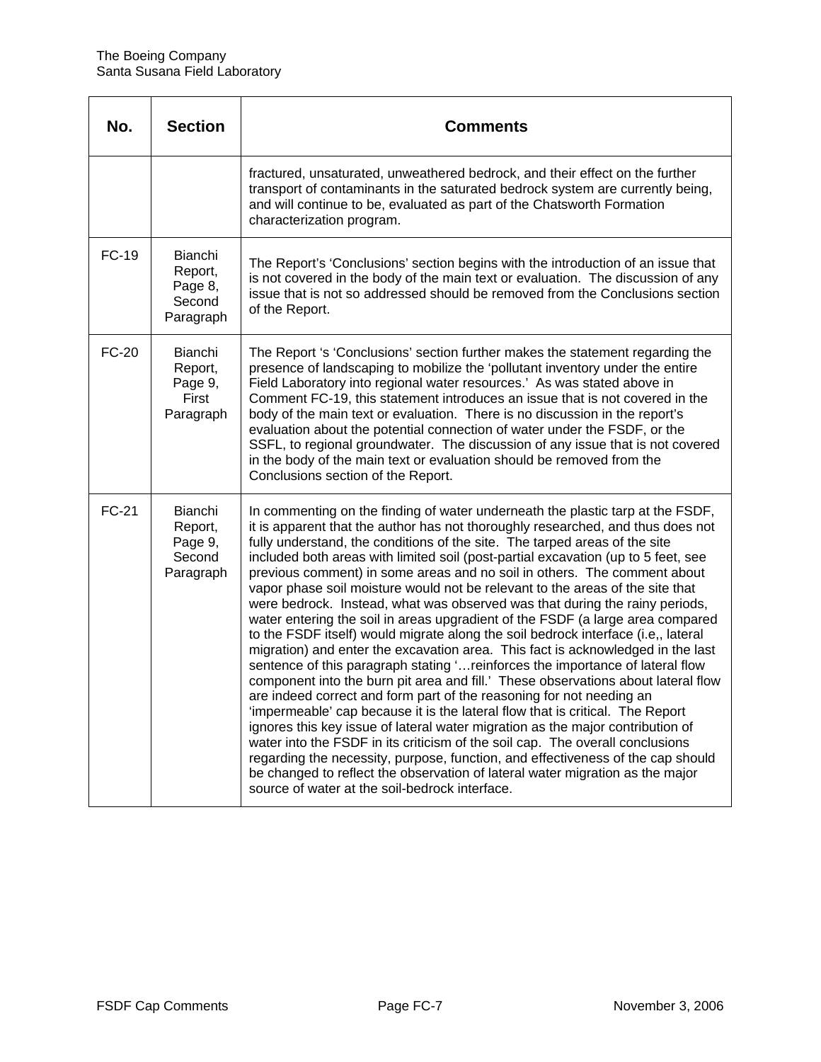| No. | Section | Comments |
|---|---|---|
| | | fractured, unsaturated, unweathered bedrock, and their effect on the further transport of contaminants in the saturated bedrock system are currently being, and will continue to be, evaluated as part of the Chatsworth Formation characterization program. |
| FC-19 | Bianchi Report, Page 8, Second Paragraph | The Report's 'Conclusions' section begins with the introduction of an issue that is not covered in the body of the main text or evaluation. The discussion of any issue that is not so addressed should be removed from the Conclusions section of the Report. |
| FC-20 | Bianchi Report, Page 9, First Paragraph | The Report 's 'Conclusions' section further makes the statement regarding the presence of landscaping to mobilize the 'pollutant inventory under the entire Field Laboratory into regional water resources.' As was stated above in Comment FC-19, this statement introduces an issue that is not covered in the body of the main text or evaluation. There is no discussion in the report's evaluation about the potential connection of water under the FSDF, or the SSFL, to regional groundwater. The discussion of any issue that is not covered in the body of the main text or evaluation should be removed from the Conclusions section of the Report. |
| FC-21 | Bianchi Report, Page 9, Second Paragraph | In commenting on the finding of water underneath the plastic tarp at the FSDF, it is apparent that the author has not thoroughly researched, and thus does not fully understand, the conditions of the site. The tarped areas of the site included both areas with limited soil (post-partial excavation (up to 5 feet, see previous comment) in some areas and no soil in others. The comment about vapor phase soil moisture would not be relevant to the areas of the site that were bedrock. Instead, what was observed was that during the rainy periods, water entering the soil in areas upgradient of the FSDF (a large area compared to the FSDF itself) would migrate along the soil bedrock interface (i.e,, lateral migration) and enter the excavation area. This fact is acknowledged in the last sentence of this paragraph stating '…reinforces the importance of lateral flow component into the burn pit area and fill.' These observations about lateral flow are indeed correct and form part of the reasoning for not needing an 'impermeable' cap because it is the lateral flow that is critical. The Report ignores this key issue of lateral water migration as the major contribution of water into the FSDF in its criticism of the soil cap. The overall conclusions regarding the necessity, purpose, function, and effectiveness of the cap should be changed to reflect the observation of lateral water migration as the major source of water at the soil-bedrock interface. |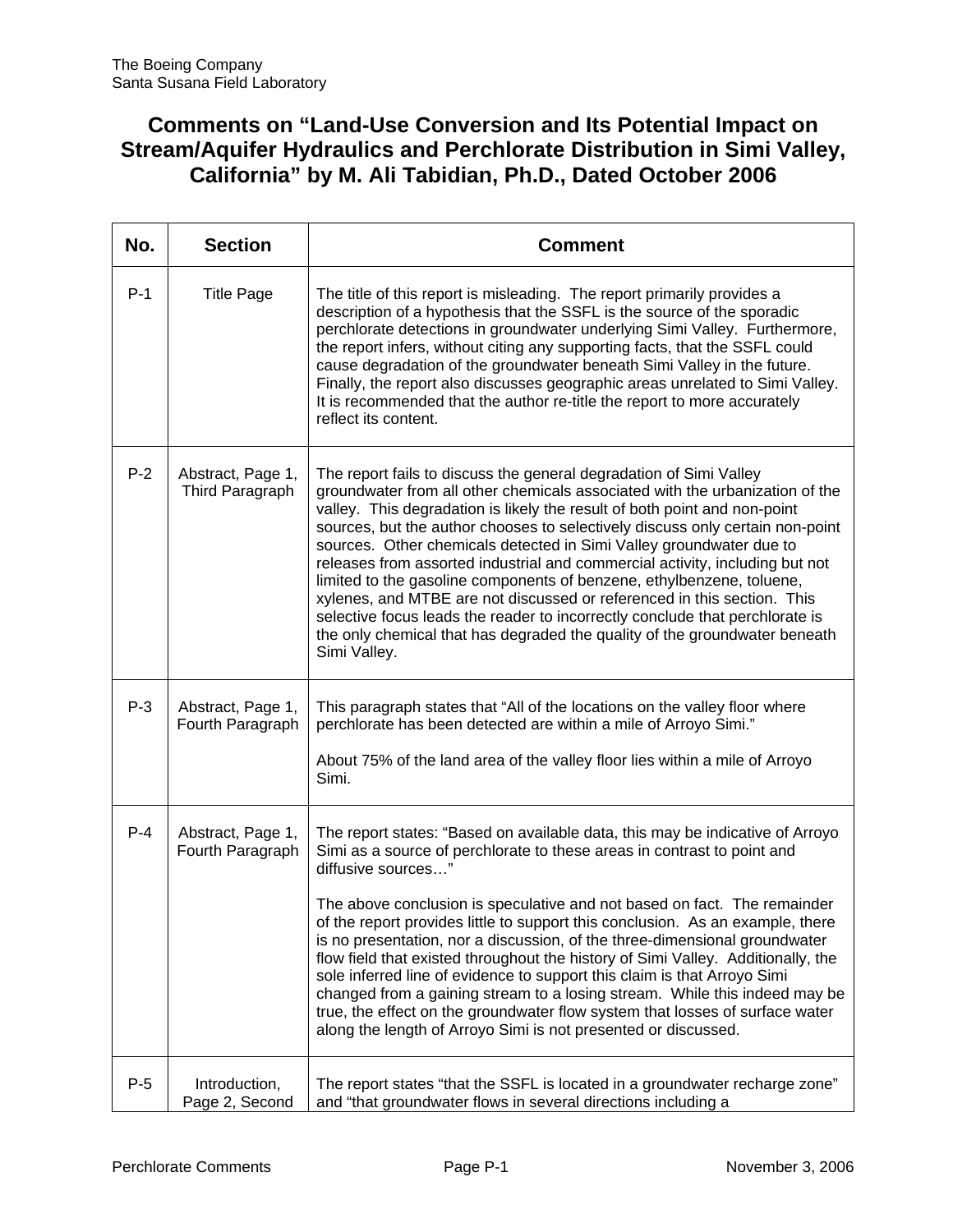The Boeing Company
Santa Susana Field Laboratory

# Comments on "Land-Use Conversion and Its Potential Impact on Stream/Aquifer Hydraulics and Perchlorate Distribution in Simi Valley, California" by M. Ali Tabidian, Ph.D., Dated October 2006

| No. | Section | Comment |
|---|---|---|
| P-1 | Title Page | The title of this report is misleading. The report primarily provides a description of a hypothesis that the SSFL is the source of the sporadic perchlorate detections in groundwater underlying Simi Valley. Furthermore, the report infers, without citing any supporting facts, that the SSFL could cause degradation of the groundwater beneath Simi Valley in the future. Finally, the report also discusses geographic areas unrelated to Simi Valley. It is recommended that the author re-title the report to more accurately reflect its content. |
| P-2 | Abstract, Page 1, Third Paragraph | The report fails to discuss the general degradation of Simi Valley groundwater from all other chemicals associated with the urbanization of the valley. This degradation is likely the result of both point and non-point sources, but the author chooses to selectively discuss only certain non-point sources. Other chemicals detected in Simi Valley groundwater due to releases from assorted industrial and commercial activity, including but not limited to the gasoline components of benzene, ethylbenzene, toluene, xylenes, and MTBE are not discussed or referenced in this section. This selective focus leads the reader to incorrectly conclude that perchlorate is the only chemical that has degraded the quality of the groundwater beneath Simi Valley. |
| P-3 | Abstract, Page 1, Fourth Paragraph | This paragraph states that "All of the locations on the valley floor where perchlorate has been detected are within a mile of Arroyo Simi."<br><br>About 75% of the land area of the valley floor lies within a mile of Arroyo Simi. |
| P-4 | Abstract, Page 1, Fourth Paragraph | The report states: "Based on available data, this may be indicative of Arroyo Simi as a source of perchlorate to these areas in contrast to point and diffusive sources…"<br><br>The above conclusion is speculative and not based on fact. The remainder of the report provides little to support this conclusion. As an example, there is no presentation, nor a discussion, of the three-dimensional groundwater flow field that existed throughout the history of Simi Valley. Additionally, the sole inferred line of evidence to support this claim is that Arroyo Simi changed from a gaining stream to a losing stream. While this indeed may be true, the effect on the groundwater flow system that losses of surface water along the length of Arroyo Simi is not presented or discussed. |
| P-5 | Introduction, Page 2, Second | The report states "that the SSFL is located in a groundwater recharge zone" and "that groundwater flows in several directions including a |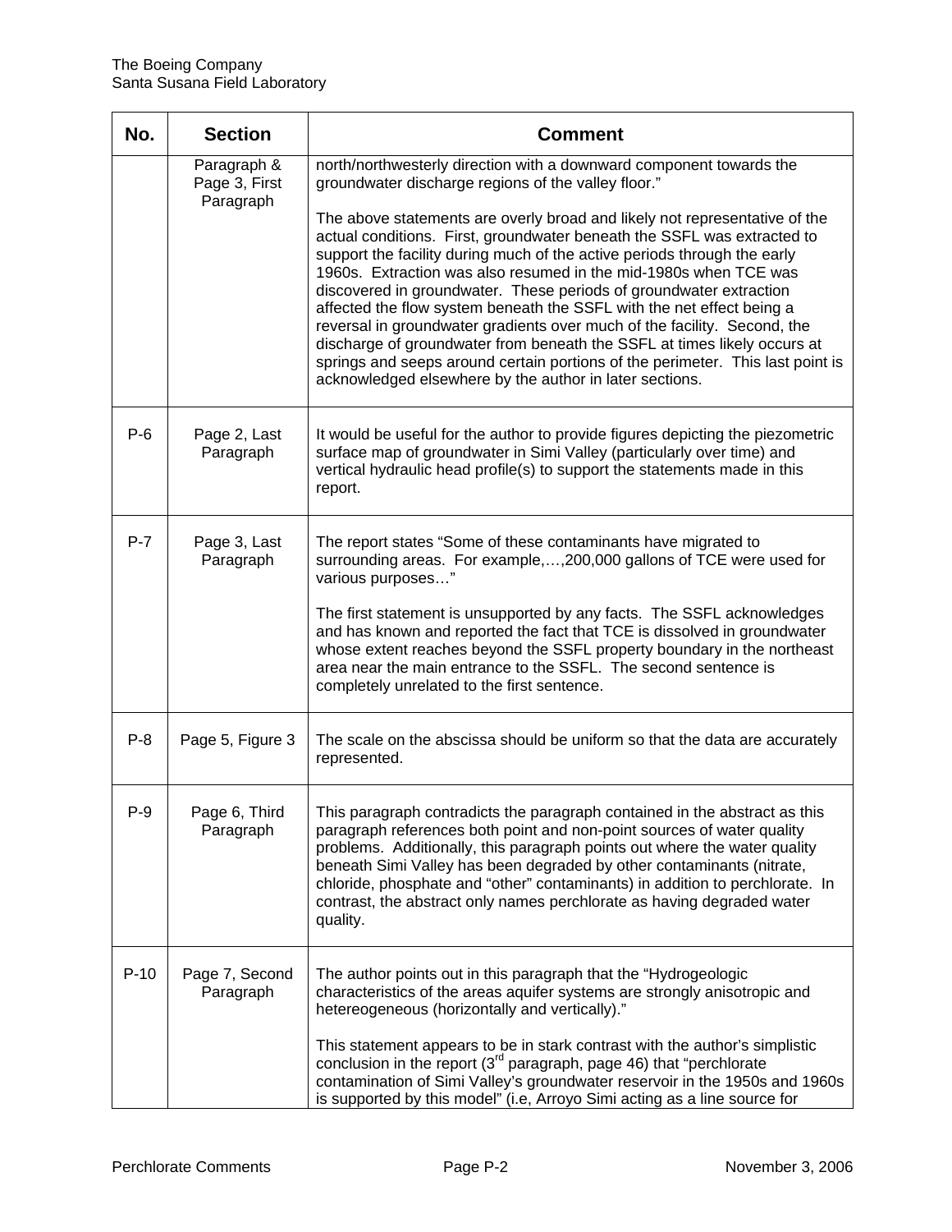| No. | Section | Comment |
|---|---|---|
| | Paragraph & Page 3, First Paragraph | north/northwesterly direction with a downward component towards the groundwater discharge regions of the valley floor."<br><br>The above statements are overly broad and likely not representative of the actual conditions. First, groundwater beneath the SSFL was extracted to support the facility during much of the active periods through the early 1960s. Extraction was also resumed in the mid-1980s when TCE was discovered in groundwater. These periods of groundwater extraction affected the flow system beneath the SSFL with the net effect being a reversal in groundwater gradients over much of the facility. Second, the discharge of groundwater from beneath the SSFL at times likely occurs at springs and seeps around certain portions of the perimeter. This last point is acknowledged elsewhere by the author in later sections. |
| P-6 | Page 2, Last Paragraph | It would be useful for the author to provide figures depicting the piezometric surface map of groundwater in Simi Valley (particularly over time) and vertical hydraulic head profile(s) to support the statements made in this report. |
| P-7 | Page 3, Last Paragraph | The report states "Some of these contaminants have migrated to surrounding areas. For example,…,200,000 gallons of TCE were used for various purposes…"<br><br>The first statement is unsupported by any facts. The SSFL acknowledges and has known and reported the fact that TCE is dissolved in groundwater whose extent reaches beyond the SSFL property boundary in the northeast area near the main entrance to the SSFL. The second sentence is completely unrelated to the first sentence. |
| P-8 | Page 5, Figure 3 | The scale on the abscissa should be uniform so that the data are accurately represented. |
| P-9 | Page 6, Third Paragraph | This paragraph contradicts the paragraph contained in the abstract as this paragraph references both point and non-point sources of water quality problems. Additionally, this paragraph points out where the water quality beneath Simi Valley has been degraded by other contaminants (nitrate, chloride, phosphate and "other" contaminants) in addition to perchlorate. In contrast, the abstract only names perchlorate as having degraded water quality. |
| P-10 | Page 7, Second Paragraph | The author points out in this paragraph that the "Hydrogeologic characteristics of the areas aquifer systems are strongly anisotropic and hetereogeneous (horizontally and vertically)."<br><br>This statement appears to be in stark contrast with the author's simplistic conclusion in the report (3rd paragraph, page 46) that "perchlorate contamination of Simi Valley's groundwater reservoir in the 1950s and 1960s is supported by this model" (i.e, Arroyo Simi acting as a line source for |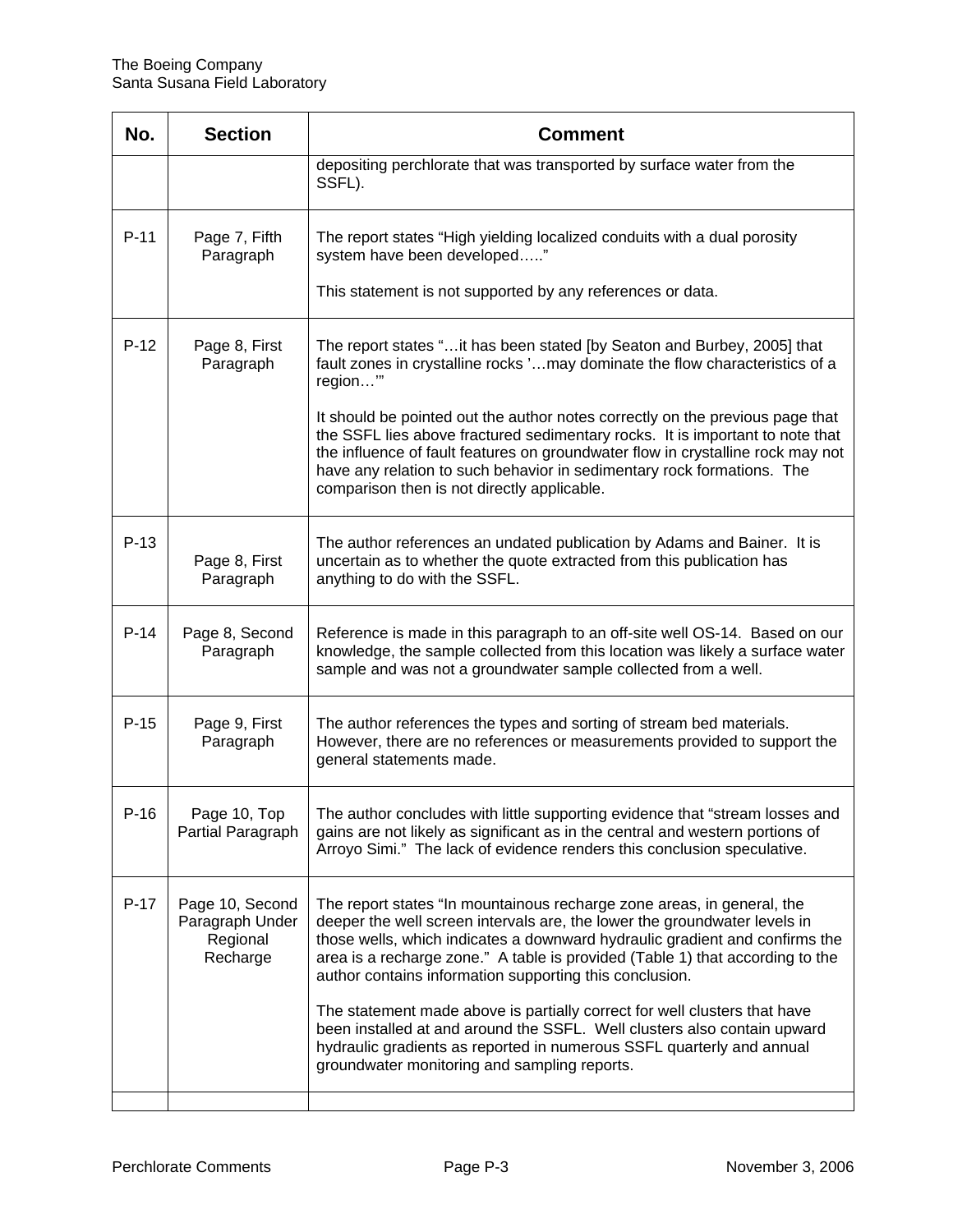| No. | Section | Comment |
|---|---|---|
| | | depositing perchlorate that was transported by surface water from the SSFL). |
| P-11 | Page 7, Fifth Paragraph | The report states "High yielding localized conduits with a dual porosity system have been developed….."<br><br>This statement is not supported by any references or data. |
| P-12 | Page 8, First Paragraph | The report states "…it has been stated [by Seaton and Burbey, 2005] that fault zones in crystalline rocks '…may dominate the flow characteristics of a region…'"<br><br>It should be pointed out the author notes correctly on the previous page that the SSFL lies above fractured sedimentary rocks. It is important to note that the influence of fault features on groundwater flow in crystalline rock may not have any relation to such behavior in sedimentary rock formations. The comparison then is not directly applicable. |
| P-13 | Page 8, First Paragraph | The author references an undated publication by Adams and Bainer. It is uncertain as to whether the quote extracted from this publication has anything to do with the SSFL. |
| P-14 | Page 8, Second Paragraph | Reference is made in this paragraph to an off-site well OS-14. Based on our knowledge, the sample collected from this location was likely a surface water sample and was not a groundwater sample collected from a well. |
| P-15 | Page 9, First Paragraph | The author references the types and sorting of stream bed materials. However, there are no references or measurements provided to support the general statements made. |
| P-16 | Page 10, Top Partial Paragraph | The author concludes with little supporting evidence that "stream losses and gains are not likely as significant as in the central and western portions of Arroyo Simi." The lack of evidence renders this conclusion speculative. |
| P-17 | Page 10, Second Paragraph Under Regional Recharge | The report states "In mountainous recharge zone areas, in general, the deeper the well screen intervals are, the lower the groundwater levels in those wells, which indicates a downward hydraulic gradient and confirms the area is a recharge zone." A table is provided (Table 1) that according to the author contains information supporting this conclusion.<br><br>The statement made above is partially correct for well clusters that have been installed at and around the SSFL. Well clusters also contain upward hydraulic gradients as reported in numerous SSFL quarterly and annual groundwater monitoring and sampling reports. |
| | | |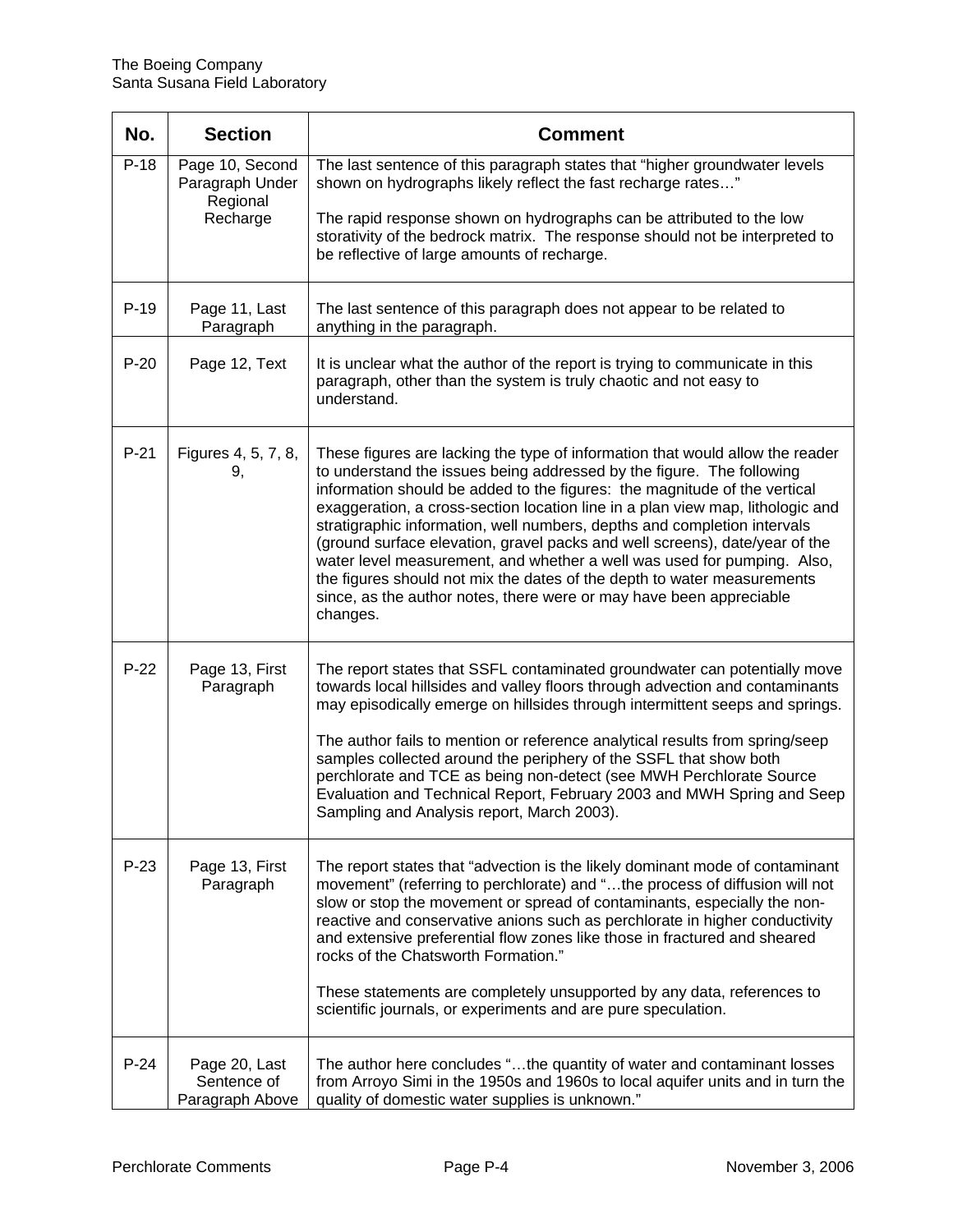| No. | Section | Comment |
|---|---|---|
| P-18 | Page 10, Second Paragraph Under Regional Recharge | The last sentence of this paragraph states that "higher groundwater levels shown on hydrographs likely reflect the fast recharge rates…"<br><br>The rapid response shown on hydrographs can be attributed to the low storativity of the bedrock matrix. The response should not be interpreted to be reflective of large amounts of recharge. |
| P-19 | Page 11, Last Paragraph | The last sentence of this paragraph does not appear to be related to anything in the paragraph. |
| P-20 | Page 12, Text | It is unclear what the author of the report is trying to communicate in this paragraph, other than the system is truly chaotic and not easy to understand. |
| P-21 | Figures 4, 5, 7, 8, 9, | These figures are lacking the type of information that would allow the reader to understand the issues being addressed by the figure. The following information should be added to the figures: the magnitude of the vertical exaggeration, a cross-section location line in a plan view map, lithologic and stratigraphic information, well numbers, depths and completion intervals (ground surface elevation, gravel packs and well screens), date/year of the water level measurement, and whether a well was used for pumping. Also, the figures should not mix the dates of the depth to water measurements since, as the author notes, there were or may have been appreciable changes. |
| P-22 | Page 13, First Paragraph | The report states that SSFL contaminated groundwater can potentially move towards local hillsides and valley floors through advection and contaminants may episodically emerge on hillsides through intermittent seeps and springs.<br><br>The author fails to mention or reference analytical results from spring/seep samples collected around the periphery of the SSFL that show both perchlorate and TCE as being non-detect (see MWH Perchlorate Source Evaluation and Technical Report, February 2003 and MWH Spring and Seep Sampling and Analysis report, March 2003). |
| P-23 | Page 13, First Paragraph | The report states that "advection is the likely dominant mode of contaminant movement" (referring to perchlorate) and "…the process of diffusion will not slow or stop the movement or spread of contaminants, especially the non-reactive and conservative anions such as perchlorate in higher conductivity and extensive preferential flow zones like those in fractured and sheared rocks of the Chatsworth Formation."<br><br>These statements are completely unsupported by any data, references to scientific journals, or experiments and are pure speculation. |
| P-24 | Page 20, Last Sentence of Paragraph Above | The author here concludes "…the quantity of water and contaminant losses from Arroyo Simi in the 1950s and 1960s to local aquifer units and in turn the quality of domestic water supplies is unknown." |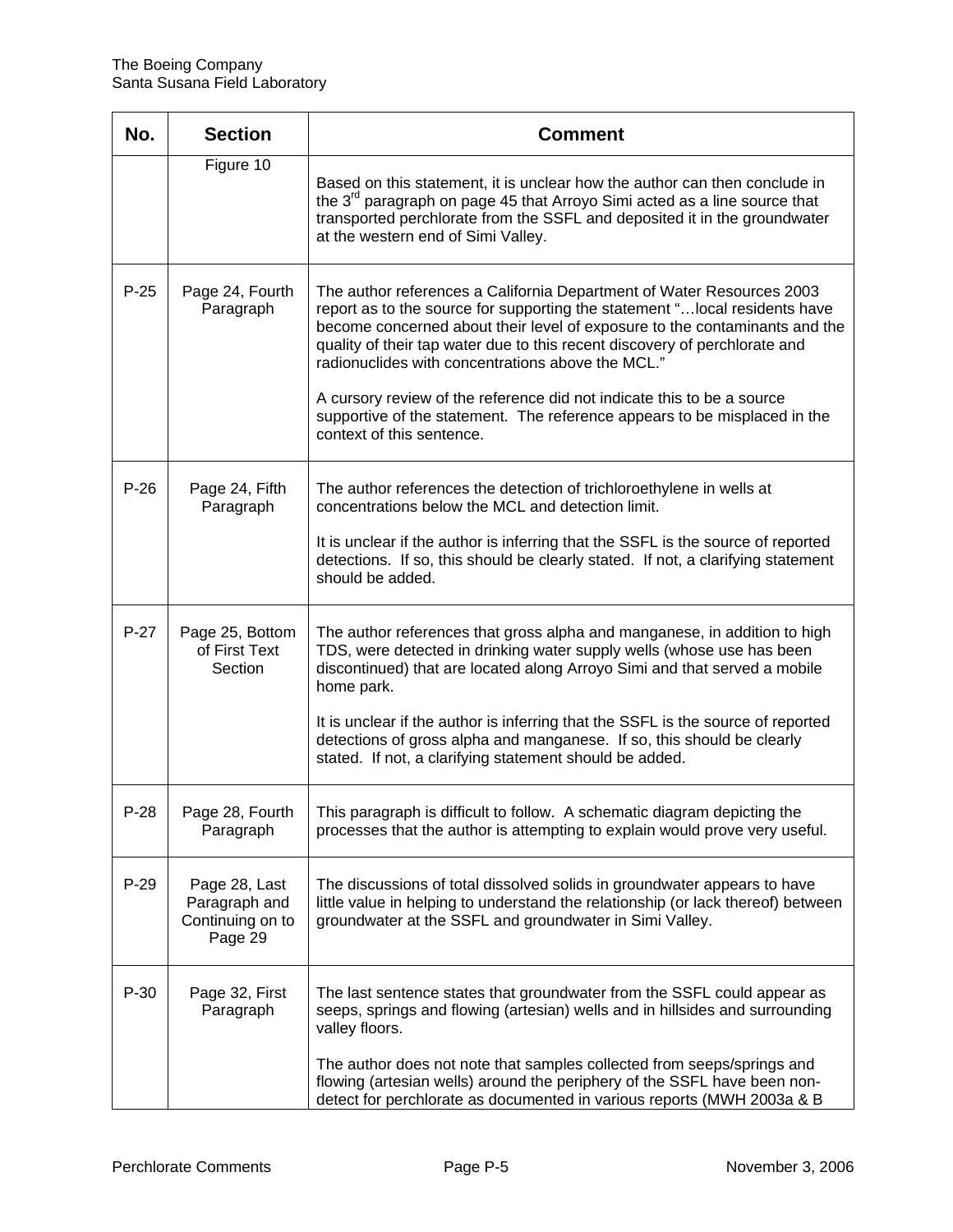| No. | Section | Comment |
|---|---|---|
| | Figure 10 | Based on this statement, it is unclear how the author can then conclude in the 3rd paragraph on page 45 that Arroyo Simi acted as a line source that transported perchlorate from the SSFL and deposited it in the groundwater at the western end of Simi Valley. |
| P-25 | Page 24, Fourth Paragraph | The author references a California Department of Water Resources 2003 report as to the source for supporting the statement "…local residents have become concerned about their level of exposure to the contaminants and the quality of their tap water due to this recent discovery of perchlorate and radionuclides with concentrations above the MCL."<br><br>A cursory review of the reference did not indicate this to be a source supportive of the statement. The reference appears to be misplaced in the context of this sentence. |
| P-26 | Page 24, Fifth Paragraph | The author references the detection of trichloroethylene in wells at concentrations below the MCL and detection limit.<br><br>It is unclear if the author is inferring that the SSFL is the source of reported detections. If so, this should be clearly stated. If not, a clarifying statement should be added. |
| P-27 | Page 25, Bottom of First Text Section | The author references that gross alpha and manganese, in addition to high TDS, were detected in drinking water supply wells (whose use has been discontinued) that are located along Arroyo Simi and that served a mobile home park.<br><br>It is unclear if the author is inferring that the SSFL is the source of reported detections of gross alpha and manganese. If so, this should be clearly stated. If not, a clarifying statement should be added. |
| P-28 | Page 28, Fourth Paragraph | This paragraph is difficult to follow. A schematic diagram depicting the processes that the author is attempting to explain would prove very useful. |
| P-29 | Page 28, Last Paragraph and Continuing on to Page 29 | The discussions of total dissolved solids in groundwater appears to have little value in helping to understand the relationship (or lack thereof) between groundwater at the SSFL and groundwater in Simi Valley. |
| P-30 | Page 32, First Paragraph | The last sentence states that groundwater from the SSFL could appear as seeps, springs and flowing (artesian) wells and in hillsides and surrounding valley floors.<br><br>The author does not note that samples collected from seeps/springs and flowing (artesian wells) around the periphery of the SSFL have been non-detect for perchlorate as documented in various reports (MWH 2003a & B |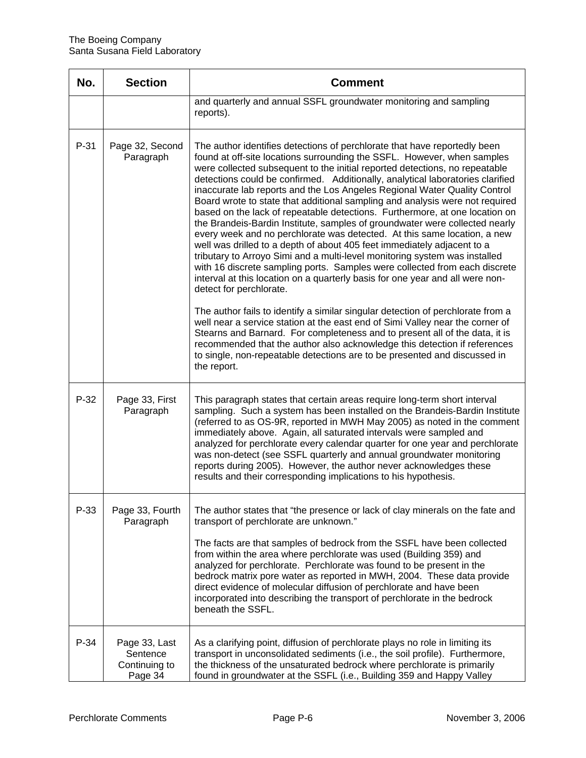| No. | Section | Comment |
|---|---|---|
| | | and quarterly and annual SSFL groundwater monitoring and sampling reports). |
| P-31 | Page 32, Second Paragraph | The author identifies detections of perchlorate that have reportedly been found at off-site locations surrounding the SSFL. However, when samples were collected subsequent to the initial reported detections, no repeatable detections could be confirmed. Additionally, analytical laboratories clarified inaccurate lab reports and the Los Angeles Regional Water Quality Control Board wrote to state that additional sampling and analysis were not required based on the lack of repeatable detections. Furthermore, at one location on the Brandeis-Bardin Institute, samples of groundwater were collected nearly every week and no perchlorate was detected. At this same location, a new well was drilled to a depth of about 405 feet immediately adjacent to a tributary to Arroyo Simi and a multi-level monitoring system was installed with 16 discrete sampling ports. Samples were collected from each discrete interval at this location on a quarterly basis for one year and all were non-detect for perchlorate.<br><br>The author fails to identify a similar singular detection of perchlorate from a well near a service station at the east end of Simi Valley near the corner of Stearns and Barnard. For completeness and to present all of the data, it is recommended that the author also acknowledge this detection if references to single, non-repeatable detections are to be presented and discussed in the report. |
| P-32 | Page 33, First Paragraph | This paragraph states that certain areas require long-term short interval sampling. Such a system has been installed on the Brandeis-Bardin Institute (referred to as OS-9R, reported in MWH May 2005) as noted in the comment immediately above. Again, all saturated intervals were sampled and analyzed for perchlorate every calendar quarter for one year and perchlorate was non-detect (see SSFL quarterly and annual groundwater monitoring reports during 2005). However, the author never acknowledges these results and their corresponding implications to his hypothesis. |
| P-33 | Page 33, Fourth Paragraph | The author states that "the presence or lack of clay minerals on the fate and transport of perchlorate are unknown."<br><br>The facts are that samples of bedrock from the SSFL have been collected from within the area where perchlorate was used (Building 359) and analyzed for perchlorate. Perchlorate was found to be present in the bedrock matrix pore water as reported in MWH, 2004. These data provide direct evidence of molecular diffusion of perchlorate and have been incorporated into describing the transport of perchlorate in the bedrock beneath the SSFL. |
| P-34 | Page 33, Last Sentence Continuing to Page 34 | As a clarifying point, diffusion of perchlorate plays no role in limiting its transport in unconsolidated sediments (i.e., the soil profile). Furthermore, the thickness of the unsaturated bedrock where perchlorate is primarily found in groundwater at the SSFL (i.e., Building 359 and Happy Valley |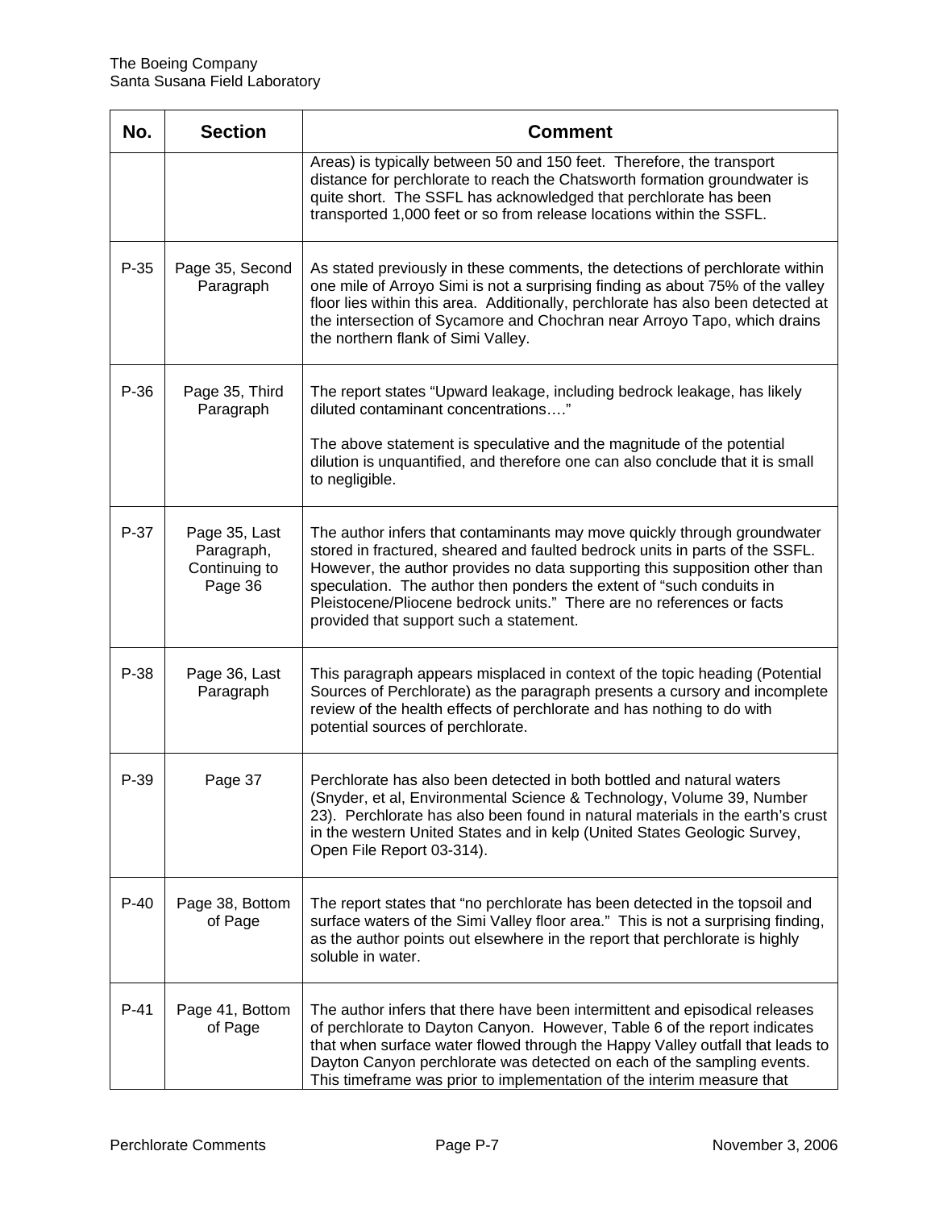| No. | Section | Comment |
|---|---|---|
| | | Areas) is typically between 50 and 150 feet. Therefore, the transport distance for perchlorate to reach the Chatsworth formation groundwater is quite short. The SSFL has acknowledged that perchlorate has been transported 1,000 feet or so from release locations within the SSFL. |
| P-35 | Page 35, Second Paragraph | As stated previously in these comments, the detections of perchlorate within one mile of Arroyo Simi is not a surprising finding as about 75% of the valley floor lies within this area. Additionally, perchlorate has also been detected at the intersection of Sycamore and Chochran near Arroyo Tapo, which drains the northern flank of Simi Valley. |
| P-36 | Page 35, Third Paragraph | The report states "Upward leakage, including bedrock leakage, has likely diluted contaminant concentrations…."<br><br>The above statement is speculative and the magnitude of the potential dilution is unquantified, and therefore one can also conclude that it is small to negligible. |
| P-37 | Page 35, Last Paragraph, Continuing to Page 36 | The author infers that contaminants may move quickly through groundwater stored in fractured, sheared and faulted bedrock units in parts of the SSFL. However, the author provides no data supporting this supposition other than speculation. The author then ponders the extent of "such conduits in Pleistocene/Pliocene bedrock units." There are no references or facts provided that support such a statement. |
| P-38 | Page 36, Last Paragraph | This paragraph appears misplaced in context of the topic heading (Potential Sources of Perchlorate) as the paragraph presents a cursory and incomplete review of the health effects of perchlorate and has nothing to do with potential sources of perchlorate. |
| P-39 | Page 37 | Perchlorate has also been detected in both bottled and natural waters (Snyder, et al, Environmental Science & Technology, Volume 39, Number 23). Perchlorate has also been found in natural materials in the earth's crust in the western United States and in kelp (United States Geologic Survey, Open File Report 03-314). |
| P-40 | Page 38, Bottom of Page | The report states that "no perchlorate has been detected in the topsoil and surface waters of the Simi Valley floor area." This is not a surprising finding, as the author points out elsewhere in the report that perchlorate is highly soluble in water. |
| P-41 | Page 41, Bottom of Page | The author infers that there have been intermittent and episodical releases of perchlorate to Dayton Canyon. However, Table 6 of the report indicates that when surface water flowed through the Happy Valley outfall that leads to Dayton Canyon perchlorate was detected on each of the sampling events. This timeframe was prior to implementation of the interim measure that |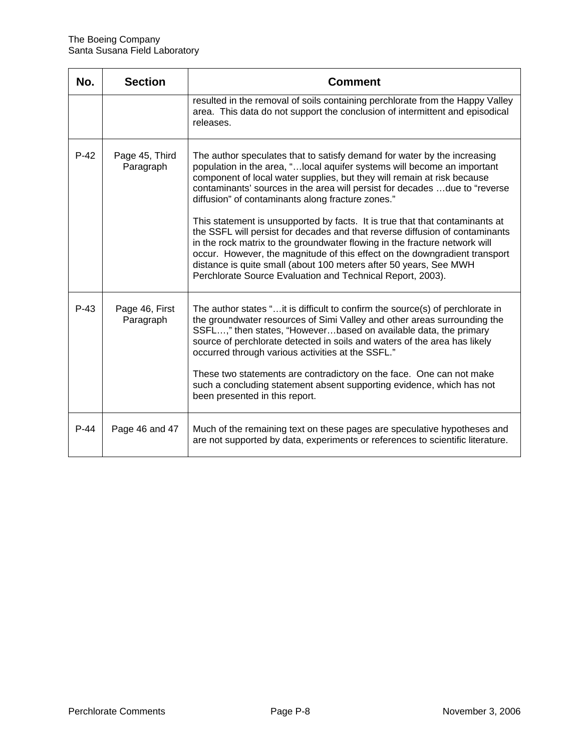| No. | Section | Comment |
| --- | --- | --- |
| | | resulted in the removal of soils containing perchlorate from the Happy Valley area. This data do not support the conclusion of intermittent and episodical releases. |
| P-42 | Page 45, Third Paragraph | The author speculates that to satisfy demand for water by the increasing population in the area, "…local aquifer systems will become an important component of local water supplies, but they will remain at risk because contaminants' sources in the area will persist for decades …due to "reverse diffusion" of contaminants along fracture zones."<br><br>This statement is unsupported by facts. It is true that that contaminants at the SSFL will persist for decades and that reverse diffusion of contaminants in the rock matrix to the groundwater flowing in the fracture network will occur. However, the magnitude of this effect on the downgradient transport distance is quite small (about 100 meters after 50 years, See MWH Perchlorate Source Evaluation and Technical Report, 2003). |
| P-43 | Page 46, First Paragraph | The author states "…it is difficult to confirm the source(s) of perchlorate in the groundwater resources of Simi Valley and other areas surrounding the SSFL…," then states, "However…based on available data, the primary source of perchlorate detected in soils and waters of the area has likely occurred through various activities at the SSFL."<br><br>These two statements are contradictory on the face. One can not make such a concluding statement absent supporting evidence, which has not been presented in this report. |
| P-44 | Page 46 and 47 | Much of the remaining text on these pages are speculative hypotheses and are not supported by data, experiments or references to scientific literature. |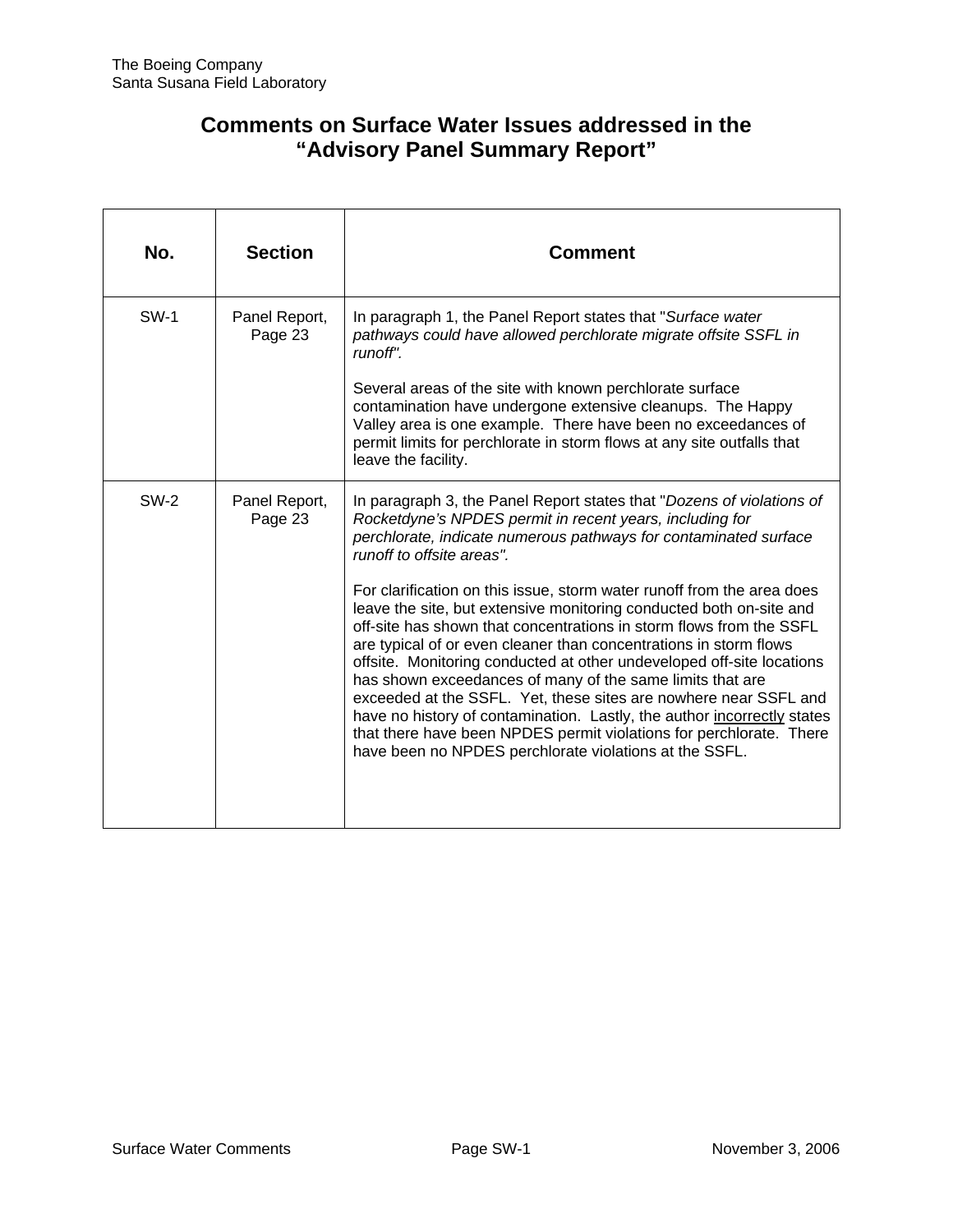The Boeing Company
Santa Susana Field Laboratory

# Comments on Surface Water Issues addressed in the "Advisory Panel Summary Report"

| No. | Section | Comment |
|---|---|---|
| SW-1 | Panel Report, Page 23 | In paragraph 1, the Panel Report states that "*Surface water pathways could have allowed perchlorate migrate offsite SSFL in runoff".*<br><br>Several areas of the site with known perchlorate surface contamination have undergone extensive cleanups. The Happy Valley area is one example. There have been no exceedances of permit limits for perchlorate in storm flows at any site outfalls that leave the facility. |
| SW-2 | Panel Report, Page 23 | In paragraph 3, the Panel Report states that "*Dozens of violations of Rocketdyne's NPDES permit in recent years, including for perchlorate, indicate numerous pathways for contaminated surface runoff to offsite areas".*<br><br>For clarification on this issue, storm water runoff from the area does leave the site, but extensive monitoring conducted both on-site and off-site has shown that concentrations in storm flows from the SSFL are typical of or even cleaner than concentrations in storm flows offsite. Monitoring conducted at other undeveloped off-site locations has shown exceedances of many of the same limits that are exceeded at the SSFL. Yet, these sites are nowhere near SSFL and have no history of contamination. Lastly, the author <u>incorrectly</u> states that there have been NPDES permit violations for perchlorate. There have been no NPDES perchlorate violations at the SSFL. |